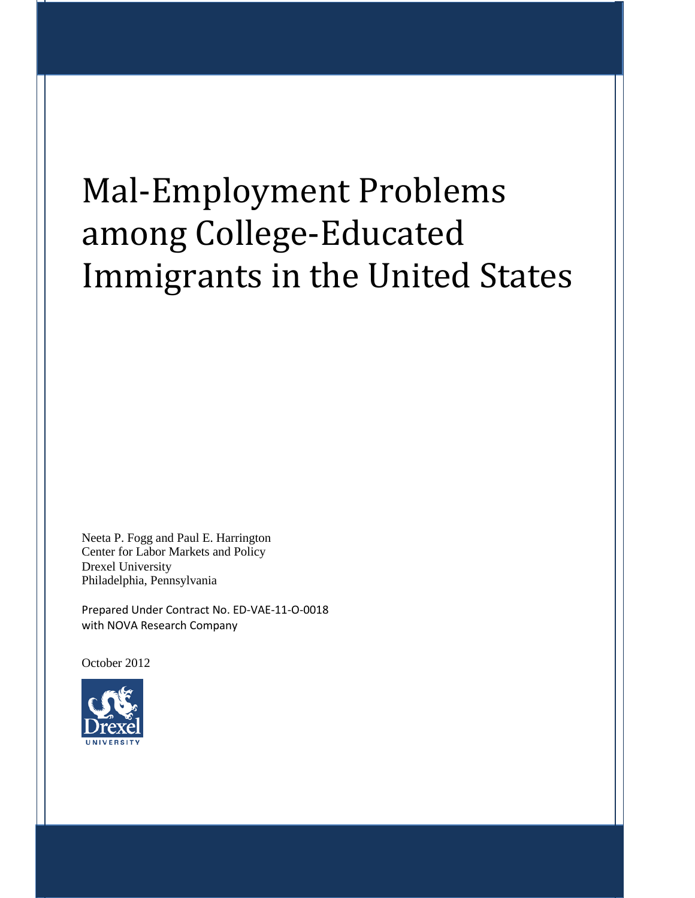# Mal-Employment Problems among College-Educated Immigrants in the United States

Neeta P. Fogg and Paul E. Harrington
Center for Labor Markets and Policy
Drexel University
Philadelphia, Pennsylvania

Prepared Under Contract No. ED-VAE-11-O-0018
with NOVA Research Company

October 2012

Drexel
UNIVERSITY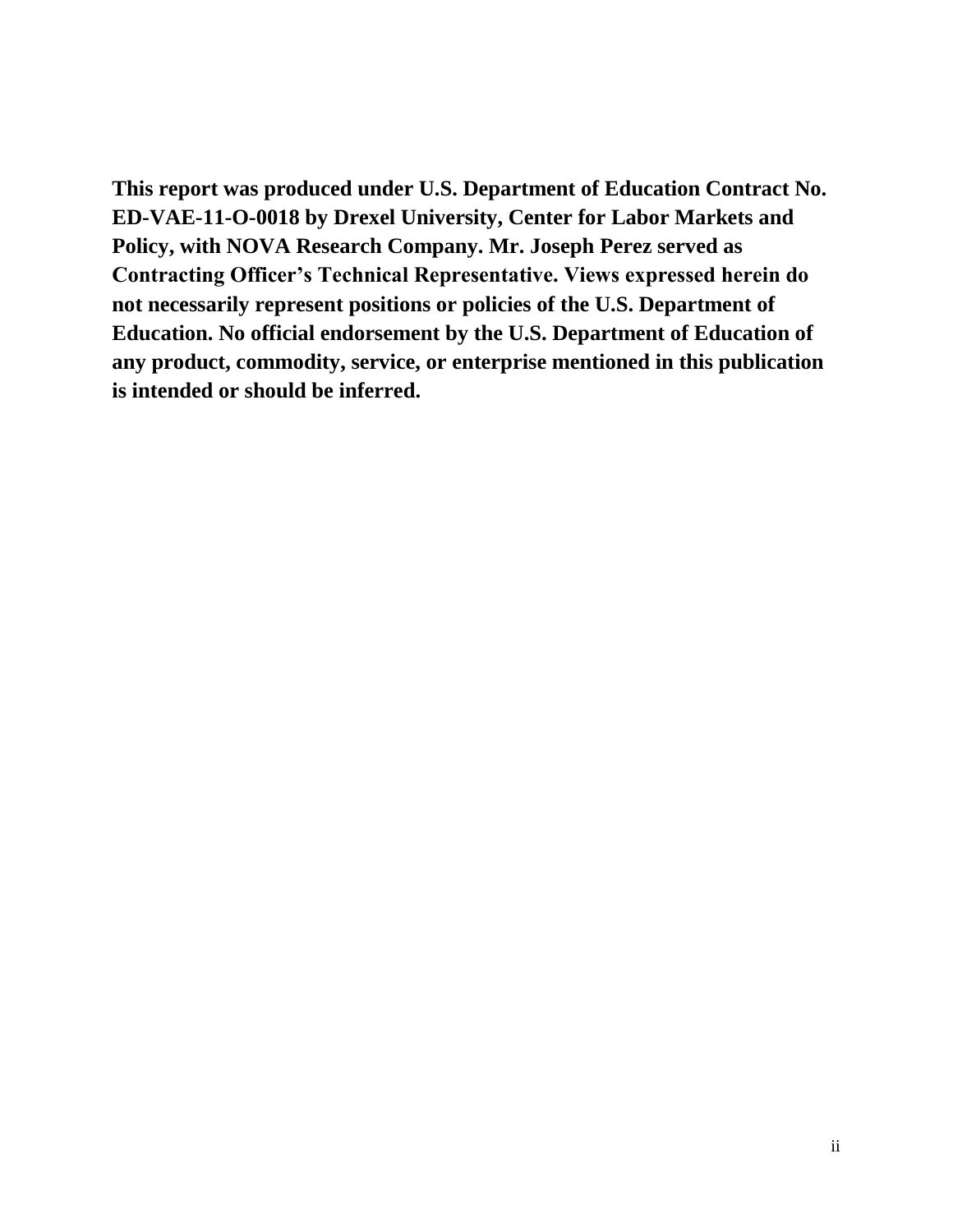**This report was produced under U.S. Department of Education Contract No. ED-VAE-11-O-0018 by Drexel University, Center for Labor Markets and Policy, with NOVA Research Company. Mr. Joseph Perez served as Contracting Officer's Technical Representative. Views expressed herein do not necessarily represent positions or policies of the U.S. Department of Education. No official endorsement by the U.S. Department of Education of any product, commodity, service, or enterprise mentioned in this publication is intended or should be inferred.**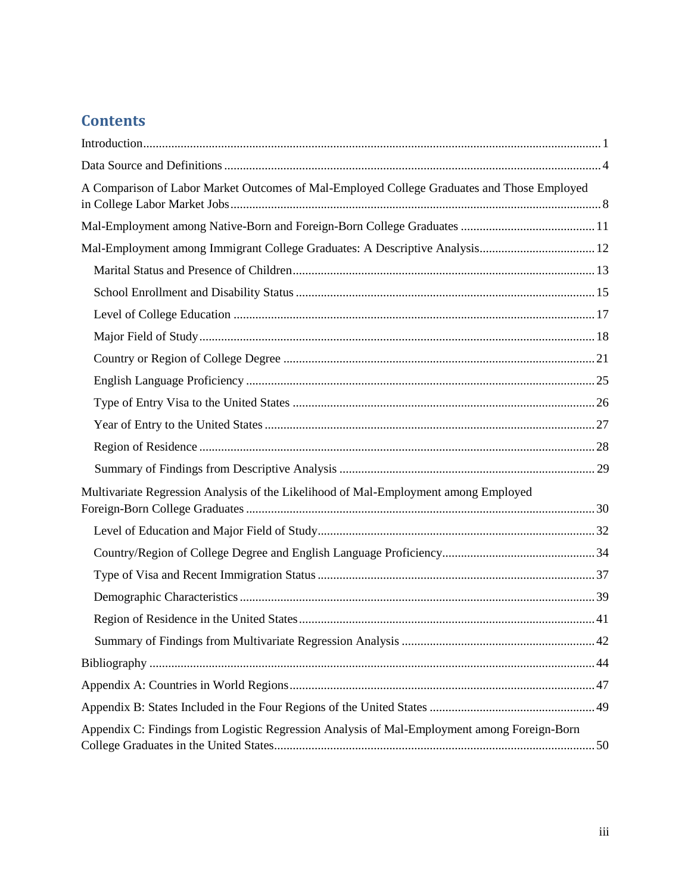## Contents

Introduction ........ 1

Data Source and Definitions ........ 4

A Comparison of Labor Market Outcomes of Mal-Employed College Graduates and Those Employed in College Labor Market Jobs ........ 8

Mal-Employment among Native-Born and Foreign-Born College Graduates ........ 11

Mal-Employment among Immigrant College Graduates: A Descriptive Analysis ........ 12

- Marital Status and Presence of Children ........ 13
- School Enrollment and Disability Status ........ 15
- Level of College Education ........ 17
- Major Field of Study ........ 18
- Country or Region of College Degree ........ 21
- English Language Proficiency ........ 25
- Type of Entry Visa to the United States ........ 26
- Year of Entry to the United States ........ 27
- Region of Residence ........ 28
- Summary of Findings from Descriptive Analysis ........ 29

Multivariate Regression Analysis of the Likelihood of Mal-Employment among Employed Foreign-Born College Graduates ........ 30

- Level of Education and Major Field of Study ........ 32
- Country/Region of College Degree and English Language Proficiency ........ 34
- Type of Visa and Recent Immigration Status ........ 37
- Demographic Characteristics ........ 39
- Region of Residence in the United States ........ 41
- Summary of Findings from Multivariate Regression Analysis ........ 42

Bibliography ........ 44

Appendix A: Countries in World Regions ........ 47

Appendix B: States Included in the Four Regions of the United States ........ 49

Appendix C: Findings from Logistic Regression Analysis of Mal-Employment among Foreign-Born College Graduates in the United States ........ 50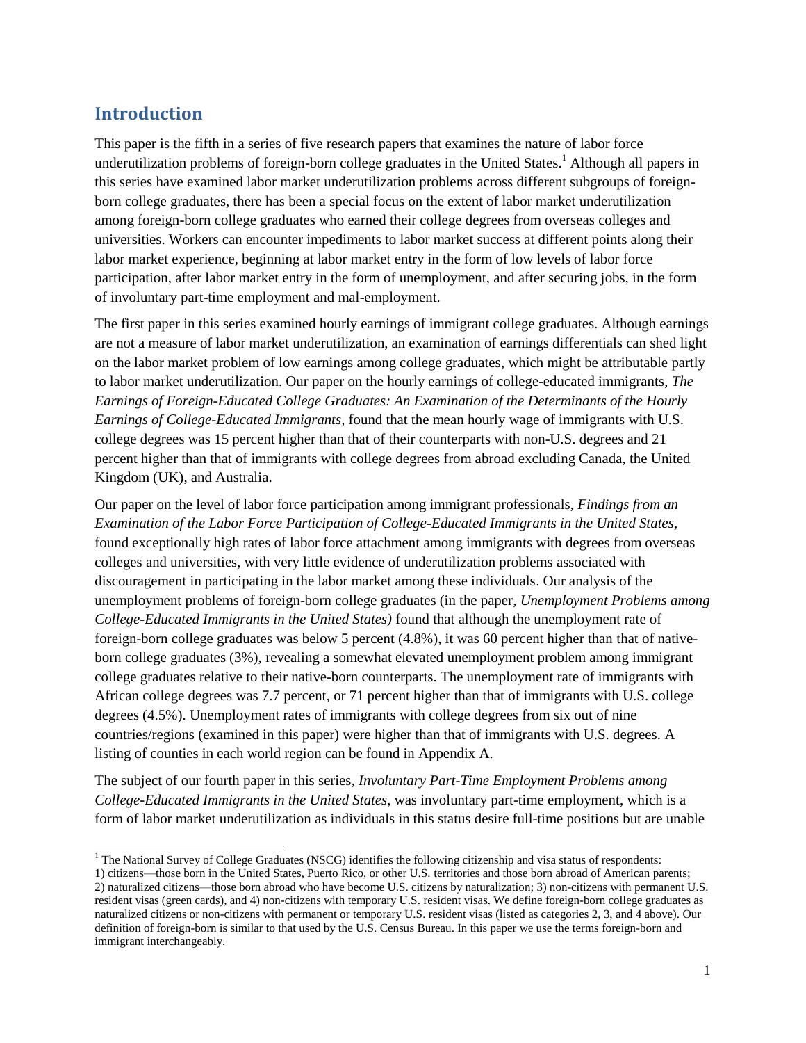## Introduction

This paper is the fifth in a series of five research papers that examines the nature of labor force underutilization problems of foreign-born college graduates in the United States.[1] Although all papers in this series have examined labor market underutilization problems across different subgroups of foreign-born college graduates, there has been a special focus on the extent of labor market underutilization among foreign-born college graduates who earned their college degrees from overseas colleges and universities. Workers can encounter impediments to labor market success at different points along their labor market experience, beginning at labor market entry in the form of low levels of labor force participation, after labor market entry in the form of unemployment, and after securing jobs, in the form of involuntary part-time employment and mal-employment.

The first paper in this series examined hourly earnings of immigrant college graduates. Although earnings are not a measure of labor market underutilization, an examination of earnings differentials can shed light on the labor market problem of low earnings among college graduates, which might be attributable partly to labor market underutilization. Our paper on the hourly earnings of college-educated immigrants, *The Earnings of Foreign-Educated College Graduates: An Examination of the Determinants of the Hourly Earnings of College-Educated Immigrants*, found that the mean hourly wage of immigrants with U.S. college degrees was 15 percent higher than that of their counterparts with non-U.S. degrees and 21 percent higher than that of immigrants with college degrees from abroad excluding Canada, the United Kingdom (UK), and Australia.

Our paper on the level of labor force participation among immigrant professionals, *Findings from an Examination of the Labor Force Participation of College-Educated Immigrants in the United States,* found exceptionally high rates of labor force attachment among immigrants with degrees from overseas colleges and universities, with very little evidence of underutilization problems associated with discouragement in participating in the labor market among these individuals. Our analysis of the unemployment problems of foreign-born college graduates (in the paper, *Unemployment Problems among College-Educated Immigrants in the United States)* found that although the unemployment rate of foreign-born college graduates was below 5 percent (4.8%), it was 60 percent higher than that of native-born college graduates (3%), revealing a somewhat elevated unemployment problem among immigrant college graduates relative to their native-born counterparts. The unemployment rate of immigrants with African college degrees was 7.7 percent, or 71 percent higher than that of immigrants with U.S. college degrees (4.5%). Unemployment rates of immigrants with college degrees from six out of nine countries/regions (examined in this paper) were higher than that of immigrants with U.S. degrees. A listing of counties in each world region can be found in Appendix A.

The subject of our fourth paper in this series, *Involuntary Part-Time Employment Problems among College-Educated Immigrants in the United States*, was involuntary part-time employment, which is a form of labor market underutilization as individuals in this status desire full-time positions but are unable

[1] The National Survey of College Graduates (NSCG) identifies the following citizenship and visa status of respondents: 1) citizens—those born in the United States, Puerto Rico, or other U.S. territories and those born abroad of American parents; 2) naturalized citizens—those born abroad who have become U.S. citizens by naturalization; 3) non-citizens with permanent U.S. resident visas (green cards), and 4) non-citizens with temporary U.S. resident visas. We define foreign-born college graduates as naturalized citizens or non-citizens with permanent or temporary U.S. resident visas (listed as categories 2, 3, and 4 above). Our definition of foreign-born is similar to that used by the U.S. Census Bureau. In this paper we use the terms foreign-born and immigrant interchangeably.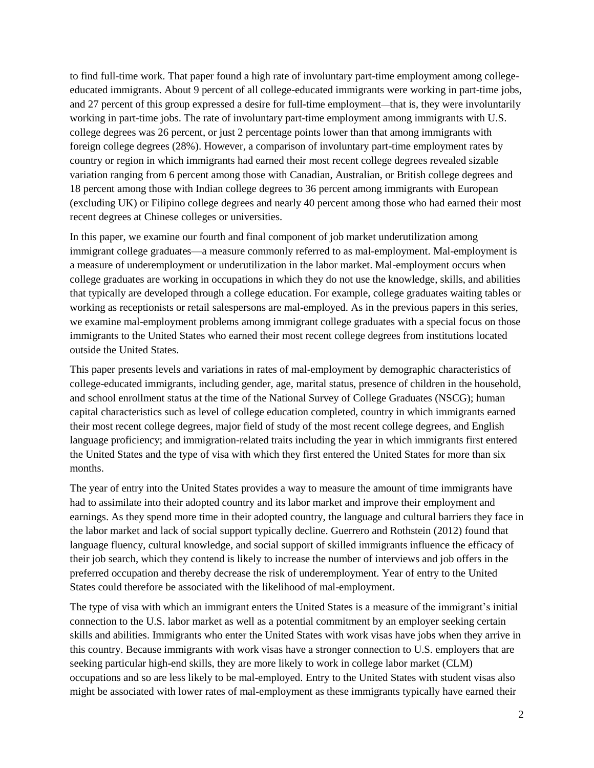to find full-time work. That paper found a high rate of involuntary part-time employment among college-educated immigrants. About 9 percent of all college-educated immigrants were working in part-time jobs, and 27 percent of this group expressed a desire for full-time employment—that is, they were involuntarily working in part-time jobs. The rate of involuntary part-time employment among immigrants with U.S. college degrees was 26 percent, or just 2 percentage points lower than that among immigrants with foreign college degrees (28%). However, a comparison of involuntary part-time employment rates by country or region in which immigrants had earned their most recent college degrees revealed sizable variation ranging from 6 percent among those with Canadian, Australian, or British college degrees and 18 percent among those with Indian college degrees to 36 percent among immigrants with European (excluding UK) or Filipino college degrees and nearly 40 percent among those who had earned their most recent degrees at Chinese colleges or universities.

In this paper, we examine our fourth and final component of job market underutilization among immigrant college graduates—a measure commonly referred to as mal-employment. Mal-employment is a measure of underemployment or underutilization in the labor market. Mal-employment occurs when college graduates are working in occupations in which they do not use the knowledge, skills, and abilities that typically are developed through a college education. For example, college graduates waiting tables or working as receptionists or retail salespersons are mal-employed. As in the previous papers in this series, we examine mal-employment problems among immigrant college graduates with a special focus on those immigrants to the United States who earned their most recent college degrees from institutions located outside the United States.

This paper presents levels and variations in rates of mal-employment by demographic characteristics of college-educated immigrants, including gender, age, marital status, presence of children in the household, and school enrollment status at the time of the National Survey of College Graduates (NSCG); human capital characteristics such as level of college education completed, country in which immigrants earned their most recent college degrees, major field of study of the most recent college degrees, and English language proficiency; and immigration-related traits including the year in which immigrants first entered the United States and the type of visa with which they first entered the United States for more than six months.

The year of entry into the United States provides a way to measure the amount of time immigrants have had to assimilate into their adopted country and its labor market and improve their employment and earnings. As they spend more time in their adopted country, the language and cultural barriers they face in the labor market and lack of social support typically decline. Guerrero and Rothstein (2012) found that language fluency, cultural knowledge, and social support of skilled immigrants influence the efficacy of their job search, which they contend is likely to increase the number of interviews and job offers in the preferred occupation and thereby decrease the risk of underemployment. Year of entry to the United States could therefore be associated with the likelihood of mal-employment.

The type of visa with which an immigrant enters the United States is a measure of the immigrant's initial connection to the U.S. labor market as well as a potential commitment by an employer seeking certain skills and abilities. Immigrants who enter the United States with work visas have jobs when they arrive in this country. Because immigrants with work visas have a stronger connection to U.S. employers that are seeking particular high-end skills, they are more likely to work in college labor market (CLM) occupations and so are less likely to be mal-employed. Entry to the United States with student visas also might be associated with lower rates of mal-employment as these immigrants typically have earned their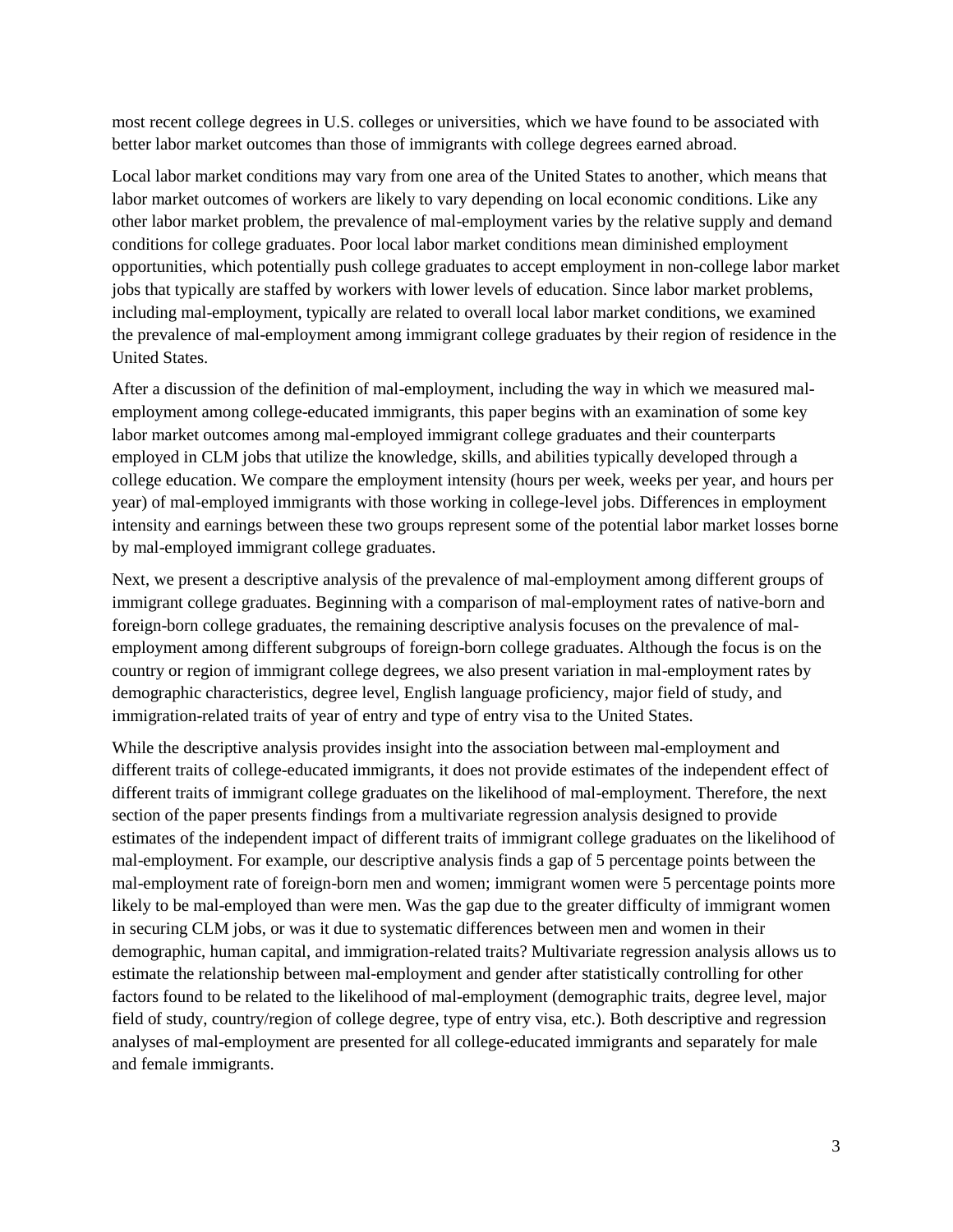most recent college degrees in U.S. colleges or universities, which we have found to be associated with better labor market outcomes than those of immigrants with college degrees earned abroad.

Local labor market conditions may vary from one area of the United States to another, which means that labor market outcomes of workers are likely to vary depending on local economic conditions. Like any other labor market problem, the prevalence of mal-employment varies by the relative supply and demand conditions for college graduates. Poor local labor market conditions mean diminished employment opportunities, which potentially push college graduates to accept employment in non-college labor market jobs that typically are staffed by workers with lower levels of education. Since labor market problems, including mal-employment, typically are related to overall local labor market conditions, we examined the prevalence of mal-employment among immigrant college graduates by their region of residence in the United States.

After a discussion of the definition of mal-employment, including the way in which we measured mal-employment among college-educated immigrants, this paper begins with an examination of some key labor market outcomes among mal-employed immigrant college graduates and their counterparts employed in CLM jobs that utilize the knowledge, skills, and abilities typically developed through a college education. We compare the employment intensity (hours per week, weeks per year, and hours per year) of mal-employed immigrants with those working in college-level jobs. Differences in employment intensity and earnings between these two groups represent some of the potential labor market losses borne by mal-employed immigrant college graduates.

Next, we present a descriptive analysis of the prevalence of mal-employment among different groups of immigrant college graduates. Beginning with a comparison of mal-employment rates of native-born and foreign-born college graduates, the remaining descriptive analysis focuses on the prevalence of mal-employment among different subgroups of foreign-born college graduates. Although the focus is on the country or region of immigrant college degrees, we also present variation in mal-employment rates by demographic characteristics, degree level, English language proficiency, major field of study, and immigration-related traits of year of entry and type of entry visa to the United States.

While the descriptive analysis provides insight into the association between mal-employment and different traits of college-educated immigrants, it does not provide estimates of the independent effect of different traits of immigrant college graduates on the likelihood of mal-employment. Therefore, the next section of the paper presents findings from a multivariate regression analysis designed to provide estimates of the independent impact of different traits of immigrant college graduates on the likelihood of mal-employment. For example, our descriptive analysis finds a gap of 5 percentage points between the mal-employment rate of foreign-born men and women; immigrant women were 5 percentage points more likely to be mal-employed than were men. Was the gap due to the greater difficulty of immigrant women in securing CLM jobs, or was it due to systematic differences between men and women in their demographic, human capital, and immigration-related traits? Multivariate regression analysis allows us to estimate the relationship between mal-employment and gender after statistically controlling for other factors found to be related to the likelihood of mal-employment (demographic traits, degree level, major field of study, country/region of college degree, type of entry visa, etc.). Both descriptive and regression analyses of mal-employment are presented for all college-educated immigrants and separately for male and female immigrants.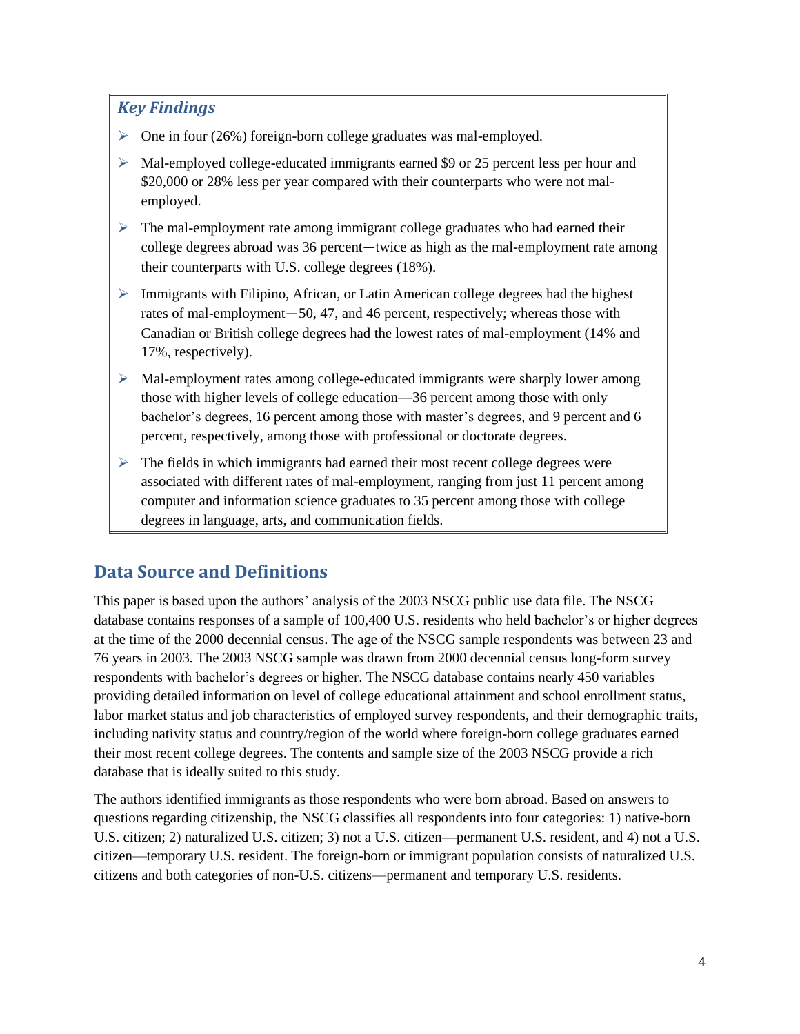### *Key Findings*

- One in four (26%) foreign-born college graduates was mal-employed.
- Mal-employed college-educated immigrants earned $9 or 25 percent less per hour and $20,000 or 28% less per year compared with their counterparts who were not mal-employed.
- The mal-employment rate among immigrant college graduates who had earned their college degrees abroad was 36 percent—twice as high as the mal-employment rate among their counterparts with U.S. college degrees (18%).
- Immigrants with Filipino, African, or Latin American college degrees had the highest rates of mal-employment—50, 47, and 46 percent, respectively; whereas those with Canadian or British college degrees had the lowest rates of mal-employment (14% and 17%, respectively).
- Mal-employment rates among college-educated immigrants were sharply lower among those with higher levels of college education—36 percent among those with only bachelor's degrees, 16 percent among those with master's degrees, and 9 percent and 6 percent, respectively, among those with professional or doctorate degrees.
- The fields in which immigrants had earned their most recent college degrees were associated with different rates of mal-employment, ranging from just 11 percent among computer and information science graduates to 35 percent among those with college degrees in language, arts, and communication fields.

## Data Source and Definitions

This paper is based upon the authors' analysis of the 2003 NSCG public use data file. The NSCG database contains responses of a sample of 100,400 U.S. residents who held bachelor's or higher degrees at the time of the 2000 decennial census. The age of the NSCG sample respondents was between 23 and 76 years in 2003. The 2003 NSCG sample was drawn from 2000 decennial census long-form survey respondents with bachelor's degrees or higher. The NSCG database contains nearly 450 variables providing detailed information on level of college educational attainment and school enrollment status, labor market status and job characteristics of employed survey respondents, and their demographic traits, including nativity status and country/region of the world where foreign-born college graduates earned their most recent college degrees. The contents and sample size of the 2003 NSCG provide a rich database that is ideally suited to this study.

The authors identified immigrants as those respondents who were born abroad. Based on answers to questions regarding citizenship, the NSCG classifies all respondents into four categories: 1) native-born U.S. citizen; 2) naturalized U.S. citizen; 3) not a U.S. citizen—permanent U.S. resident, and 4) not a U.S. citizen—temporary U.S. resident. The foreign-born or immigrant population consists of naturalized U.S. citizens and both categories of non-U.S. citizens—permanent and temporary U.S. residents.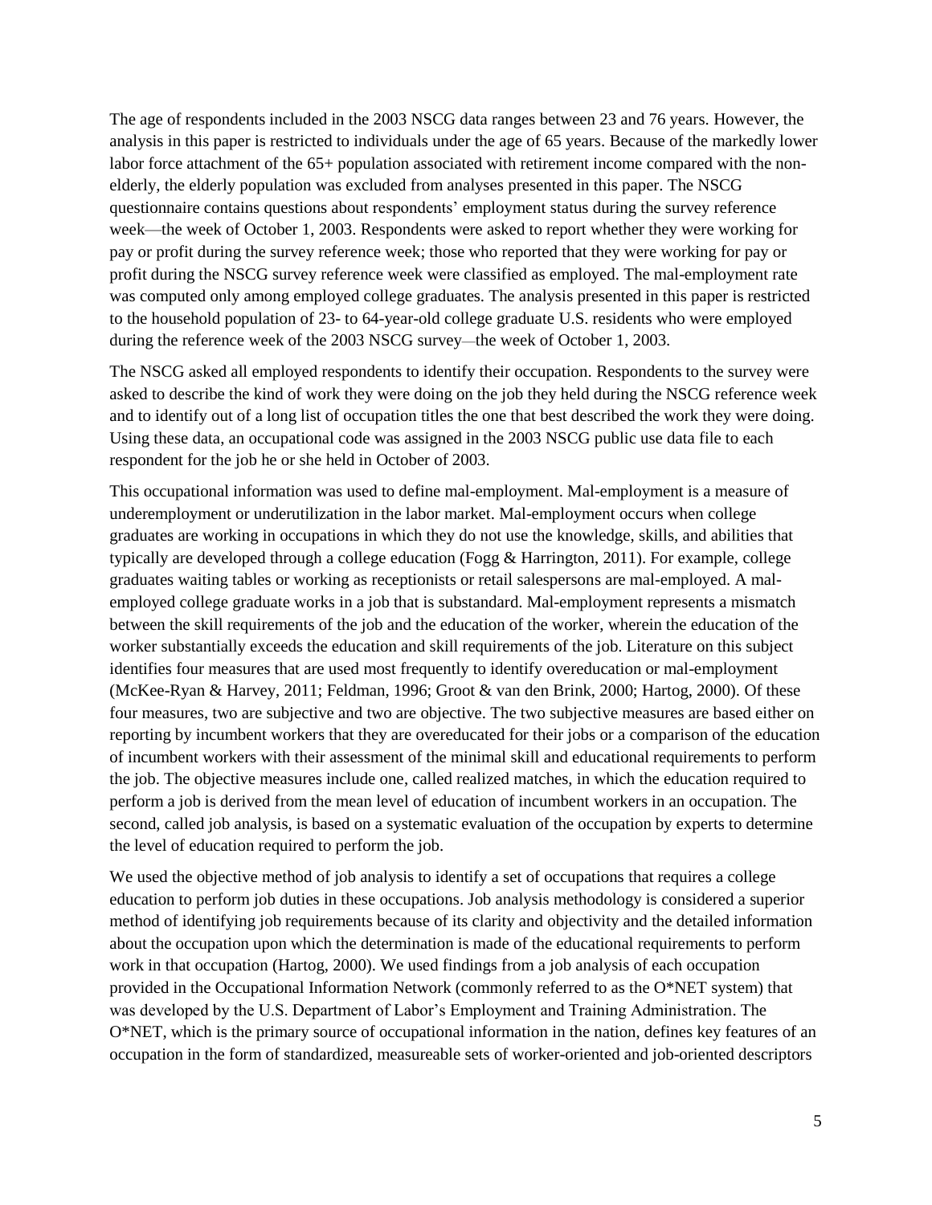The age of respondents included in the 2003 NSCG data ranges between 23 and 76 years. However, the analysis in this paper is restricted to individuals under the age of 65 years. Because of the markedly lower labor force attachment of the 65+ population associated with retirement income compared with the non-elderly, the elderly population was excluded from analyses presented in this paper. The NSCG questionnaire contains questions about respondents' employment status during the survey reference week—the week of October 1, 2003. Respondents were asked to report whether they were working for pay or profit during the survey reference week; those who reported that they were working for pay or profit during the NSCG survey reference week were classified as employed. The mal-employment rate was computed only among employed college graduates. The analysis presented in this paper is restricted to the household population of 23- to 64-year-old college graduate U.S. residents who were employed during the reference week of the 2003 NSCG survey—the week of October 1, 2003.

The NSCG asked all employed respondents to identify their occupation. Respondents to the survey were asked to describe the kind of work they were doing on the job they held during the NSCG reference week and to identify out of a long list of occupation titles the one that best described the work they were doing. Using these data, an occupational code was assigned in the 2003 NSCG public use data file to each respondent for the job he or she held in October of 2003.

This occupational information was used to define mal-employment. Mal-employment is a measure of underemployment or underutilization in the labor market. Mal-employment occurs when college graduates are working in occupations in which they do not use the knowledge, skills, and abilities that typically are developed through a college education (Fogg & Harrington, 2011). For example, college graduates waiting tables or working as receptionists or retail salespersons are mal-employed. A mal-employed college graduate works in a job that is substandard. Mal-employment represents a mismatch between the skill requirements of the job and the education of the worker, wherein the education of the worker substantially exceeds the education and skill requirements of the job. Literature on this subject identifies four measures that are used most frequently to identify overeducation or mal-employment (McKee-Ryan & Harvey, 2011; Feldman, 1996; Groot & van den Brink, 2000; Hartog, 2000). Of these four measures, two are subjective and two are objective. The two subjective measures are based either on reporting by incumbent workers that they are overeducated for their jobs or a comparison of the education of incumbent workers with their assessment of the minimal skill and educational requirements to perform the job. The objective measures include one, called realized matches, in which the education required to perform a job is derived from the mean level of education of incumbent workers in an occupation. The second, called job analysis, is based on a systematic evaluation of the occupation by experts to determine the level of education required to perform the job.

We used the objective method of job analysis to identify a set of occupations that requires a college education to perform job duties in these occupations. Job analysis methodology is considered a superior method of identifying job requirements because of its clarity and objectivity and the detailed information about the occupation upon which the determination is made of the educational requirements to perform work in that occupation (Hartog, 2000). We used findings from a job analysis of each occupation provided in the Occupational Information Network (commonly referred to as the O*NET system) that was developed by the U.S. Department of Labor's Employment and Training Administration. The O*NET, which is the primary source of occupational information in the nation, defines key features of an occupation in the form of standardized, measureable sets of worker-oriented and job-oriented descriptors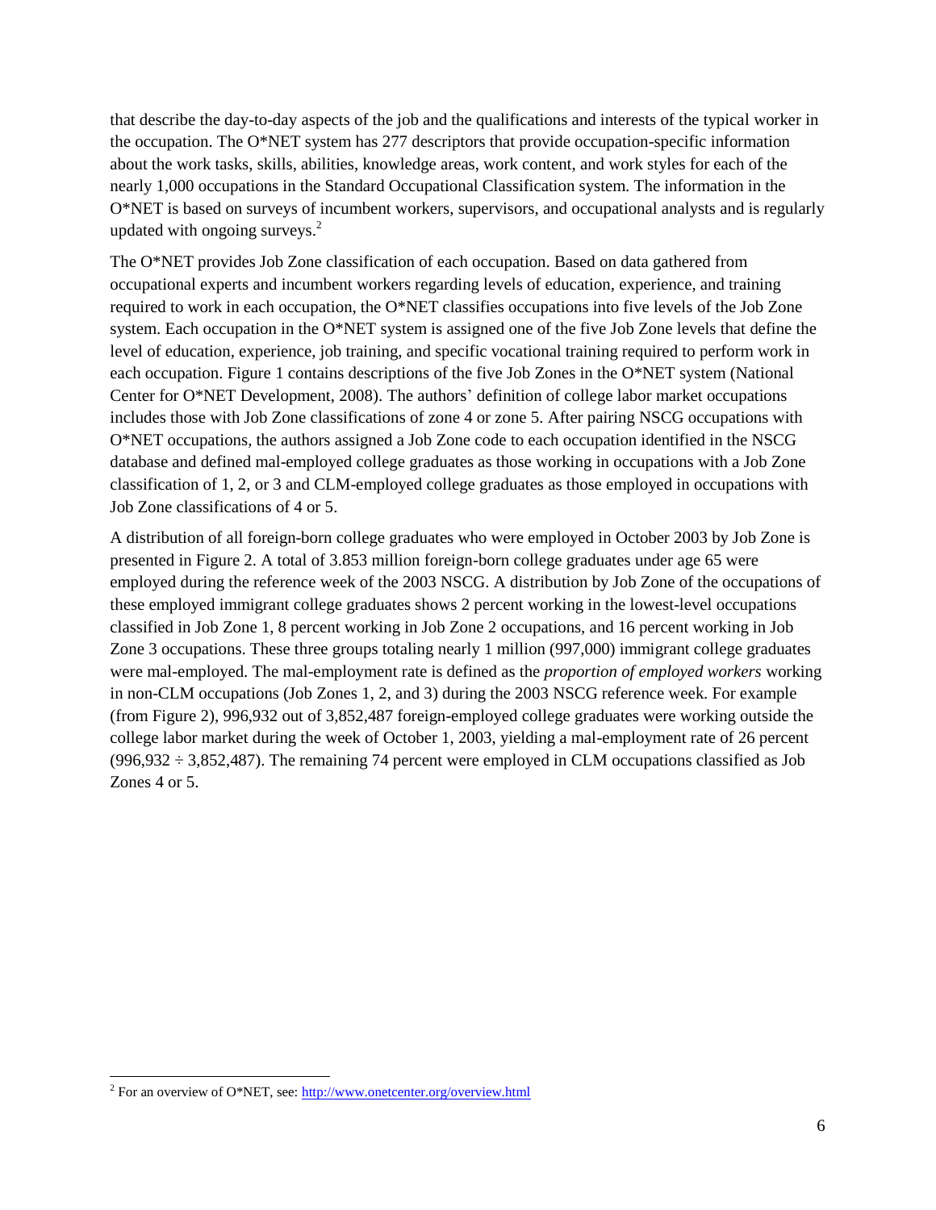that describe the day-to-day aspects of the job and the qualifications and interests of the typical worker in the occupation. The O*NET system has 277 descriptors that provide occupation-specific information about the work tasks, skills, abilities, knowledge areas, work content, and work styles for each of the nearly 1,000 occupations in the Standard Occupational Classification system. The information in the O*NET is based on surveys of incumbent workers, supervisors, and occupational analysts and is regularly updated with ongoing surveys.[2]

The O*NET provides Job Zone classification of each occupation. Based on data gathered from occupational experts and incumbent workers regarding levels of education, experience, and training required to work in each occupation, the O*NET classifies occupations into five levels of the Job Zone system. Each occupation in the O*NET system is assigned one of the five Job Zone levels that define the level of education, experience, job training, and specific vocational training required to perform work in each occupation. Figure 1 contains descriptions of the five Job Zones in the O*NET system (National Center for O*NET Development, 2008). The authors' definition of college labor market occupations includes those with Job Zone classifications of zone 4 or zone 5. After pairing NSCG occupations with O*NET occupations, the authors assigned a Job Zone code to each occupation identified in the NSCG database and defined mal-employed college graduates as those working in occupations with a Job Zone classification of 1, 2, or 3 and CLM-employed college graduates as those employed in occupations with Job Zone classifications of 4 or 5.

A distribution of all foreign-born college graduates who were employed in October 2003 by Job Zone is presented in Figure 2. A total of 3.853 million foreign-born college graduates under age 65 were employed during the reference week of the 2003 NSCG. A distribution by Job Zone of the occupations of these employed immigrant college graduates shows 2 percent working in the lowest-level occupations classified in Job Zone 1, 8 percent working in Job Zone 2 occupations, and 16 percent working in Job Zone 3 occupations. These three groups totaling nearly 1 million (997,000) immigrant college graduates were mal-employed. The mal-employment rate is defined as the *proportion of employed workers* working in non-CLM occupations (Job Zones 1, 2, and 3) during the 2003 NSCG reference week. For example (from Figure 2), 996,932 out of 3,852,487 foreign-employed college graduates were working outside the college labor market during the week of October 1, 2003, yielding a mal-employment rate of 26 percent (996,932 ÷ 3,852,487). The remaining 74 percent were employed in CLM occupations classified as Job Zones 4 or 5.

---

[2] For an overview of O*NET, see: http://www.onetcenter.org/overview.html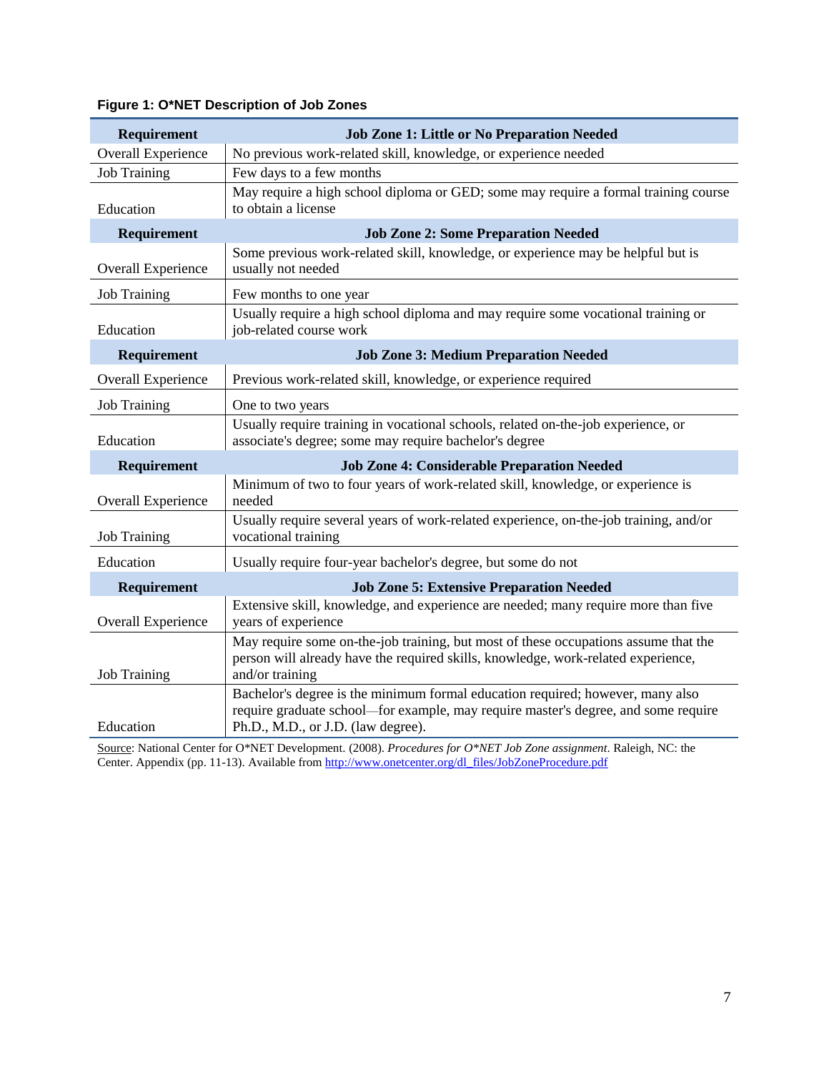**Figure 1: O*NET Description of Job Zones**

| Requirement | Job Zone 1: Little or No Preparation Needed |
|---|---|
| Overall Experience | No previous work-related skill, knowledge, or experience needed |
| Job Training | Few days to a few months |
| Education | May require a high school diploma or GED; some may require a formal training course to obtain a license |
| **Requirement** | **Job Zone 2: Some Preparation Needed** |
| Overall Experience | Some previous work-related skill, knowledge, or experience may be helpful but is usually not needed |
| Job Training | Few months to one year |
| Education | Usually require a high school diploma and may require some vocational training or job-related course work |
| **Requirement** | **Job Zone 3: Medium Preparation Needed** |
| Overall Experience | Previous work-related skill, knowledge, or experience required |
| Job Training | One to two years |
| Education | Usually require training in vocational schools, related on-the-job experience, or associate's degree; some may require bachelor's degree |
| **Requirement** | **Job Zone 4: Considerable Preparation Needed** |
| Overall Experience | Minimum of two to four years of work-related skill, knowledge, or experience is needed |
| Job Training | Usually require several years of work-related experience, on-the-job training, and/or vocational training |
| Education | Usually require four-year bachelor's degree, but some do not |
| **Requirement** | **Job Zone 5: Extensive Preparation Needed** |
| Overall Experience | Extensive skill, knowledge, and experience are needed; many require more than five years of experience |
| Job Training | May require some on-the-job training, but most of these occupations assume that the person will already have the required skills, knowledge, work-related experience, and/or training |
| Education | Bachelor's degree is the minimum formal education required; however, many also require graduate school—for example, may require master's degree, and some require Ph.D., M.D., or J.D. (law degree). |

Source: National Center for O*NET Development. (2008). *Procedures for O*NET Job Zone assignment*. Raleigh, NC: the Center. Appendix (pp. 11-13). Available from http://www.onetcenter.org/dl_files/JobZoneProcedure.pdf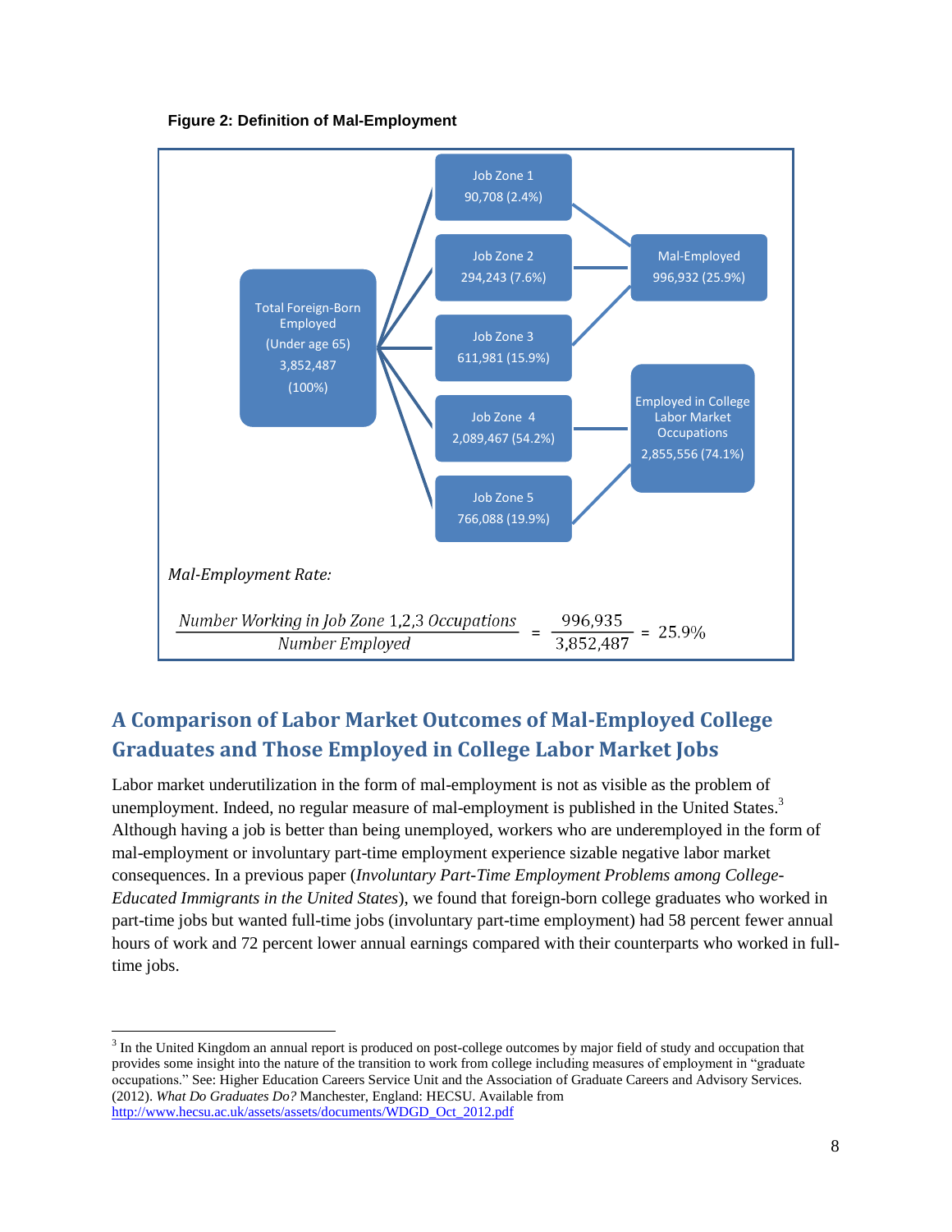**Figure 2: Definition of Mal-Employment**

Total Foreign-Born Employed (Under age 65) 3,852,487 (100%)

- Job Zone 1: 90,708 (2.4%)
- Job Zone 2: 294,243 (7.6%)
- Job Zone 3: 611,981 (15.9%)
- Job Zone 4: 2,089,467 (54.2%)
- Job Zone 5: 766,088 (19.9%)

Mal-Employed (Job Zones 1, 2, 3): 996,932 (25.9%)

Employed in College Labor Market Occupations (Job Zones 4, 5): 2,855,556 (74.1%)

*Mal-Employment Rate:*

$$\frac{\textit{Number Working in Job Zone } 1,2,3 \textit{ Occupations}}{\textit{Number Employed}} = \frac{996,935}{3,852,487} = 25.9\%$$

## A Comparison of Labor Market Outcomes of Mal-Employed College Graduates and Those Employed in College Labor Market Jobs

Labor market underutilization in the form of mal-employment is not as visible as the problem of unemployment. Indeed, no regular measure of mal-employment is published in the United States.[3] Although having a job is better than being unemployed, workers who are underemployed in the form of mal-employment or involuntary part-time employment experience sizable negative labor market consequences. In a previous paper (*Involuntary Part-Time Employment Problems among College-Educated Immigrants in the United States*), we found that foreign-born college graduates who worked in part-time jobs but wanted full-time jobs (involuntary part-time employment) had 58 percent fewer annual hours of work and 72 percent lower annual earnings compared with their counterparts who worked in full-time jobs.

---

[3] In the United Kingdom an annual report is produced on post-college outcomes by major field of study and occupation that provides some insight into the nature of the transition to work from college including measures of employment in "graduate occupations." See: Higher Education Careers Service Unit and the Association of Graduate Careers and Advisory Services. (2012). *What Do Graduates Do?* Manchester, England: HECSU. Available from http://www.hecsu.ac.uk/assets/assets/documents/WDGD_Oct_2012.pdf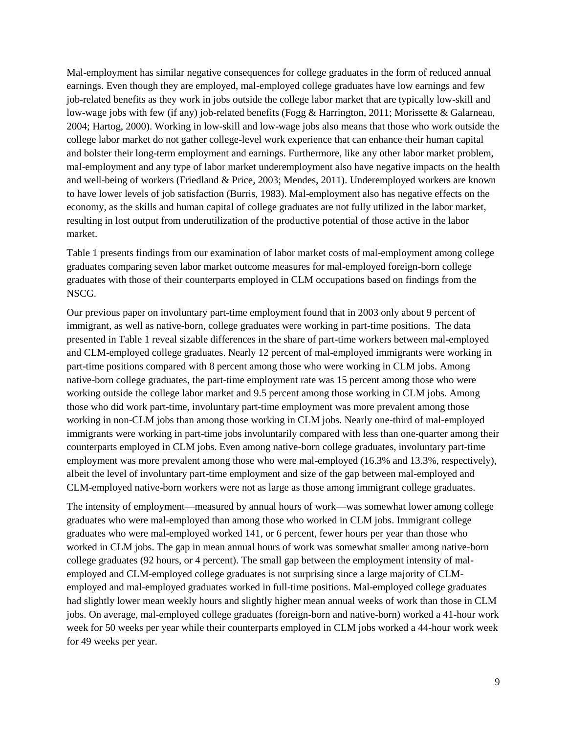Mal-employment has similar negative consequences for college graduates in the form of reduced annual earnings. Even though they are employed, mal-employed college graduates have low earnings and few job-related benefits as they work in jobs outside the college labor market that are typically low-skill and low-wage jobs with few (if any) job-related benefits (Fogg & Harrington, 2011; Morissette & Galarneau, 2004; Hartog, 2000). Working in low-skill and low-wage jobs also means that those who work outside the college labor market do not gather college-level work experience that can enhance their human capital and bolster their long-term employment and earnings. Furthermore, like any other labor market problem, mal-employment and any type of labor market underemployment also have negative impacts on the health and well-being of workers (Friedland & Price, 2003; Mendes, 2011). Underemployed workers are known to have lower levels of job satisfaction (Burris, 1983). Mal-employment also has negative effects on the economy, as the skills and human capital of college graduates are not fully utilized in the labor market, resulting in lost output from underutilization of the productive potential of those active in the labor market.

Table 1 presents findings from our examination of labor market costs of mal-employment among college graduates comparing seven labor market outcome measures for mal-employed foreign-born college graduates with those of their counterparts employed in CLM occupations based on findings from the NSCG.

Our previous paper on involuntary part-time employment found that in 2003 only about 9 percent of immigrant, as well as native-born, college graduates were working in part-time positions. The data presented in Table 1 reveal sizable differences in the share of part-time workers between mal-employed and CLM-employed college graduates. Nearly 12 percent of mal-employed immigrants were working in part-time positions compared with 8 percent among those who were working in CLM jobs. Among native-born college graduates, the part-time employment rate was 15 percent among those who were working outside the college labor market and 9.5 percent among those working in CLM jobs. Among those who did work part-time, involuntary part-time employment was more prevalent among those working in non-CLM jobs than among those working in CLM jobs. Nearly one-third of mal-employed immigrants were working in part-time jobs involuntarily compared with less than one-quarter among their counterparts employed in CLM jobs. Even among native-born college graduates, involuntary part-time employment was more prevalent among those who were mal-employed (16.3% and 13.3%, respectively), albeit the level of involuntary part-time employment and size of the gap between mal-employed and CLM-employed native-born workers were not as large as those among immigrant college graduates.

The intensity of employment—measured by annual hours of work—was somewhat lower among college graduates who were mal-employed than among those who worked in CLM jobs. Immigrant college graduates who were mal-employed worked 141, or 6 percent, fewer hours per year than those who worked in CLM jobs. The gap in mean annual hours of work was somewhat smaller among native-born college graduates (92 hours, or 4 percent). The small gap between the employment intensity of mal-employed and CLM-employed college graduates is not surprising since a large majority of CLM-employed and mal-employed graduates worked in full-time positions. Mal-employed college graduates had slightly lower mean weekly hours and slightly higher mean annual weeks of work than those in CLM jobs. On average, mal-employed college graduates (foreign-born and native-born) worked a 41-hour work week for 50 weeks per year while their counterparts employed in CLM jobs worked a 44-hour work week for 49 weeks per year.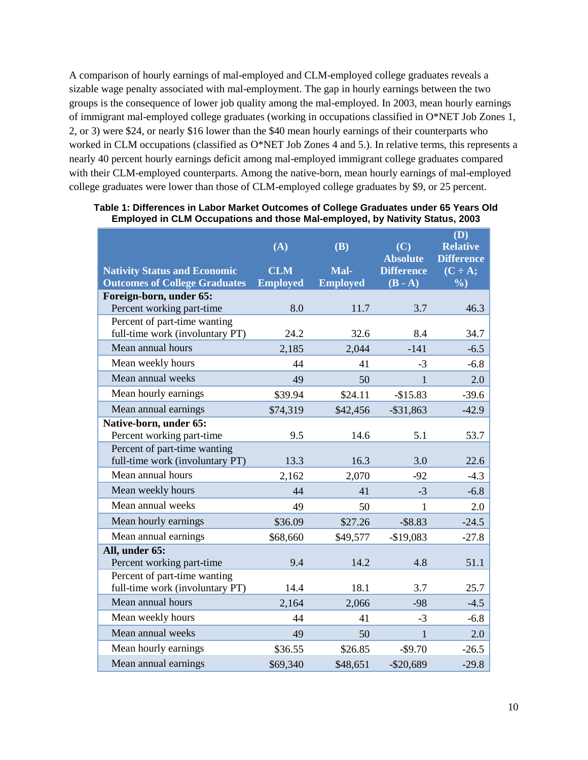A comparison of hourly earnings of mal-employed and CLM-employed college graduates reveals a sizable wage penalty associated with mal-employment. The gap in hourly earnings between the two groups is the consequence of lower job quality among the mal-employed. In 2003, mean hourly earnings of immigrant mal-employed college graduates (working in occupations classified in O*NET Job Zones 1, 2, or 3) were $24, or nearly $16 lower than the $40 mean hourly earnings of their counterparts who worked in CLM occupations (classified as O*NET Job Zones 4 and 5.). In relative terms, this represents a nearly 40 percent hourly earnings deficit among mal-employed immigrant college graduates compared with their CLM-employed counterparts. Among the native-born, mean hourly earnings of mal-employed college graduates were lower than those of CLM-employed college graduates by $9, or 25 percent.

**Table 1: Differences in Labor Market Outcomes of College Graduates under 65 Years Old Employed in CLM Occupations and those Mal-employed, by Nativity Status, 2003**

| Nativity Status and Economic Outcomes of College Graduates | (A) CLM Employed | (B) Mal-Employed | (C) Absolute Difference (B - A) | (D) Relative Difference (C ÷ A; %) |
|---|---|---|---|---|
| **Foreign-born, under 65:** | | | | |
| Percent working part-time | 8.0 | 11.7 | 3.7 | 46.3 |
| Percent of part-time wanting full-time work (involuntary PT) | 24.2 | 32.6 | 8.4 | 34.7 |
| Mean annual hours | 2,185 | 2,044 | -141 | -6.5 |
| Mean weekly hours | 44 | 41 | -3 | -6.8 |
| Mean annual weeks | 49 | 50 | 1 | 2.0 |
| Mean hourly earnings | $39.94 | $24.11 | -$15.83 | -39.6 |
| Mean annual earnings | $74,319 | $42,456 | -$31,863 | -42.9 |
| **Native-born, under 65:** | | | | |
| Percent working part-time | 9.5 | 14.6 | 5.1 | 53.7 |
| Percent of part-time wanting full-time work (involuntary PT) | 13.3 | 16.3 | 3.0 | 22.6 |
| Mean annual hours | 2,162 | 2,070 | -92 | -4.3 |
| Mean weekly hours | 44 | 41 | -3 | -6.8 |
| Mean annual weeks | 49 | 50 | 1 | 2.0 |
| Mean hourly earnings | $36.09 | $27.26 | -$8.83 | -24.5 |
| Mean annual earnings | $68,660 | $49,577 | -$19,083 | -27.8 |
| **All, under 65:** | | | | |
| Percent working part-time | 9.4 | 14.2 | 4.8 | 51.1 |
| Percent of part-time wanting full-time work (involuntary PT) | 14.4 | 18.1 | 3.7 | 25.7 |
| Mean annual hours | 2,164 | 2,066 | -98 | -4.5 |
| Mean weekly hours | 44 | 41 | -3 | -6.8 |
| Mean annual weeks | 49 | 50 | 1 | 2.0 |
| Mean hourly earnings | $36.55 | $26.85 | -$9.70 | -26.5 |
| Mean annual earnings | $69,340 | $48,651 | -$20,689 | -29.8 |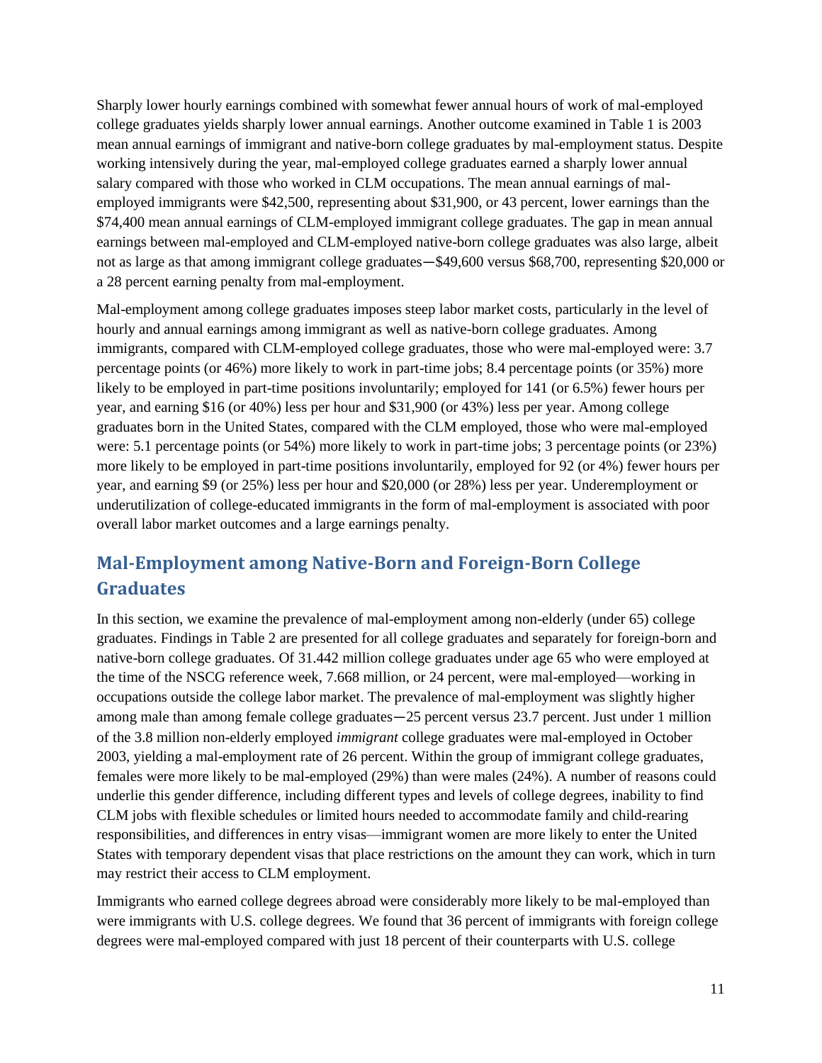Sharply lower hourly earnings combined with somewhat fewer annual hours of work of mal-employed college graduates yields sharply lower annual earnings. Another outcome examined in Table 1 is 2003 mean annual earnings of immigrant and native-born college graduates by mal-employment status. Despite working intensively during the year, mal-employed college graduates earned a sharply lower annual salary compared with those who worked in CLM occupations. The mean annual earnings of mal-employed immigrants were $42,500, representing about $31,900, or 43 percent, lower earnings than the $74,400 mean annual earnings of CLM-employed immigrant college graduates. The gap in mean annual earnings between mal-employed and CLM-employed native-born college graduates was also large, albeit not as large as that among immigrant college graduates—$49,600 versus $68,700, representing $20,000 or a 28 percent earning penalty from mal-employment.

Mal-employment among college graduates imposes steep labor market costs, particularly in the level of hourly and annual earnings among immigrant as well as native-born college graduates. Among immigrants, compared with CLM-employed college graduates, those who were mal-employed were: 3.7 percentage points (or 46%) more likely to work in part-time jobs; 8.4 percentage points (or 35%) more likely to be employed in part-time positions involuntarily; employed for 141 (or 6.5%) fewer hours per year, and earning $16 (or 40%) less per hour and $31,900 (or 43%) less per year. Among college graduates born in the United States, compared with the CLM employed, those who were mal-employed were: 5.1 percentage points (or 54%) more likely to work in part-time jobs; 3 percentage points (or 23%) more likely to be employed in part-time positions involuntarily, employed for 92 (or 4%) fewer hours per year, and earning $9 (or 25%) less per hour and $20,000 (or 28%) less per year. Underemployment or underutilization of college-educated immigrants in the form of mal-employment is associated with poor overall labor market outcomes and a large earnings penalty.

## Mal-Employment among Native-Born and Foreign-Born College Graduates

In this section, we examine the prevalence of mal-employment among non-elderly (under 65) college graduates. Findings in Table 2 are presented for all college graduates and separately for foreign-born and native-born college graduates. Of 31.442 million college graduates under age 65 who were employed at the time of the NSCG reference week, 7.668 million, or 24 percent, were mal-employed—working in occupations outside the college labor market. The prevalence of mal-employment was slightly higher among male than among female college graduates—25 percent versus 23.7 percent. Just under 1 million of the 3.8 million non-elderly employed *immigrant* college graduates were mal-employed in October 2003, yielding a mal-employment rate of 26 percent. Within the group of immigrant college graduates, females were more likely to be mal-employed (29%) than were males (24%). A number of reasons could underlie this gender difference, including different types and levels of college degrees, inability to find CLM jobs with flexible schedules or limited hours needed to accommodate family and child-rearing responsibilities, and differences in entry visas—immigrant women are more likely to enter the United States with temporary dependent visas that place restrictions on the amount they can work, which in turn may restrict their access to CLM employment.

Immigrants who earned college degrees abroad were considerably more likely to be mal-employed than were immigrants with U.S. college degrees. We found that 36 percent of immigrants with foreign college degrees were mal-employed compared with just 18 percent of their counterparts with U.S. college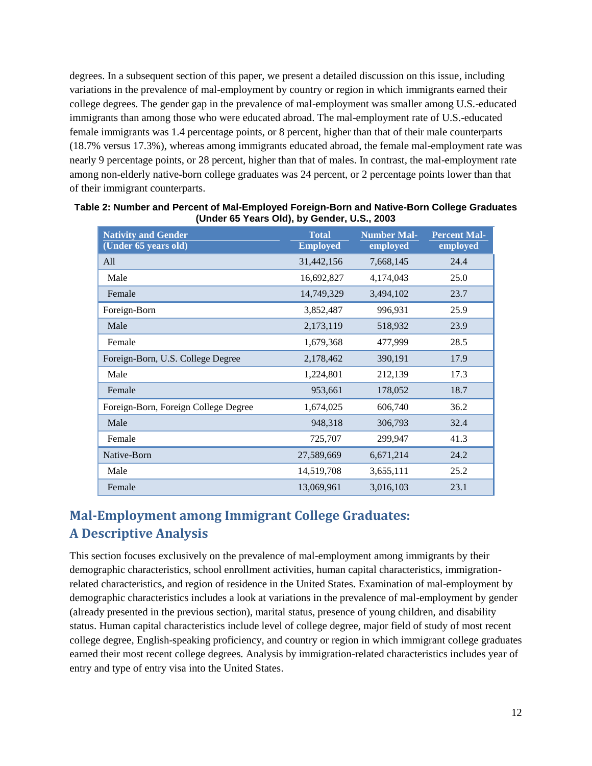degrees. In a subsequent section of this paper, we present a detailed discussion on this issue, including variations in the prevalence of mal-employment by country or region in which immigrants earned their college degrees. The gender gap in the prevalence of mal-employment was smaller among U.S.-educated immigrants than among those who were educated abroad. The mal-employment rate of U.S.-educated female immigrants was 1.4 percentage points, or 8 percent, higher than that of their male counterparts (18.7% versus 17.3%), whereas among immigrants educated abroad, the female mal-employment rate was nearly 9 percentage points, or 28 percent, higher than that of males. In contrast, the mal-employment rate among non-elderly native-born college graduates was 24 percent, or 2 percentage points lower than that of their immigrant counterparts.

**Table 2: Number and Percent of Mal-Employed Foreign-Born and Native-Born College Graduates (Under 65 Years Old), by Gender, U.S., 2003**

| Nativity and Gender (Under 65 years old) | Total Employed | Number Mal-employed | Percent Mal-employed |
|---|---|---|---|
| All | 31,442,156 | 7,668,145 | 24.4 |
| Male | 16,692,827 | 4,174,043 | 25.0 |
| Female | 14,749,329 | 3,494,102 | 23.7 |
| Foreign-Born | 3,852,487 | 996,931 | 25.9 |
| Male | 2,173,119 | 518,932 | 23.9 |
| Female | 1,679,368 | 477,999 | 28.5 |
| Foreign-Born, U.S. College Degree | 2,178,462 | 390,191 | 17.9 |
| Male | 1,224,801 | 212,139 | 17.3 |
| Female | 953,661 | 178,052 | 18.7 |
| Foreign-Born, Foreign College Degree | 1,674,025 | 606,740 | 36.2 |
| Male | 948,318 | 306,793 | 32.4 |
| Female | 725,707 | 299,947 | 41.3 |
| Native-Born | 27,589,669 | 6,671,214 | 24.2 |
| Male | 14,519,708 | 3,655,111 | 25.2 |
| Female | 13,069,961 | 3,016,103 | 23.1 |

## Mal-Employment among Immigrant College Graduates: A Descriptive Analysis

This section focuses exclusively on the prevalence of mal-employment among immigrants by their demographic characteristics, school enrollment activities, human capital characteristics, immigration-related characteristics, and region of residence in the United States. Examination of mal-employment by demographic characteristics includes a look at variations in the prevalence of mal-employment by gender (already presented in the previous section), marital status, presence of young children, and disability status. Human capital characteristics include level of college degree, major field of study of most recent college degree, English-speaking proficiency, and country or region in which immigrant college graduates earned their most recent college degrees. Analysis by immigration-related characteristics includes year of entry and type of entry visa into the United States.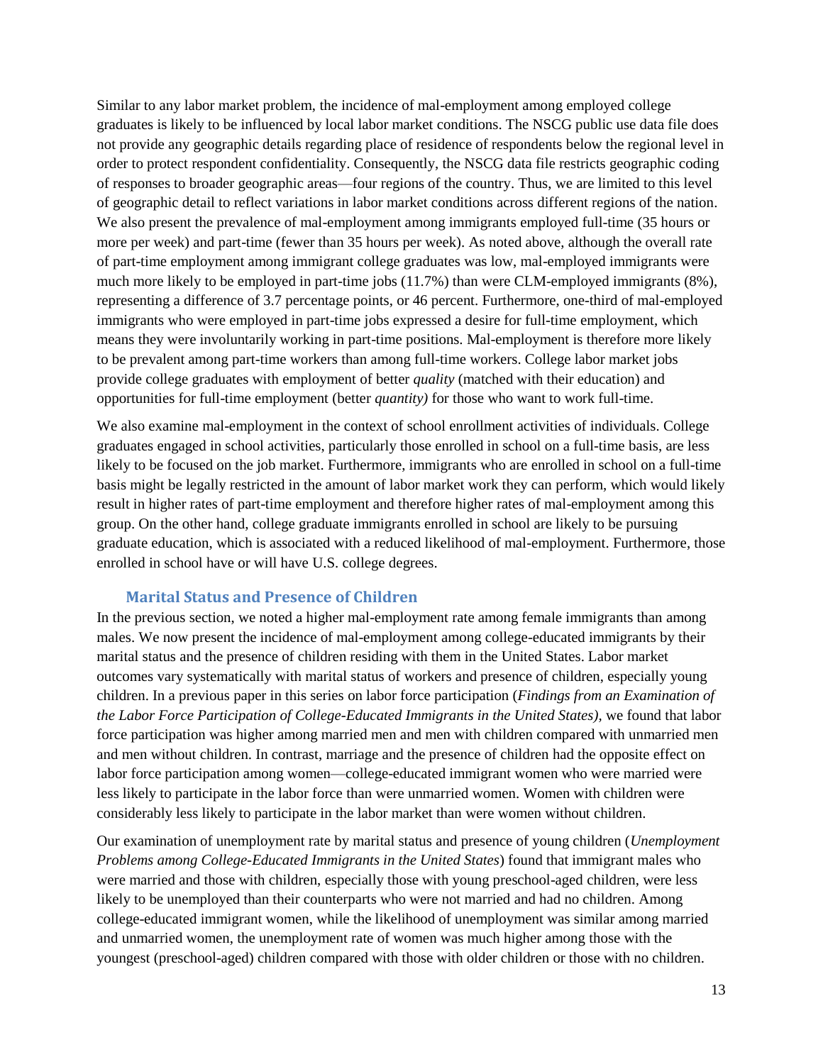Similar to any labor market problem, the incidence of mal-employment among employed college graduates is likely to be influenced by local labor market conditions. The NSCG public use data file does not provide any geographic details regarding place of residence of respondents below the regional level in order to protect respondent confidentiality. Consequently, the NSCG data file restricts geographic coding of responses to broader geographic areas—four regions of the country. Thus, we are limited to this level of geographic detail to reflect variations in labor market conditions across different regions of the nation. We also present the prevalence of mal-employment among immigrants employed full-time (35 hours or more per week) and part-time (fewer than 35 hours per week). As noted above, although the overall rate of part-time employment among immigrant college graduates was low, mal-employed immigrants were much more likely to be employed in part-time jobs (11.7%) than were CLM-employed immigrants (8%), representing a difference of 3.7 percentage points, or 46 percent. Furthermore, one-third of mal-employed immigrants who were employed in part-time jobs expressed a desire for full-time employment, which means they were involuntarily working in part-time positions. Mal-employment is therefore more likely to be prevalent among part-time workers than among full-time workers. College labor market jobs provide college graduates with employment of better *quality* (matched with their education) and opportunities for full-time employment (better *quantity)* for those who want to work full-time.

We also examine mal-employment in the context of school enrollment activities of individuals. College graduates engaged in school activities, particularly those enrolled in school on a full-time basis, are less likely to be focused on the job market. Furthermore, immigrants who are enrolled in school on a full-time basis might be legally restricted in the amount of labor market work they can perform, which would likely result in higher rates of part-time employment and therefore higher rates of mal-employment among this group. On the other hand, college graduate immigrants enrolled in school are likely to be pursuing graduate education, which is associated with a reduced likelihood of mal-employment. Furthermore, those enrolled in school have or will have U.S. college degrees.

### Marital Status and Presence of Children

In the previous section, we noted a higher mal-employment rate among female immigrants than among males. We now present the incidence of mal-employment among college-educated immigrants by their marital status and the presence of children residing with them in the United States. Labor market outcomes vary systematically with marital status of workers and presence of children, especially young children. In a previous paper in this series on labor force participation (*Findings from an Examination of the Labor Force Participation of College-Educated Immigrants in the United States),* we found that labor force participation was higher among married men and men with children compared with unmarried men and men without children. In contrast, marriage and the presence of children had the opposite effect on labor force participation among women—college-educated immigrant women who were married were less likely to participate in the labor force than were unmarried women. Women with children were considerably less likely to participate in the labor market than were women without children.

Our examination of unemployment rate by marital status and presence of young children (*Unemployment Problems among College-Educated Immigrants in the United States*) found that immigrant males who were married and those with children, especially those with young preschool-aged children, were less likely to be unemployed than their counterparts who were not married and had no children. Among college-educated immigrant women, while the likelihood of unemployment was similar among married and unmarried women, the unemployment rate of women was much higher among those with the youngest (preschool-aged) children compared with those with older children or those with no children.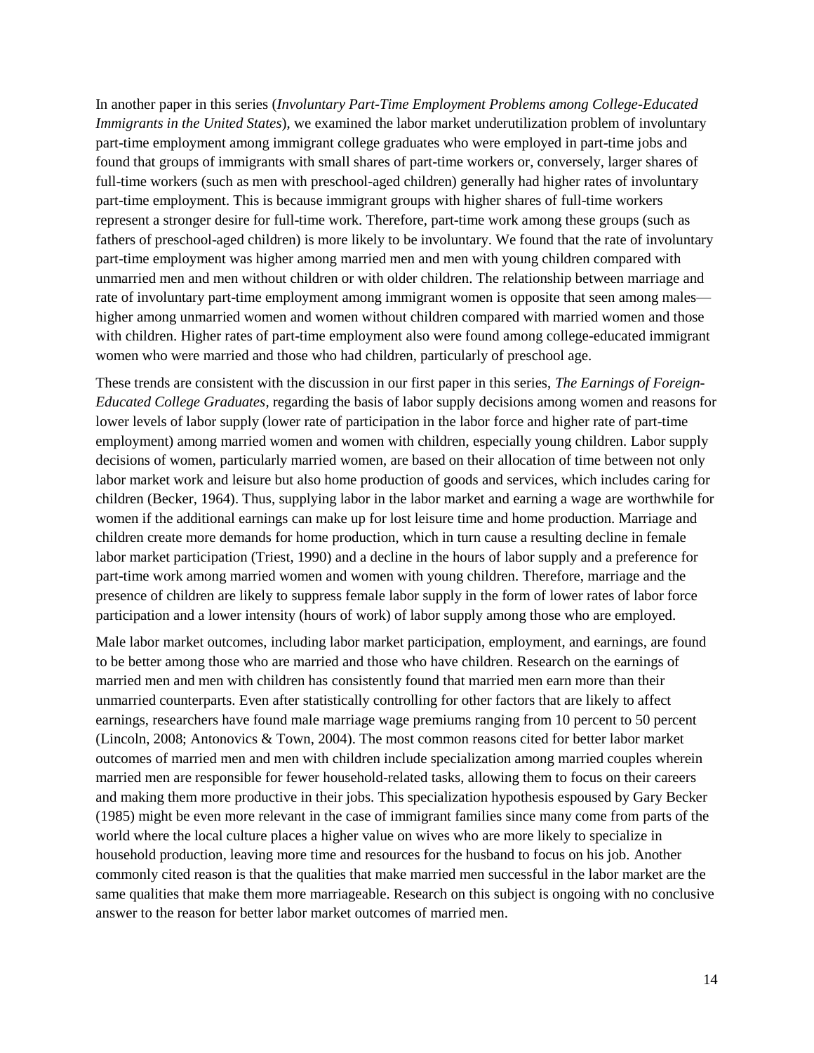In another paper in this series (*Involuntary Part-Time Employment Problems among College-Educated Immigrants in the United States*), we examined the labor market underutilization problem of involuntary part-time employment among immigrant college graduates who were employed in part-time jobs and found that groups of immigrants with small shares of part-time workers or, conversely, larger shares of full-time workers (such as men with preschool-aged children) generally had higher rates of involuntary part-time employment. This is because immigrant groups with higher shares of full-time workers represent a stronger desire for full-time work. Therefore, part-time work among these groups (such as fathers of preschool-aged children) is more likely to be involuntary. We found that the rate of involuntary part-time employment was higher among married men and men with young children compared with unmarried men and men without children or with older children. The relationship between marriage and rate of involuntary part-time employment among immigrant women is opposite that seen among males—higher among unmarried women and women without children compared with married women and those with children. Higher rates of part-time employment also were found among college-educated immigrant women who were married and those who had children, particularly of preschool age.

These trends are consistent with the discussion in our first paper in this series, *The Earnings of Foreign-Educated College Graduates*, regarding the basis of labor supply decisions among women and reasons for lower levels of labor supply (lower rate of participation in the labor force and higher rate of part-time employment) among married women and women with children, especially young children. Labor supply decisions of women, particularly married women, are based on their allocation of time between not only labor market work and leisure but also home production of goods and services, which includes caring for children (Becker, 1964). Thus, supplying labor in the labor market and earning a wage are worthwhile for women if the additional earnings can make up for lost leisure time and home production. Marriage and children create more demands for home production, which in turn cause a resulting decline in female labor market participation (Triest, 1990) and a decline in the hours of labor supply and a preference for part-time work among married women and women with young children. Therefore, marriage and the presence of children are likely to suppress female labor supply in the form of lower rates of labor force participation and a lower intensity (hours of work) of labor supply among those who are employed.

Male labor market outcomes, including labor market participation, employment, and earnings, are found to be better among those who are married and those who have children. Research on the earnings of married men and men with children has consistently found that married men earn more than their unmarried counterparts. Even after statistically controlling for other factors that are likely to affect earnings, researchers have found male marriage wage premiums ranging from 10 percent to 50 percent (Lincoln, 2008; Antonovics & Town, 2004). The most common reasons cited for better labor market outcomes of married men and men with children include specialization among married couples wherein married men are responsible for fewer household-related tasks, allowing them to focus on their careers and making them more productive in their jobs. This specialization hypothesis espoused by Gary Becker (1985) might be even more relevant in the case of immigrant families since many come from parts of the world where the local culture places a higher value on wives who are more likely to specialize in household production, leaving more time and resources for the husband to focus on his job. Another commonly cited reason is that the qualities that make married men successful in the labor market are the same qualities that make them more marriageable. Research on this subject is ongoing with no conclusive answer to the reason for better labor market outcomes of married men.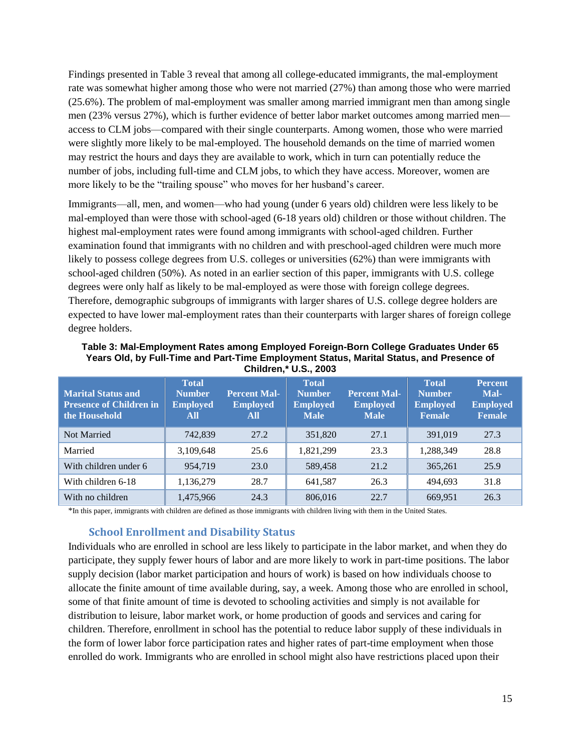Findings presented in Table 3 reveal that among all college-educated immigrants, the mal-employment rate was somewhat higher among those who were not married (27%) than among those who were married (25.6%). The problem of mal-employment was smaller among married immigrant men than among single men (23% versus 27%), which is further evidence of better labor market outcomes among married men—access to CLM jobs—compared with their single counterparts. Among women, those who were married were slightly more likely to be mal-employed. The household demands on the time of married women may restrict the hours and days they are available to work, which in turn can potentially reduce the number of jobs, including full-time and CLM jobs, to which they have access. Moreover, women are more likely to be the "trailing spouse" who moves for her husband's career.

Immigrants—all, men, and women—who had young (under 6 years old) children were less likely to be mal-employed than were those with school-aged (6-18 years old) children or those without children. The highest mal-employment rates were found among immigrants with school-aged children. Further examination found that immigrants with no children and with preschool-aged children were much more likely to possess college degrees from U.S. colleges or universities (62%) than were immigrants with school-aged children (50%). As noted in an earlier section of this paper, immigrants with U.S. college degrees were only half as likely to be mal-employed as were those with foreign college degrees. Therefore, demographic subgroups of immigrants with larger shares of U.S. college degree holders are expected to have lower mal-employment rates than their counterparts with larger shares of foreign college degree holders.

**Table 3: Mal-Employment Rates among Employed Foreign-Born College Graduates Under 65 Years Old, by Full-Time and Part-Time Employment Status, Marital Status, and Presence of Children,* U.S., 2003**

| Marital Status and Presence of Children in the Household | Total Number Employed All | Percent Mal-Employed All | Total Number Employed Male | Percent Mal-Employed Male | Total Number Employed Female | Percent Mal-Employed Female |
|---|---|---|---|---|---|---|
| Not Married | 742,839 | 27.2 | 351,820 | 27.1 | 391,019 | 27.3 |
| Married | 3,109,648 | 25.6 | 1,821,299 | 23.3 | 1,288,349 | 28.8 |
| With children under 6 | 954,719 | 23.0 | 589,458 | 21.2 | 365,261 | 25.9 |
| With children 6-18 | 1,136,279 | 28.7 | 641,587 | 26.3 | 494,693 | 31.8 |
| With no children | 1,475,966 | 24.3 | 806,016 | 22.7 | 669,951 | 26.3 |

*In this paper, immigrants with children are defined as those immigrants with children living with them in the United States.

### School Enrollment and Disability Status

Individuals who are enrolled in school are less likely to participate in the labor market, and when they do participate, they supply fewer hours of labor and are more likely to work in part-time positions. The labor supply decision (labor market participation and hours of work) is based on how individuals choose to allocate the finite amount of time available during, say, a week. Among those who are enrolled in school, some of that finite amount of time is devoted to schooling activities and simply is not available for distribution to leisure, labor market work, or home production of goods and services and caring for children. Therefore, enrollment in school has the potential to reduce labor supply of these individuals in the form of lower labor force participation rates and higher rates of part-time employment when those enrolled do work. Immigrants who are enrolled in school might also have restrictions placed upon their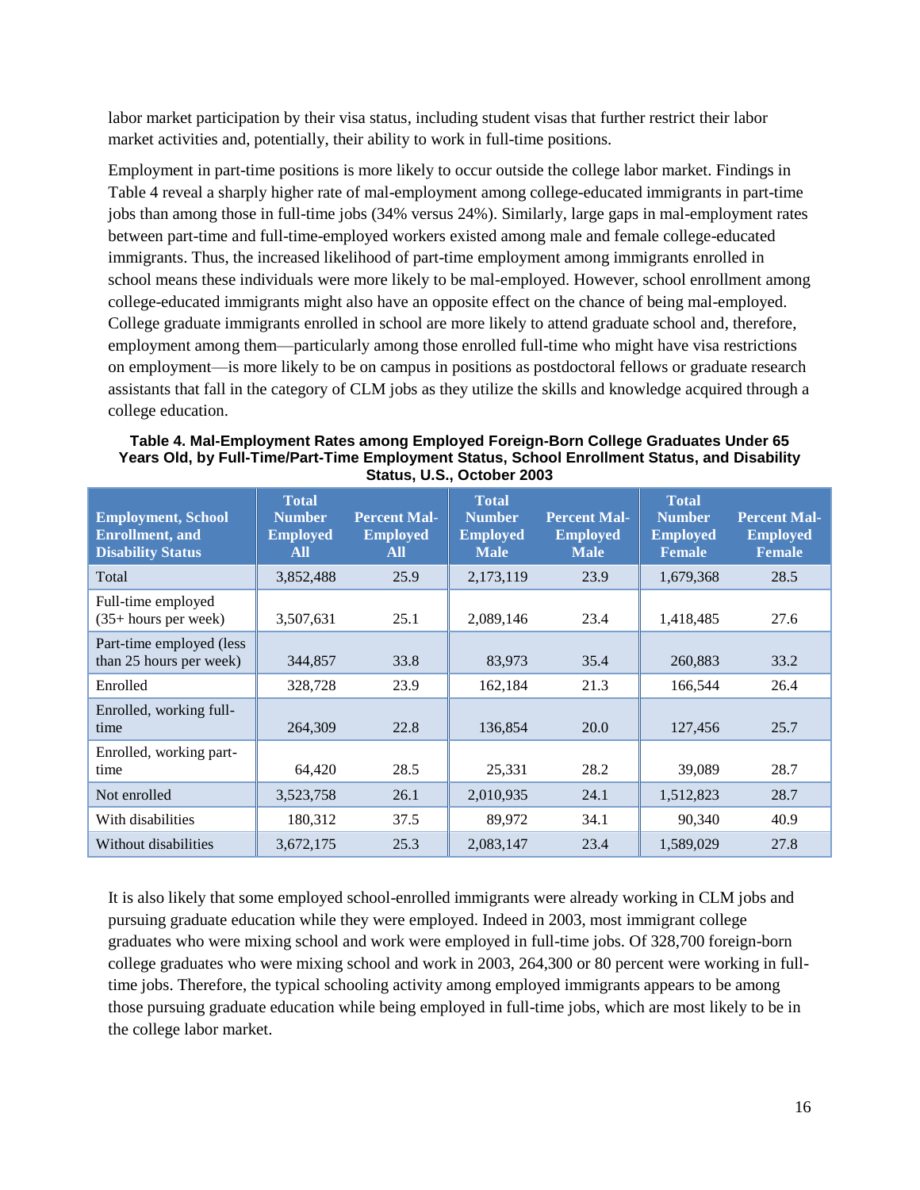labor market participation by their visa status, including student visas that further restrict their labor market activities and, potentially, their ability to work in full-time positions.

Employment in part-time positions is more likely to occur outside the college labor market. Findings in Table 4 reveal a sharply higher rate of mal-employment among college-educated immigrants in part-time jobs than among those in full-time jobs (34% versus 24%). Similarly, large gaps in mal-employment rates between part-time and full-time-employed workers existed among male and female college-educated immigrants. Thus, the increased likelihood of part-time employment among immigrants enrolled in school means these individuals were more likely to be mal-employed. However, school enrollment among college-educated immigrants might also have an opposite effect on the chance of being mal-employed. College graduate immigrants enrolled in school are more likely to attend graduate school and, therefore, employment among them—particularly among those enrolled full-time who might have visa restrictions on employment—is more likely to be on campus in positions as postdoctoral fellows or graduate research assistants that fall in the category of CLM jobs as they utilize the skills and knowledge acquired through a college education.

**Table 4. Mal-Employment Rates among Employed Foreign-Born College Graduates Under 65 Years Old, by Full-Time/Part-Time Employment Status, School Enrollment Status, and Disability Status, U.S., October 2003**

| Employment, School Enrollment, and Disability Status | Total Number Employed All | Percent Mal-Employed All | Total Number Employed Male | Percent Mal-Employed Male | Total Number Employed Female | Percent Mal-Employed Female |
|---|---|---|---|---|---|---|
| Total | 3,852,488 | 25.9 | 2,173,119 | 23.9 | 1,679,368 | 28.5 |
| Full-time employed (35+ hours per week) | 3,507,631 | 25.1 | 2,089,146 | 23.4 | 1,418,485 | 27.6 |
| Part-time employed (less than 25 hours per week) | 344,857 | 33.8 | 83,973 | 35.4 | 260,883 | 33.2 |
| Enrolled | 328,728 | 23.9 | 162,184 | 21.3 | 166,544 | 26.4 |
| Enrolled, working full-time | 264,309 | 22.8 | 136,854 | 20.0 | 127,456 | 25.7 |
| Enrolled, working part-time | 64,420 | 28.5 | 25,331 | 28.2 | 39,089 | 28.7 |
| Not enrolled | 3,523,758 | 26.1 | 2,010,935 | 24.1 | 1,512,823 | 28.7 |
| With disabilities | 180,312 | 37.5 | 89,972 | 34.1 | 90,340 | 40.9 |
| Without disabilities | 3,672,175 | 25.3 | 2,083,147 | 23.4 | 1,589,029 | 27.8 |

It is also likely that some employed school-enrolled immigrants were already working in CLM jobs and pursuing graduate education while they were employed. Indeed in 2003, most immigrant college graduates who were mixing school and work were employed in full-time jobs. Of 328,700 foreign-born college graduates who were mixing school and work in 2003, 264,300 or 80 percent were working in full-time jobs. Therefore, the typical schooling activity among employed immigrants appears to be among those pursuing graduate education while being employed in full-time jobs, which are most likely to be in the college labor market.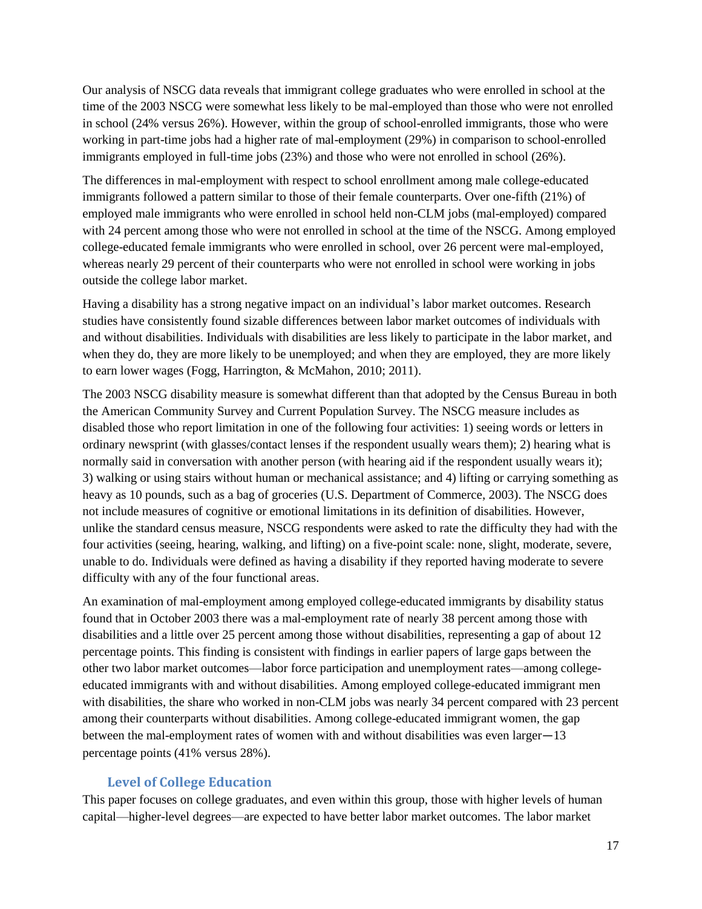Our analysis of NSCG data reveals that immigrant college graduates who were enrolled in school at the time of the 2003 NSCG were somewhat less likely to be mal-employed than those who were not enrolled in school (24% versus 26%). However, within the group of school-enrolled immigrants, those who were working in part-time jobs had a higher rate of mal-employment (29%) in comparison to school-enrolled immigrants employed in full-time jobs (23%) and those who were not enrolled in school (26%).

The differences in mal-employment with respect to school enrollment among male college-educated immigrants followed a pattern similar to those of their female counterparts. Over one-fifth (21%) of employed male immigrants who were enrolled in school held non-CLM jobs (mal-employed) compared with 24 percent among those who were not enrolled in school at the time of the NSCG. Among employed college-educated female immigrants who were enrolled in school, over 26 percent were mal-employed, whereas nearly 29 percent of their counterparts who were not enrolled in school were working in jobs outside the college labor market.

Having a disability has a strong negative impact on an individual's labor market outcomes. Research studies have consistently found sizable differences between labor market outcomes of individuals with and without disabilities. Individuals with disabilities are less likely to participate in the labor market, and when they do, they are more likely to be unemployed; and when they are employed, they are more likely to earn lower wages (Fogg, Harrington, & McMahon, 2010; 2011).

The 2003 NSCG disability measure is somewhat different than that adopted by the Census Bureau in both the American Community Survey and Current Population Survey. The NSCG measure includes as disabled those who report limitation in one of the following four activities: 1) seeing words or letters in ordinary newsprint (with glasses/contact lenses if the respondent usually wears them); 2) hearing what is normally said in conversation with another person (with hearing aid if the respondent usually wears it); 3) walking or using stairs without human or mechanical assistance; and 4) lifting or carrying something as heavy as 10 pounds, such as a bag of groceries (U.S. Department of Commerce, 2003). The NSCG does not include measures of cognitive or emotional limitations in its definition of disabilities. However, unlike the standard census measure, NSCG respondents were asked to rate the difficulty they had with the four activities (seeing, hearing, walking, and lifting) on a five-point scale: none, slight, moderate, severe, unable to do. Individuals were defined as having a disability if they reported having moderate to severe difficulty with any of the four functional areas.

An examination of mal-employment among employed college-educated immigrants by disability status found that in October 2003 there was a mal-employment rate of nearly 38 percent among those with disabilities and a little over 25 percent among those without disabilities, representing a gap of about 12 percentage points. This finding is consistent with findings in earlier papers of large gaps between the other two labor market outcomes—labor force participation and unemployment rates—among college-educated immigrants with and without disabilities. Among employed college-educated immigrant men with disabilities, the share who worked in non-CLM jobs was nearly 34 percent compared with 23 percent among their counterparts without disabilities. Among college-educated immigrant women, the gap between the mal-employment rates of women with and without disabilities was even larger—13 percentage points (41% versus 28%).

### Level of College Education

This paper focuses on college graduates, and even within this group, those with higher levels of human capital—higher-level degrees—are expected to have better labor market outcomes. The labor market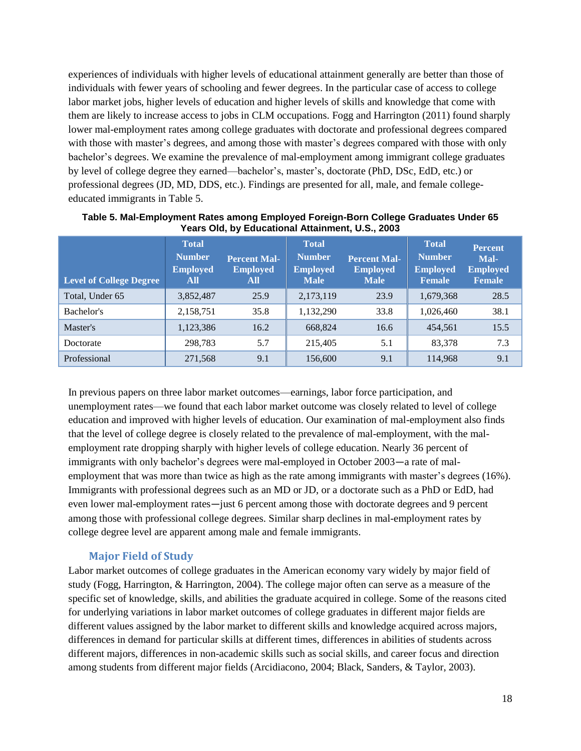experiences of individuals with higher levels of educational attainment generally are better than those of individuals with fewer years of schooling and fewer degrees. In the particular case of access to college labor market jobs, higher levels of education and higher levels of skills and knowledge that come with them are likely to increase access to jobs in CLM occupations. Fogg and Harrington (2011) found sharply lower mal-employment rates among college graduates with doctorate and professional degrees compared with those with master's degrees, and among those with master's degrees compared with those with only bachelor's degrees. We examine the prevalence of mal-employment among immigrant college graduates by level of college degree they earned—bachelor's, master's, doctorate (PhD, DSc, EdD, etc.) or professional degrees (JD, MD, DDS, etc.). Findings are presented for all, male, and female college-educated immigrants in Table 5.

**Table 5. Mal-Employment Rates among Employed Foreign-Born College Graduates Under 65 Years Old, by Educational Attainment, U.S., 2003**

| Level of College Degree | Total Number Employed All | Percent Mal-Employed All | Total Number Employed Male | Percent Mal-Employed Male | Total Number Employed Female | Percent Mal-Employed Female |
|---|---|---|---|---|---|---|
| Total, Under 65 | 3,852,487 | 25.9 | 2,173,119 | 23.9 | 1,679,368 | 28.5 |
| Bachelor's | 2,158,751 | 35.8 | 1,132,290 | 33.8 | 1,026,460 | 38.1 |
| Master's | 1,123,386 | 16.2 | 668,824 | 16.6 | 454,561 | 15.5 |
| Doctorate | 298,783 | 5.7 | 215,405 | 5.1 | 83,378 | 7.3 |
| Professional | 271,568 | 9.1 | 156,600 | 9.1 | 114,968 | 9.1 |

In previous papers on three labor market outcomes—earnings, labor force participation, and unemployment rates—we found that each labor market outcome was closely related to level of college education and improved with higher levels of education. Our examination of mal-employment also finds that the level of college degree is closely related to the prevalence of mal-employment, with the mal-employment rate dropping sharply with higher levels of college education. Nearly 36 percent of immigrants with only bachelor's degrees were mal-employed in October 2003—a rate of mal-employment that was more than twice as high as the rate among immigrants with master's degrees (16%). Immigrants with professional degrees such as an MD or JD, or a doctorate such as a PhD or EdD, had even lower mal-employment rates—just 6 percent among those with doctorate degrees and 9 percent among those with professional college degrees. Similar sharp declines in mal-employment rates by college degree level are apparent among male and female immigrants.

### Major Field of Study

Labor market outcomes of college graduates in the American economy vary widely by major field of study (Fogg, Harrington, & Harrington, 2004). The college major often can serve as a measure of the specific set of knowledge, skills, and abilities the graduate acquired in college. Some of the reasons cited for underlying variations in labor market outcomes of college graduates in different major fields are different values assigned by the labor market to different skills and knowledge acquired across majors, differences in demand for particular skills at different times, differences in abilities of students across different majors, differences in non-academic skills such as social skills, and career focus and direction among students from different major fields (Arcidiacono, 2004; Black, Sanders, & Taylor, 2003).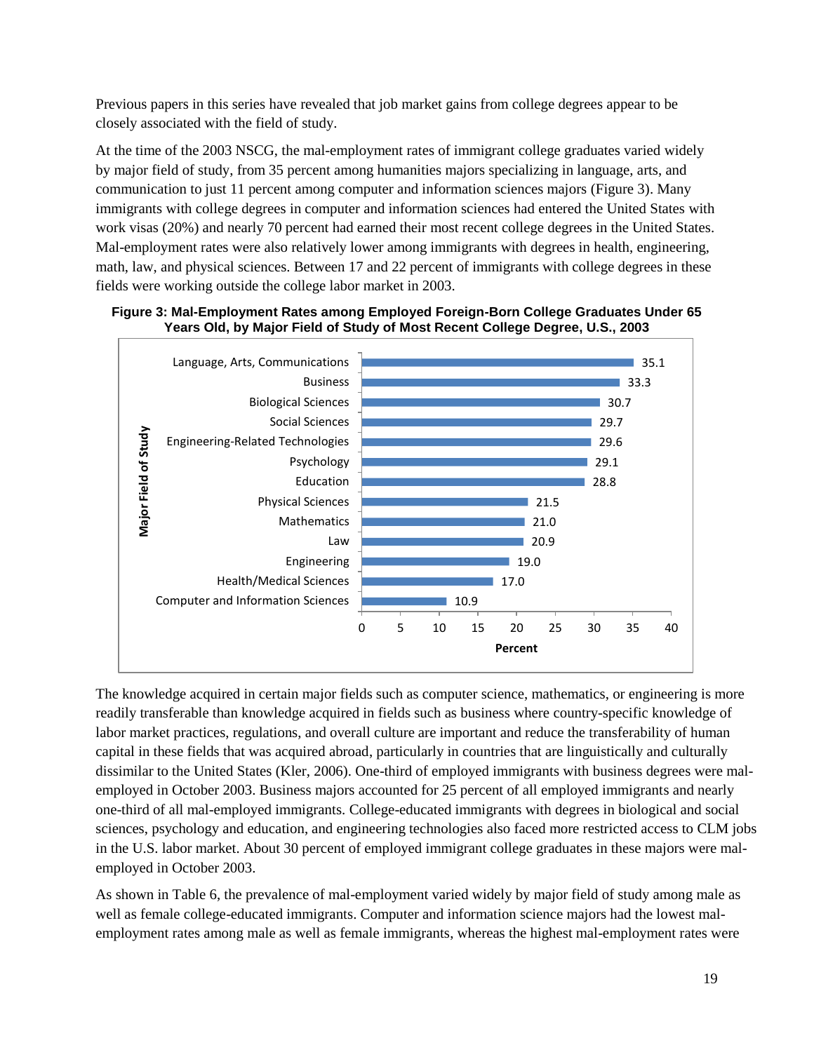Previous papers in this series have revealed that job market gains from college degrees appear to be closely associated with the field of study.

At the time of the 2003 NSCG, the mal-employment rates of immigrant college graduates varied widely by major field of study, from 35 percent among humanities majors specializing in language, arts, and communication to just 11 percent among computer and information sciences majors (Figure 3). Many immigrants with college degrees in computer and information sciences had entered the United States with work visas (20%) and nearly 70 percent had earned their most recent college degrees in the United States. Mal-employment rates were also relatively lower among immigrants with degrees in health, engineering, math, law, and physical sciences. Between 17 and 22 percent of immigrants with college degrees in these fields were working outside the college labor market in 2003.

**Figure 3: Mal-Employment Rates among Employed Foreign-Born College Graduates Under 65 Years Old, by Major Field of Study of Most Recent College Degree, U.S., 2003**

| Major Field of Study | Percent |
| --- | --- |
| Language, Arts, Communications | 35.1 |
| Business | 33.3 |
| Biological Sciences | 30.7 |
| Social Sciences | 29.7 |
| Engineering-Related Technologies | 29.6 |
| Psychology | 29.1 |
| Education | 28.8 |
| Physical Sciences | 21.5 |
| Mathematics | 21.0 |
| Law | 20.9 |
| Engineering | 19.0 |
| Health/Medical Sciences | 17.0 |
| Computer and Information Sciences | 10.9 |

The knowledge acquired in certain major fields such as computer science, mathematics, or engineering is more readily transferable than knowledge acquired in fields such as business where country-specific knowledge of labor market practices, regulations, and overall culture are important and reduce the transferability of human capital in these fields that was acquired abroad, particularly in countries that are linguistically and culturally dissimilar to the United States (Kler, 2006). One-third of employed immigrants with business degrees were mal-employed in October 2003. Business majors accounted for 25 percent of all employed immigrants and nearly one-third of all mal-employed immigrants. College-educated immigrants with degrees in biological and social sciences, psychology and education, and engineering technologies also faced more restricted access to CLM jobs in the U.S. labor market. About 30 percent of employed immigrant college graduates in these majors were mal-employed in October 2003.

As shown in Table 6, the prevalence of mal-employment varied widely by major field of study among male as well as female college-educated immigrants. Computer and information science majors had the lowest mal-employment rates among male as well as female immigrants, whereas the highest mal-employment rates were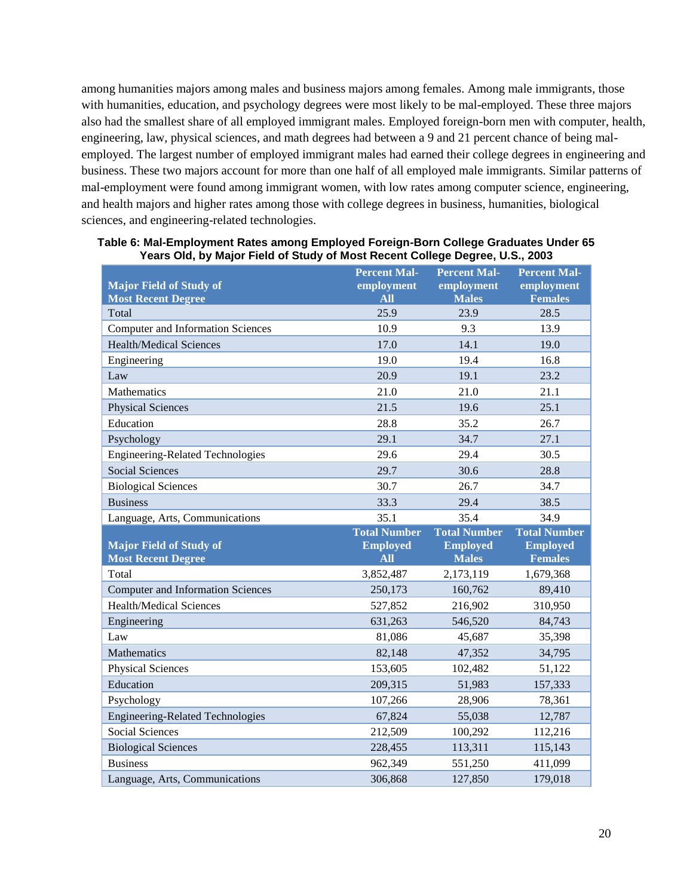among humanities majors among males and business majors among females. Among male immigrants, those with humanities, education, and psychology degrees were most likely to be mal-employed. These three majors also had the smallest share of all employed immigrant males. Employed foreign-born men with computer, health, engineering, law, physical sciences, and math degrees had between a 9 and 21 percent chance of being mal-employed. The largest number of employed immigrant males had earned their college degrees in engineering and business. These two majors account for more than one half of all employed male immigrants. Similar patterns of mal-employment were found among immigrant women, with low rates among computer science, engineering, and health majors and higher rates among those with college degrees in business, humanities, biological sciences, and engineering-related technologies.

**Table 6: Mal-Employment Rates among Employed Foreign-Born College Graduates Under 65 Years Old, by Major Field of Study of Most Recent College Degree, U.S., 2003**

| Major Field of Study of Most Recent Degree | Percent Mal-employment All | Percent Mal-employment Males | Percent Mal-employment Females |
|---|---|---|---|
| Total | 25.9 | 23.9 | 28.5 |
| Computer and Information Sciences | 10.9 | 9.3 | 13.9 |
| Health/Medical Sciences | 17.0 | 14.1 | 19.0 |
| Engineering | 19.0 | 19.4 | 16.8 |
| Law | 20.9 | 19.1 | 23.2 |
| Mathematics | 21.0 | 21.0 | 21.1 |
| Physical Sciences | 21.5 | 19.6 | 25.1 |
| Education | 28.8 | 35.2 | 26.7 |
| Psychology | 29.1 | 34.7 | 27.1 |
| Engineering-Related Technologies | 29.6 | 29.4 | 30.5 |
| Social Sciences | 29.7 | 30.6 | 28.8 |
| Biological Sciences | 30.7 | 26.7 | 34.7 |
| Business | 33.3 | 29.4 | 38.5 |
| Language, Arts, Communications | 35.1 | 35.4 | 34.9 |
| **Major Field of Study of Most Recent Degree** | **Total Number Employed All** | **Total Number Employed Males** | **Total Number Employed Females** |
| Total | 3,852,487 | 2,173,119 | 1,679,368 |
| Computer and Information Sciences | 250,173 | 160,762 | 89,410 |
| Health/Medical Sciences | 527,852 | 216,902 | 310,950 |
| Engineering | 631,263 | 546,520 | 84,743 |
| Law | 81,086 | 45,687 | 35,398 |
| Mathematics | 82,148 | 47,352 | 34,795 |
| Physical Sciences | 153,605 | 102,482 | 51,122 |
| Education | 209,315 | 51,983 | 157,333 |
| Psychology | 107,266 | 28,906 | 78,361 |
| Engineering-Related Technologies | 67,824 | 55,038 | 12,787 |
| Social Sciences | 212,509 | 100,292 | 112,216 |
| Biological Sciences | 228,455 | 113,311 | 115,143 |
| Business | 962,349 | 551,250 | 411,099 |
| Language, Arts, Communications | 306,868 | 127,850 | 179,018 |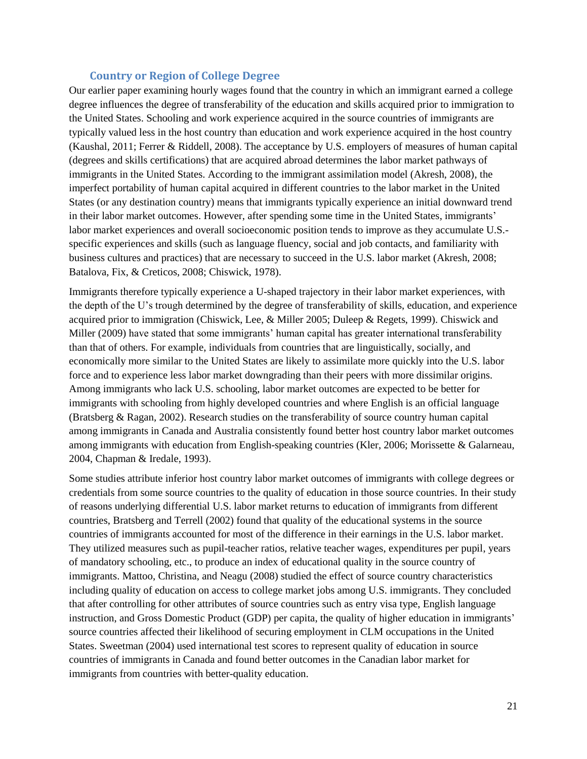### Country or Region of College Degree

Our earlier paper examining hourly wages found that the country in which an immigrant earned a college degree influences the degree of transferability of the education and skills acquired prior to immigration to the United States. Schooling and work experience acquired in the source countries of immigrants are typically valued less in the host country than education and work experience acquired in the host country (Kaushal, 2011; Ferrer & Riddell, 2008). The acceptance by U.S. employers of measures of human capital (degrees and skills certifications) that are acquired abroad determines the labor market pathways of immigrants in the United States. According to the immigrant assimilation model (Akresh, 2008), the imperfect portability of human capital acquired in different countries to the labor market in the United States (or any destination country) means that immigrants typically experience an initial downward trend in their labor market outcomes. However, after spending some time in the United States, immigrants' labor market experiences and overall socioeconomic position tends to improve as they accumulate U.S.-specific experiences and skills (such as language fluency, social and job contacts, and familiarity with business cultures and practices) that are necessary to succeed in the U.S. labor market (Akresh, 2008; Batalova, Fix, & Creticos, 2008; Chiswick, 1978).

Immigrants therefore typically experience a U-shaped trajectory in their labor market experiences, with the depth of the U's trough determined by the degree of transferability of skills, education, and experience acquired prior to immigration (Chiswick, Lee, & Miller 2005; Duleep & Regets, 1999). Chiswick and Miller (2009) have stated that some immigrants' human capital has greater international transferability than that of others. For example, individuals from countries that are linguistically, socially, and economically more similar to the United States are likely to assimilate more quickly into the U.S. labor force and to experience less labor market downgrading than their peers with more dissimilar origins. Among immigrants who lack U.S. schooling, labor market outcomes are expected to be better for immigrants with schooling from highly developed countries and where English is an official language (Bratsberg & Ragan, 2002). Research studies on the transferability of source country human capital among immigrants in Canada and Australia consistently found better host country labor market outcomes among immigrants with education from English-speaking countries (Kler, 2006; Morissette & Galarneau, 2004, Chapman & Iredale, 1993).

Some studies attribute inferior host country labor market outcomes of immigrants with college degrees or credentials from some source countries to the quality of education in those source countries. In their study of reasons underlying differential U.S. labor market returns to education of immigrants from different countries, Bratsberg and Terrell (2002) found that quality of the educational systems in the source countries of immigrants accounted for most of the difference in their earnings in the U.S. labor market. They utilized measures such as pupil-teacher ratios, relative teacher wages, expenditures per pupil, years of mandatory schooling, etc., to produce an index of educational quality in the source country of immigrants. Mattoo, Christina, and Neagu (2008) studied the effect of source country characteristics including quality of education on access to college market jobs among U.S. immigrants. They concluded that after controlling for other attributes of source countries such as entry visa type, English language instruction, and Gross Domestic Product (GDP) per capita, the quality of higher education in immigrants' source countries affected their likelihood of securing employment in CLM occupations in the United States. Sweetman (2004) used international test scores to represent quality of education in source countries of immigrants in Canada and found better outcomes in the Canadian labor market for immigrants from countries with better-quality education.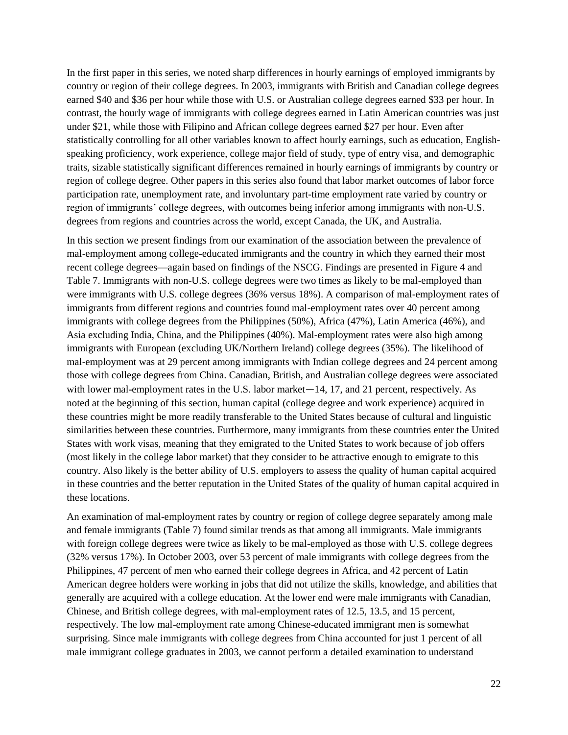In the first paper in this series, we noted sharp differences in hourly earnings of employed immigrants by country or region of their college degrees. In 2003, immigrants with British and Canadian college degrees earned $40 and $36 per hour while those with U.S. or Australian college degrees earned $33 per hour. In contrast, the hourly wage of immigrants with college degrees earned in Latin American countries was just under $21, while those with Filipino and African college degrees earned $27 per hour. Even after statistically controlling for all other variables known to affect hourly earnings, such as education, English-speaking proficiency, work experience, college major field of study, type of entry visa, and demographic traits, sizable statistically significant differences remained in hourly earnings of immigrants by country or region of college degree. Other papers in this series also found that labor market outcomes of labor force participation rate, unemployment rate, and involuntary part-time employment rate varied by country or region of immigrants' college degrees, with outcomes being inferior among immigrants with non-U.S. degrees from regions and countries across the world, except Canada, the UK, and Australia.

In this section we present findings from our examination of the association between the prevalence of mal-employment among college-educated immigrants and the country in which they earned their most recent college degrees—again based on findings of the NSCG. Findings are presented in Figure 4 and Table 7. Immigrants with non-U.S. college degrees were two times as likely to be mal-employed than were immigrants with U.S. college degrees (36% versus 18%). A comparison of mal-employment rates of immigrants from different regions and countries found mal-employment rates over 40 percent among immigrants with college degrees from the Philippines (50%), Africa (47%), Latin America (46%), and Asia excluding India, China, and the Philippines (40%). Mal-employment rates were also high among immigrants with European (excluding UK/Northern Ireland) college degrees (35%). The likelihood of mal-employment was at 29 percent among immigrants with Indian college degrees and 24 percent among those with college degrees from China. Canadian, British, and Australian college degrees were associated with lower mal-employment rates in the U.S. labor market—14, 17, and 21 percent, respectively. As noted at the beginning of this section, human capital (college degree and work experience) acquired in these countries might be more readily transferable to the United States because of cultural and linguistic similarities between these countries. Furthermore, many immigrants from these countries enter the United States with work visas, meaning that they emigrated to the United States to work because of job offers (most likely in the college labor market) that they consider to be attractive enough to emigrate to this country. Also likely is the better ability of U.S. employers to assess the quality of human capital acquired in these countries and the better reputation in the United States of the quality of human capital acquired in these locations.

An examination of mal-employment rates by country or region of college degree separately among male and female immigrants (Table 7) found similar trends as that among all immigrants. Male immigrants with foreign college degrees were twice as likely to be mal-employed as those with U.S. college degrees (32% versus 17%). In October 2003, over 53 percent of male immigrants with college degrees from the Philippines, 47 percent of men who earned their college degrees in Africa, and 42 percent of Latin American degree holders were working in jobs that did not utilize the skills, knowledge, and abilities that generally are acquired with a college education. At the lower end were male immigrants with Canadian, Chinese, and British college degrees, with mal-employment rates of 12.5, 13.5, and 15 percent, respectively. The low mal-employment rate among Chinese-educated immigrant men is somewhat surprising. Since male immigrants with college degrees from China accounted for just 1 percent of all male immigrant college graduates in 2003, we cannot perform a detailed examination to understand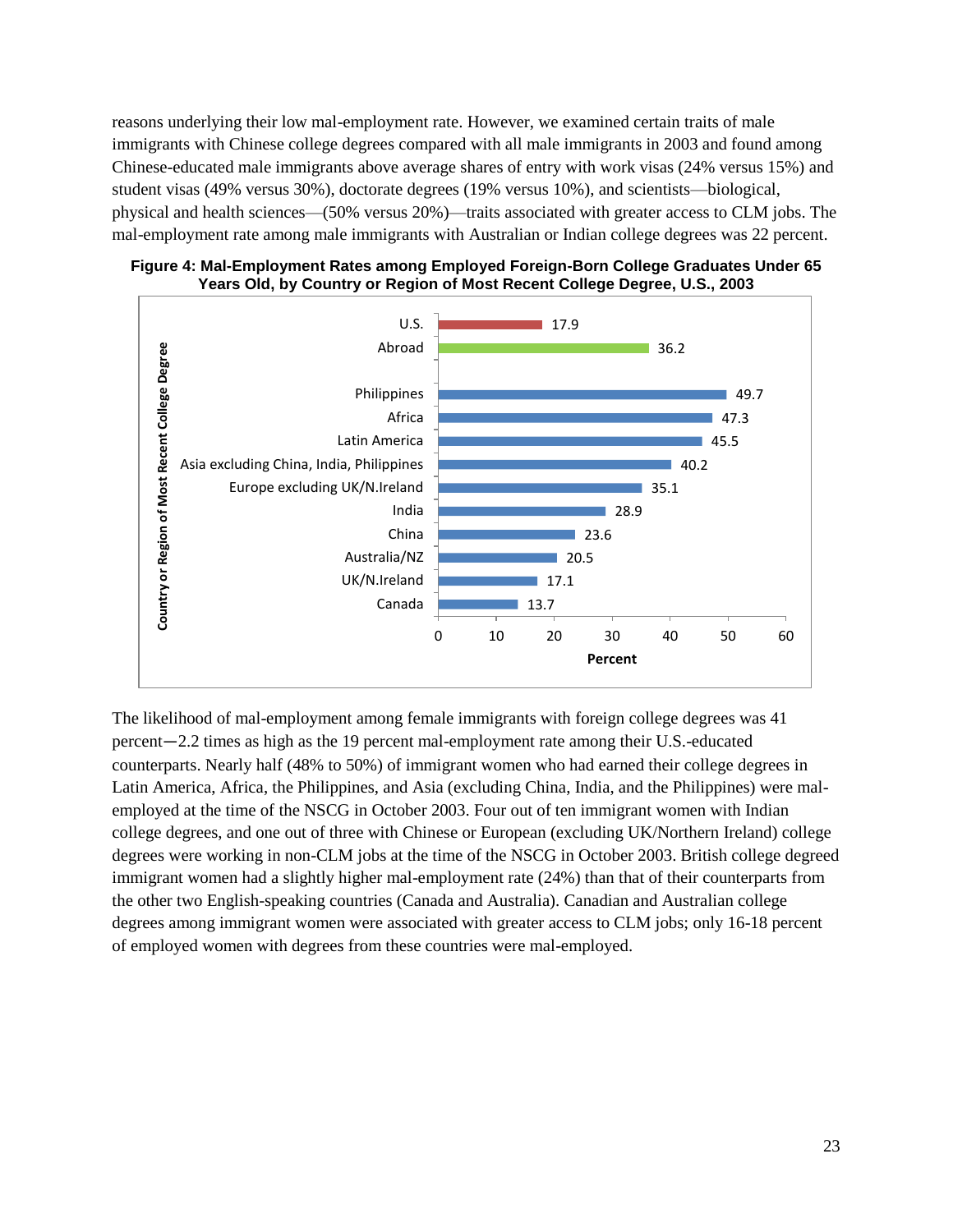reasons underlying their low mal-employment rate. However, we examined certain traits of male immigrants with Chinese college degrees compared with all male immigrants in 2003 and found among Chinese-educated male immigrants above average shares of entry with work visas (24% versus 15%) and student visas (49% versus 30%), doctorate degrees (19% versus 10%), and scientists—biological, physical and health sciences—(50% versus 20%)—traits associated with greater access to CLM jobs. The mal-employment rate among male immigrants with Australian or Indian college degrees was 22 percent.

**Figure 4: Mal-Employment Rates among Employed Foreign-Born College Graduates Under 65 Years Old, by Country or Region of Most Recent College Degree, U.S., 2003**

| Country or Region of Most Recent College Degree | Percent |
|---|---|
| U.S. | 17.9 |
| Abroad | 36.2 |
| Philippines | 49.7 |
| Africa | 47.3 |
| Latin America | 45.5 |
| Asia excluding China, India, Philippines | 40.2 |
| Europe excluding UK/N.Ireland | 35.1 |
| India | 28.9 |
| China | 23.6 |
| Australia/NZ | 20.5 |
| UK/N.Ireland | 17.1 |
| Canada | 13.7 |

The likelihood of mal-employment among female immigrants with foreign college degrees was 41 percent─2.2 times as high as the 19 percent mal-employment rate among their U.S.-educated counterparts. Nearly half (48% to 50%) of immigrant women who had earned their college degrees in Latin America, Africa, the Philippines, and Asia (excluding China, India, and the Philippines) were mal-employed at the time of the NSCG in October 2003. Four out of ten immigrant women with Indian college degrees, and one out of three with Chinese or European (excluding UK/Northern Ireland) college degrees were working in non-CLM jobs at the time of the NSCG in October 2003. British college degreed immigrant women had a slightly higher mal-employment rate (24%) than that of their counterparts from the other two English-speaking countries (Canada and Australia). Canadian and Australian college degrees among immigrant women were associated with greater access to CLM jobs; only 16-18 percent of employed women with degrees from these countries were mal-employed.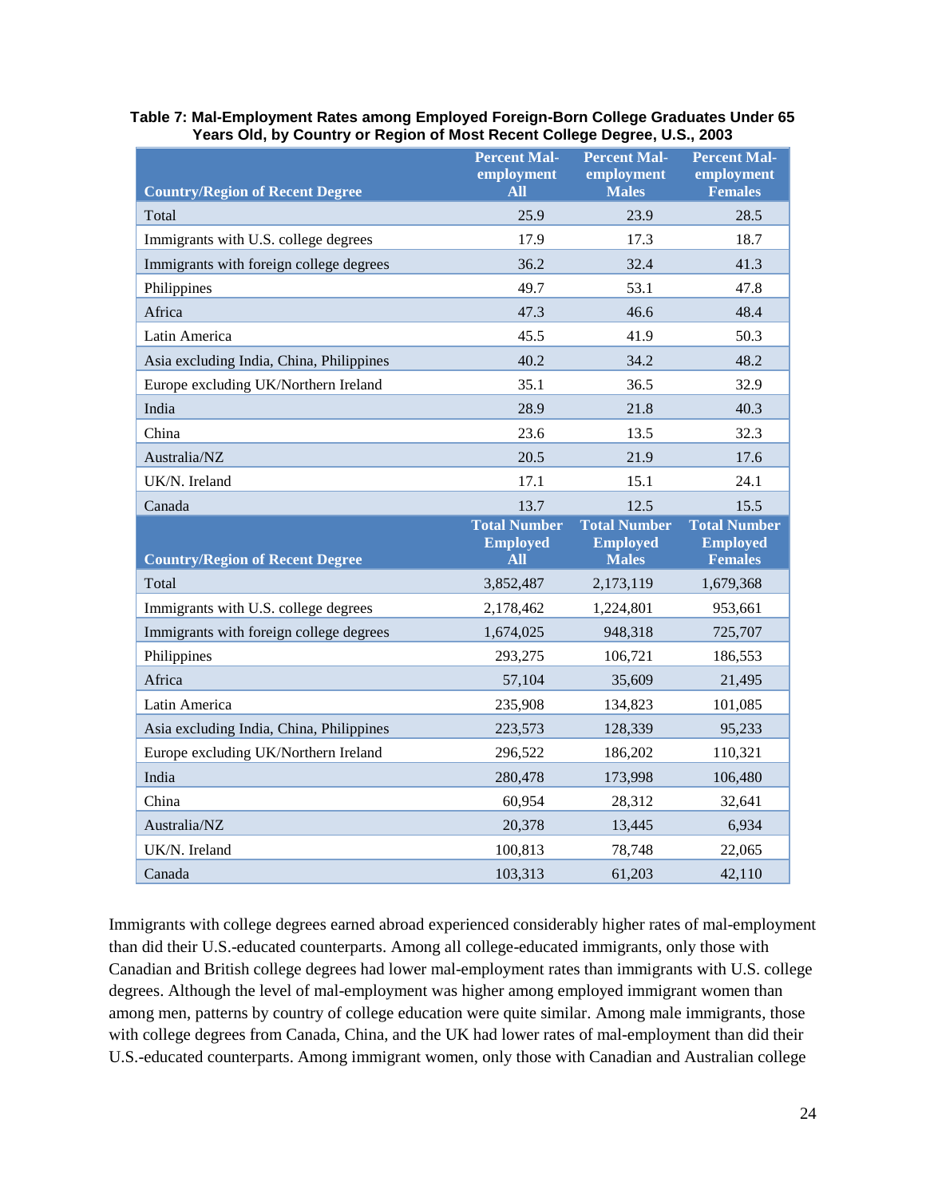**Table 7: Mal-Employment Rates among Employed Foreign-Born College Graduates Under 65 Years Old, by Country or Region of Most Recent College Degree, U.S., 2003**

| Country/Region of Recent Degree | Percent Mal-employment All | Percent Mal-employment Males | Percent Mal-employment Females |
|---|---|---|---|
| Total | 25.9 | 23.9 | 28.5 |
| Immigrants with U.S. college degrees | 17.9 | 17.3 | 18.7 |
| Immigrants with foreign college degrees | 36.2 | 32.4 | 41.3 |
| Philippines | 49.7 | 53.1 | 47.8 |
| Africa | 47.3 | 46.6 | 48.4 |
| Latin America | 45.5 | 41.9 | 50.3 |
| Asia excluding India, China, Philippines | 40.2 | 34.2 | 48.2 |
| Europe excluding UK/Northern Ireland | 35.1 | 36.5 | 32.9 |
| India | 28.9 | 21.8 | 40.3 |
| China | 23.6 | 13.5 | 32.3 |
| Australia/NZ | 20.5 | 21.9 | 17.6 |
| UK/N. Ireland | 17.1 | 15.1 | 24.1 |
| Canada | 13.7 | 12.5 | 15.5 |
| **Country/Region of Recent Degree** | **Total Number Employed All** | **Total Number Employed Males** | **Total Number Employed Females** |
| Total | 3,852,487 | 2,173,119 | 1,679,368 |
| Immigrants with U.S. college degrees | 2,178,462 | 1,224,801 | 953,661 |
| Immigrants with foreign college degrees | 1,674,025 | 948,318 | 725,707 |
| Philippines | 293,275 | 106,721 | 186,553 |
| Africa | 57,104 | 35,609 | 21,495 |
| Latin America | 235,908 | 134,823 | 101,085 |
| Asia excluding India, China, Philippines | 223,573 | 128,339 | 95,233 |
| Europe excluding UK/Northern Ireland | 296,522 | 186,202 | 110,321 |
| India | 280,478 | 173,998 | 106,480 |
| China | 60,954 | 28,312 | 32,641 |
| Australia/NZ | 20,378 | 13,445 | 6,934 |
| UK/N. Ireland | 100,813 | 78,748 | 22,065 |
| Canada | 103,313 | 61,203 | 42,110 |

Immigrants with college degrees earned abroad experienced considerably higher rates of mal-employment than did their U.S.-educated counterparts. Among all college-educated immigrants, only those with Canadian and British college degrees had lower mal-employment rates than immigrants with U.S. college degrees. Although the level of mal-employment was higher among employed immigrant women than among men, patterns by country of college education were quite similar. Among male immigrants, those with college degrees from Canada, China, and the UK had lower rates of mal-employment than did their U.S.-educated counterparts. Among immigrant women, only those with Canadian and Australian college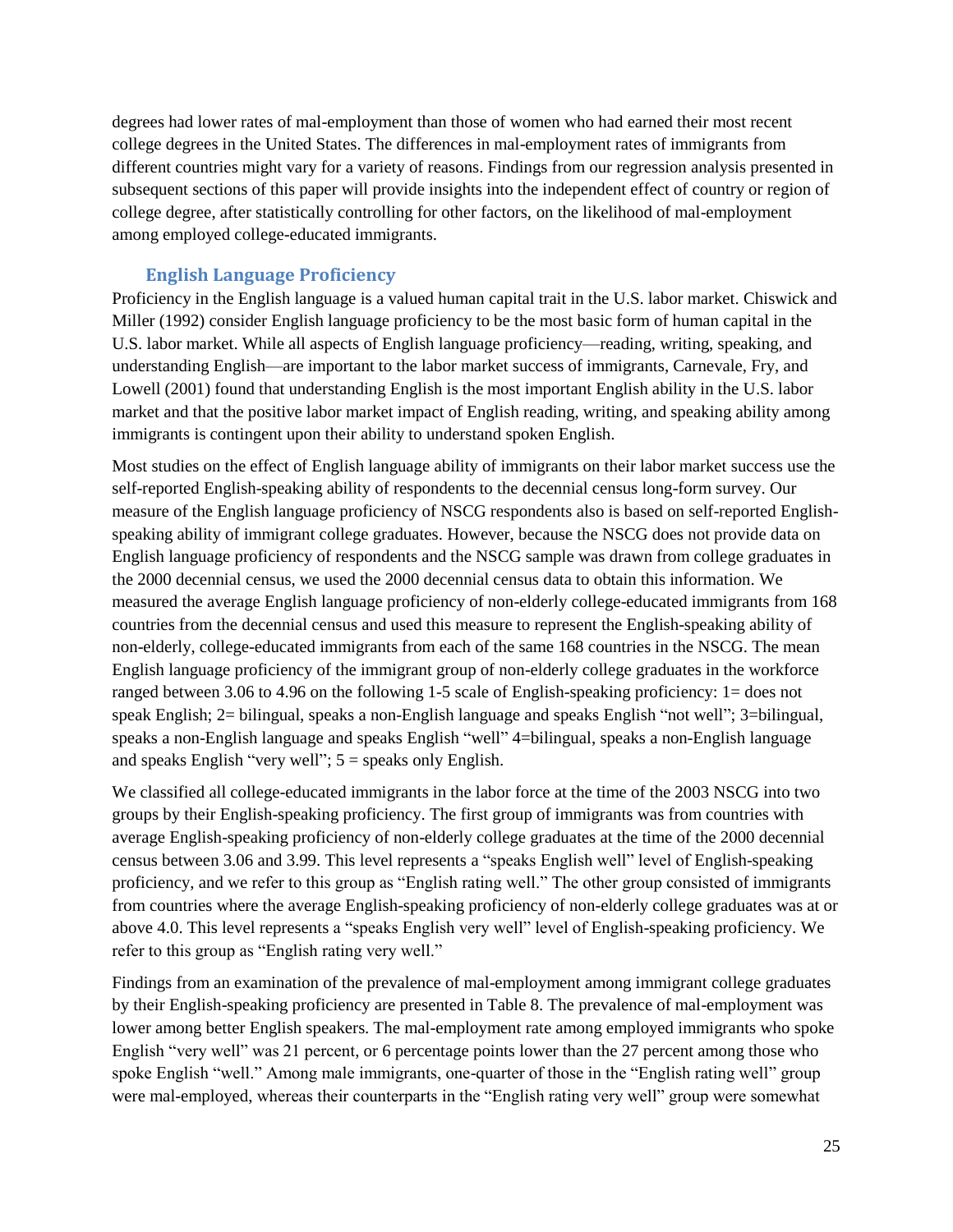degrees had lower rates of mal-employment than those of women who had earned their most recent college degrees in the United States. The differences in mal-employment rates of immigrants from different countries might vary for a variety of reasons. Findings from our regression analysis presented in subsequent sections of this paper will provide insights into the independent effect of country or region of college degree, after statistically controlling for other factors, on the likelihood of mal-employment among employed college-educated immigrants.

### English Language Proficiency

Proficiency in the English language is a valued human capital trait in the U.S. labor market. Chiswick and Miller (1992) consider English language proficiency to be the most basic form of human capital in the U.S. labor market. While all aspects of English language proficiency—reading, writing, speaking, and understanding English—are important to the labor market success of immigrants, Carnevale, Fry, and Lowell (2001) found that understanding English is the most important English ability in the U.S. labor market and that the positive labor market impact of English reading, writing, and speaking ability among immigrants is contingent upon their ability to understand spoken English.

Most studies on the effect of English language ability of immigrants on their labor market success use the self-reported English-speaking ability of respondents to the decennial census long-form survey. Our measure of the English language proficiency of NSCG respondents also is based on self-reported English-speaking ability of immigrant college graduates. However, because the NSCG does not provide data on English language proficiency of respondents and the NSCG sample was drawn from college graduates in the 2000 decennial census, we used the 2000 decennial census data to obtain this information. We measured the average English language proficiency of non-elderly college-educated immigrants from 168 countries from the decennial census and used this measure to represent the English-speaking ability of non-elderly, college-educated immigrants from each of the same 168 countries in the NSCG. The mean English language proficiency of the immigrant group of non-elderly college graduates in the workforce ranged between 3.06 to 4.96 on the following 1-5 scale of English-speaking proficiency: 1= does not speak English; 2= bilingual, speaks a non-English language and speaks English "not well"; 3=bilingual, speaks a non-English language and speaks English "well" 4=bilingual, speaks a non-English language and speaks English "very well"; 5 = speaks only English.

We classified all college-educated immigrants in the labor force at the time of the 2003 NSCG into two groups by their English-speaking proficiency. The first group of immigrants was from countries with average English-speaking proficiency of non-elderly college graduates at the time of the 2000 decennial census between 3.06 and 3.99. This level represents a "speaks English well" level of English-speaking proficiency, and we refer to this group as "English rating well." The other group consisted of immigrants from countries where the average English-speaking proficiency of non-elderly college graduates was at or above 4.0. This level represents a "speaks English very well" level of English-speaking proficiency. We refer to this group as "English rating very well."

Findings from an examination of the prevalence of mal-employment among immigrant college graduates by their English-speaking proficiency are presented in Table 8. The prevalence of mal-employment was lower among better English speakers. The mal-employment rate among employed immigrants who spoke English "very well" was 21 percent, or 6 percentage points lower than the 27 percent among those who spoke English "well." Among male immigrants, one-quarter of those in the "English rating well" group were mal-employed, whereas their counterparts in the "English rating very well" group were somewhat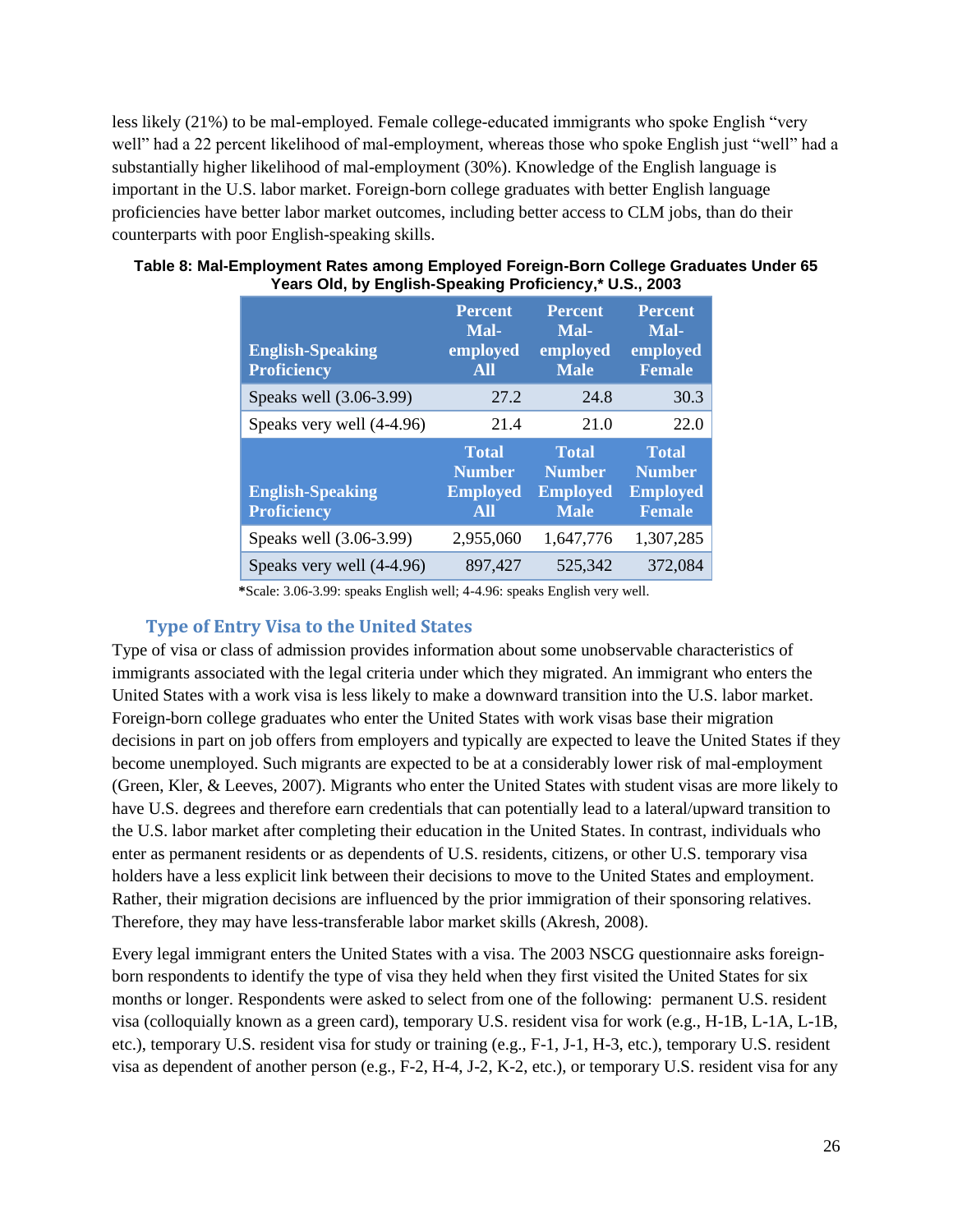less likely (21%) to be mal-employed. Female college-educated immigrants who spoke English "very well" had a 22 percent likelihood of mal-employment, whereas those who spoke English just "well" had a substantially higher likelihood of mal-employment (30%). Knowledge of the English language is important in the U.S. labor market. Foreign-born college graduates with better English language proficiencies have better labor market outcomes, including better access to CLM jobs, than do their counterparts with poor English-speaking skills.

**Table 8: Mal-Employment Rates among Employed Foreign-Born College Graduates Under 65 Years Old, by English-Speaking Proficiency,* U.S., 2003**

| English-Speaking Proficiency | Percent Mal-employed All | Percent Mal-employed Male | Percent Mal-employed Female |
|---|---|---|---|
| Speaks well (3.06-3.99) | 27.2 | 24.8 | 30.3 |
| Speaks very well (4-4.96) | 21.4 | 21.0 | 22.0 |
| **English-Speaking Proficiency** | **Total Number Employed All** | **Total Number Employed Male** | **Total Number Employed Female** |
| Speaks well (3.06-3.99) | 2,955,060 | 1,647,776 | 1,307,285 |
| Speaks very well (4-4.96) | 897,427 | 525,342 | 372,084 |

*Scale: 3.06-3.99: speaks English well; 4-4.96: speaks English very well.

### Type of Entry Visa to the United States

Type of visa or class of admission provides information about some unobservable characteristics of immigrants associated with the legal criteria under which they migrated. An immigrant who enters the United States with a work visa is less likely to make a downward transition into the U.S. labor market. Foreign-born college graduates who enter the United States with work visas base their migration decisions in part on job offers from employers and typically are expected to leave the United States if they become unemployed. Such migrants are expected to be at a considerably lower risk of mal-employment (Green, Kler, & Leeves, 2007). Migrants who enter the United States with student visas are more likely to have U.S. degrees and therefore earn credentials that can potentially lead to a lateral/upward transition to the U.S. labor market after completing their education in the United States. In contrast, individuals who enter as permanent residents or as dependents of U.S. residents, citizens, or other U.S. temporary visa holders have a less explicit link between their decisions to move to the United States and employment. Rather, their migration decisions are influenced by the prior immigration of their sponsoring relatives. Therefore, they may have less-transferable labor market skills (Akresh, 2008).

Every legal immigrant enters the United States with a visa. The 2003 NSCG questionnaire asks foreign-born respondents to identify the type of visa they held when they first visited the United States for six months or longer. Respondents were asked to select from one of the following: permanent U.S. resident visa (colloquially known as a green card), temporary U.S. resident visa for work (e.g., H-1B, L-1A, L-1B, etc.), temporary U.S. resident visa for study or training (e.g., F-1, J-1, H-3, etc.), temporary U.S. resident visa as dependent of another person (e.g., F-2, H-4, J-2, K-2, etc.), or temporary U.S. resident visa for any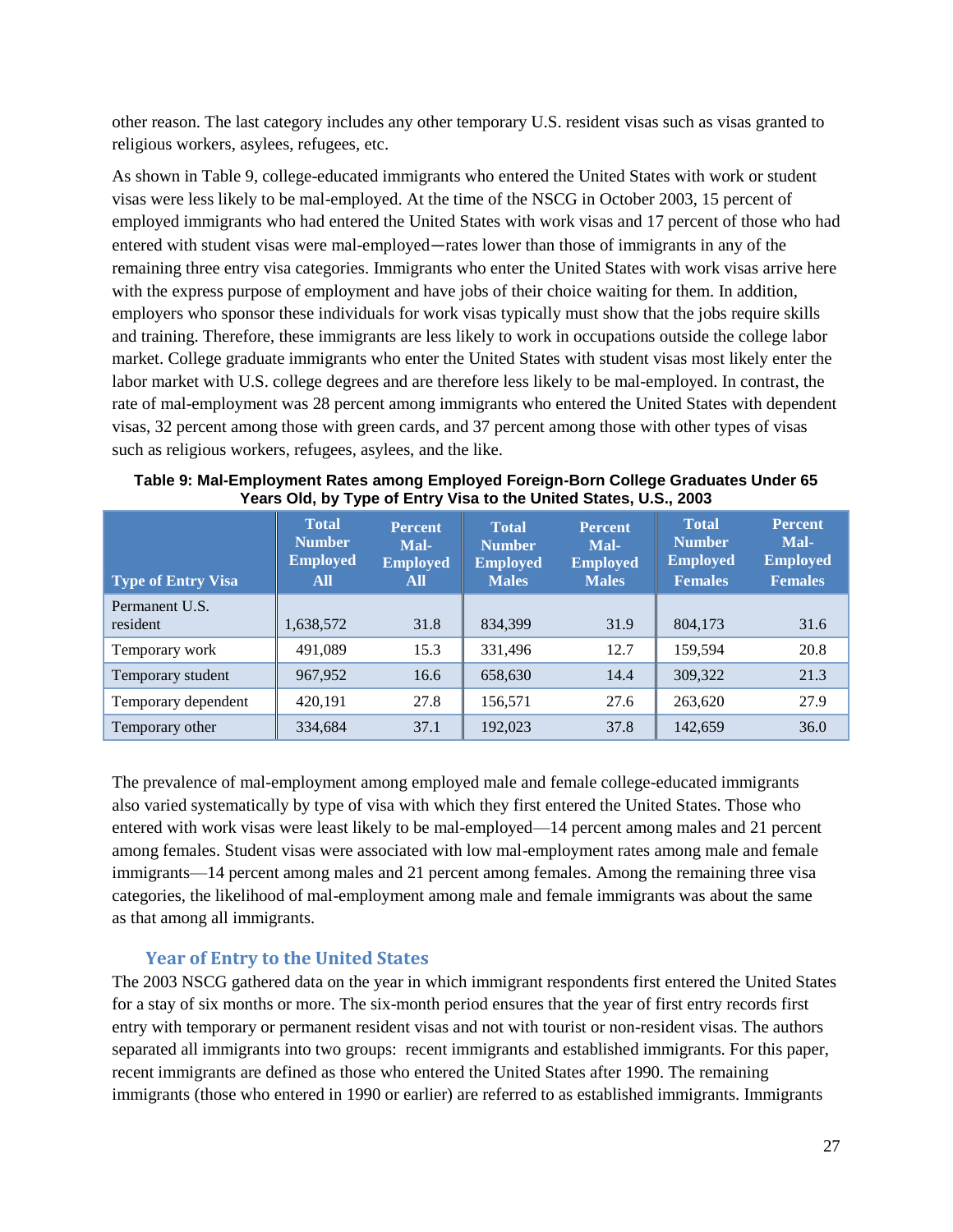other reason. The last category includes any other temporary U.S. resident visas such as visas granted to religious workers, asylees, refugees, etc.

As shown in Table 9, college-educated immigrants who entered the United States with work or student visas were less likely to be mal-employed. At the time of the NSCG in October 2003, 15 percent of employed immigrants who had entered the United States with work visas and 17 percent of those who had entered with student visas were mal-employed―rates lower than those of immigrants in any of the remaining three entry visa categories. Immigrants who enter the United States with work visas arrive here with the express purpose of employment and have jobs of their choice waiting for them. In addition, employers who sponsor these individuals for work visas typically must show that the jobs require skills and training. Therefore, these immigrants are less likely to work in occupations outside the college labor market. College graduate immigrants who enter the United States with student visas most likely enter the labor market with U.S. college degrees and are therefore less likely to be mal-employed. In contrast, the rate of mal-employment was 28 percent among immigrants who entered the United States with dependent visas, 32 percent among those with green cards, and 37 percent among those with other types of visas such as religious workers, refugees, asylees, and the like.

**Table 9: Mal-Employment Rates among Employed Foreign-Born College Graduates Under 65 Years Old, by Type of Entry Visa to the United States, U.S., 2003**

| Type of Entry Visa | Total Number Employed All | Percent Mal-Employed All | Total Number Employed Males | Percent Mal-Employed Males | Total Number Employed Females | Percent Mal-Employed Females |
|---|---|---|---|---|---|---|
| Permanent U.S. resident | 1,638,572 | 31.8 | 834,399 | 31.9 | 804,173 | 31.6 |
| Temporary work | 491,089 | 15.3 | 331,496 | 12.7 | 159,594 | 20.8 |
| Temporary student | 967,952 | 16.6 | 658,630 | 14.4 | 309,322 | 21.3 |
| Temporary dependent | 420,191 | 27.8 | 156,571 | 27.6 | 263,620 | 27.9 |
| Temporary other | 334,684 | 37.1 | 192,023 | 37.8 | 142,659 | 36.0 |

The prevalence of mal-employment among employed male and female college-educated immigrants also varied systematically by type of visa with which they first entered the United States. Those who entered with work visas were least likely to be mal-employed—14 percent among males and 21 percent among females. Student visas were associated with low mal-employment rates among male and female immigrants—14 percent among males and 21 percent among females. Among the remaining three visa categories, the likelihood of mal-employment among male and female immigrants was about the same as that among all immigrants.

### Year of Entry to the United States

The 2003 NSCG gathered data on the year in which immigrant respondents first entered the United States for a stay of six months or more. The six-month period ensures that the year of first entry records first entry with temporary or permanent resident visas and not with tourist or non-resident visas. The authors separated all immigrants into two groups: recent immigrants and established immigrants. For this paper, recent immigrants are defined as those who entered the United States after 1990. The remaining immigrants (those who entered in 1990 or earlier) are referred to as established immigrants. Immigrants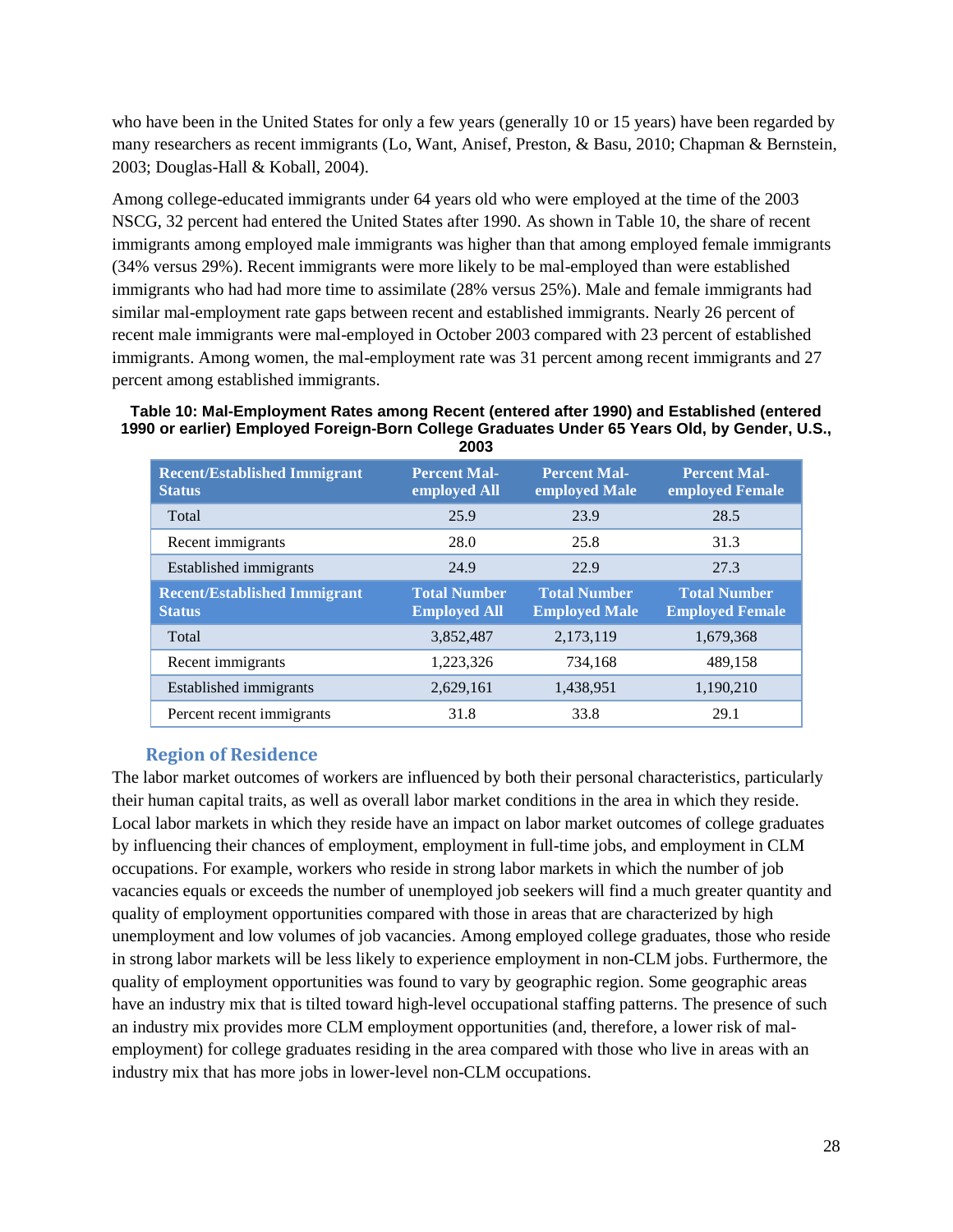who have been in the United States for only a few years (generally 10 or 15 years) have been regarded by many researchers as recent immigrants (Lo, Want, Anisef, Preston, & Basu, 2010; Chapman & Bernstein, 2003; Douglas-Hall & Koball, 2004).

Among college-educated immigrants under 64 years old who were employed at the time of the 2003 NSCG, 32 percent had entered the United States after 1990. As shown in Table 10, the share of recent immigrants among employed male immigrants was higher than that among employed female immigrants (34% versus 29%). Recent immigrants were more likely to be mal-employed than were established immigrants who had had more time to assimilate (28% versus 25%). Male and female immigrants had similar mal-employment rate gaps between recent and established immigrants. Nearly 26 percent of recent male immigrants were mal-employed in October 2003 compared with 23 percent of established immigrants. Among women, the mal-employment rate was 31 percent among recent immigrants and 27 percent among established immigrants.

**Table 10: Mal-Employment Rates among Recent (entered after 1990) and Established (entered 1990 or earlier) Employed Foreign-Born College Graduates Under 65 Years Old, by Gender, U.S., 2003**

| Recent/Established Immigrant Status | Percent Mal-employed All | Percent Mal-employed Male | Percent Mal-employed Female |
|---|---|---|---|
| Total | 25.9 | 23.9 | 28.5 |
| Recent immigrants | 28.0 | 25.8 | 31.3 |
| Established immigrants | 24.9 | 22.9 | 27.3 |
| **Recent/Established Immigrant Status** | **Total Number Employed All** | **Total Number Employed Male** | **Total Number Employed Female** |
| Total | 3,852,487 | 2,173,119 | 1,679,368 |
| Recent immigrants | 1,223,326 | 734,168 | 489,158 |
| Established immigrants | 2,629,161 | 1,438,951 | 1,190,210 |
| Percent recent immigrants | 31.8 | 33.8 | 29.1 |

## Region of Residence

The labor market outcomes of workers are influenced by both their personal characteristics, particularly their human capital traits, as well as overall labor market conditions in the area in which they reside. Local labor markets in which they reside have an impact on labor market outcomes of college graduates by influencing their chances of employment, employment in full-time jobs, and employment in CLM occupations. For example, workers who reside in strong labor markets in which the number of job vacancies equals or exceeds the number of unemployed job seekers will find a much greater quantity and quality of employment opportunities compared with those in areas that are characterized by high unemployment and low volumes of job vacancies. Among employed college graduates, those who reside in strong labor markets will be less likely to experience employment in non-CLM jobs. Furthermore, the quality of employment opportunities was found to vary by geographic region. Some geographic areas have an industry mix that is tilted toward high-level occupational staffing patterns. The presence of such an industry mix provides more CLM employment opportunities (and, therefore, a lower risk of mal-employment) for college graduates residing in the area compared with those who live in areas with an industry mix that has more jobs in lower-level non-CLM occupations.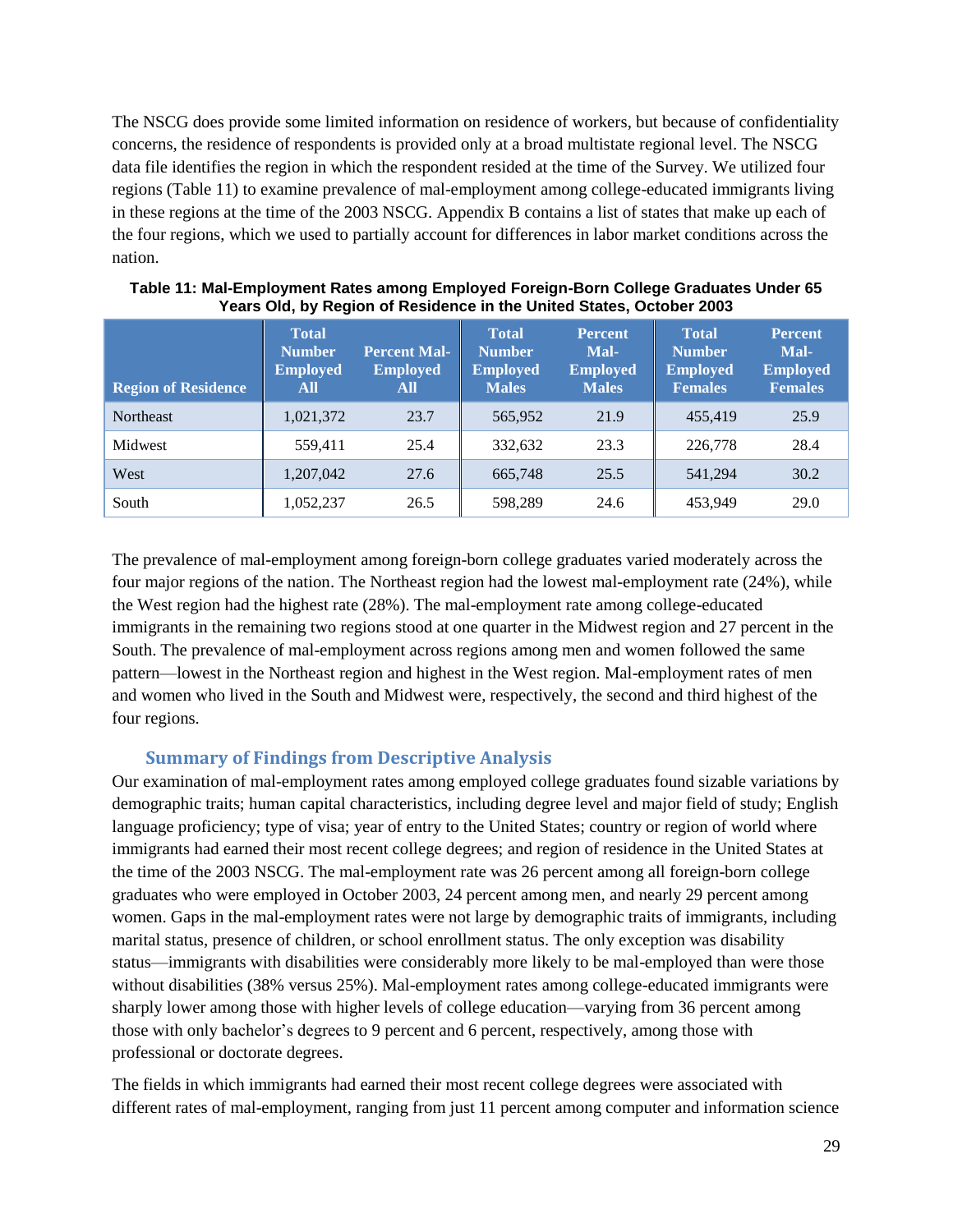The NSCG does provide some limited information on residence of workers, but because of confidentiality concerns, the residence of respondents is provided only at a broad multistate regional level. The NSCG data file identifies the region in which the respondent resided at the time of the Survey. We utilized four regions (Table 11) to examine prevalence of mal-employment among college-educated immigrants living in these regions at the time of the 2003 NSCG. Appendix B contains a list of states that make up each of the four regions, which we used to partially account for differences in labor market conditions across the nation.

**Table 11: Mal-Employment Rates among Employed Foreign-Born College Graduates Under 65 Years Old, by Region of Residence in the United States, October 2003**

| Region of Residence | Total Number Employed All | Percent Mal-Employed All | Total Number Employed Males | Percent Mal-Employed Males | Total Number Employed Females | Percent Mal-Employed Females |
|---|---|---|---|---|---|---|
| Northeast | 1,021,372 | 23.7 | 565,952 | 21.9 | 455,419 | 25.9 |
| Midwest | 559,411 | 25.4 | 332,632 | 23.3 | 226,778 | 28.4 |
| West | 1,207,042 | 27.6 | 665,748 | 25.5 | 541,294 | 30.2 |
| South | 1,052,237 | 26.5 | 598,289 | 24.6 | 453,949 | 29.0 |

The prevalence of mal-employment among foreign-born college graduates varied moderately across the four major regions of the nation. The Northeast region had the lowest mal-employment rate (24%), while the West region had the highest rate (28%). The mal-employment rate among college-educated immigrants in the remaining two regions stood at one quarter in the Midwest region and 27 percent in the South. The prevalence of mal-employment across regions among men and women followed the same pattern—lowest in the Northeast region and highest in the West region. Mal-employment rates of men and women who lived in the South and Midwest were, respectively, the second and third highest of the four regions.

## Summary of Findings from Descriptive Analysis

Our examination of mal-employment rates among employed college graduates found sizable variations by demographic traits; human capital characteristics, including degree level and major field of study; English language proficiency; type of visa; year of entry to the United States; country or region of world where immigrants had earned their most recent college degrees; and region of residence in the United States at the time of the 2003 NSCG. The mal-employment rate was 26 percent among all foreign-born college graduates who were employed in October 2003, 24 percent among men, and nearly 29 percent among women. Gaps in the mal-employment rates were not large by demographic traits of immigrants, including marital status, presence of children, or school enrollment status. The only exception was disability status—immigrants with disabilities were considerably more likely to be mal-employed than were those without disabilities (38% versus 25%). Mal-employment rates among college-educated immigrants were sharply lower among those with higher levels of college education—varying from 36 percent among those with only bachelor's degrees to 9 percent and 6 percent, respectively, among those with professional or doctorate degrees.

The fields in which immigrants had earned their most recent college degrees were associated with different rates of mal-employment, ranging from just 11 percent among computer and information science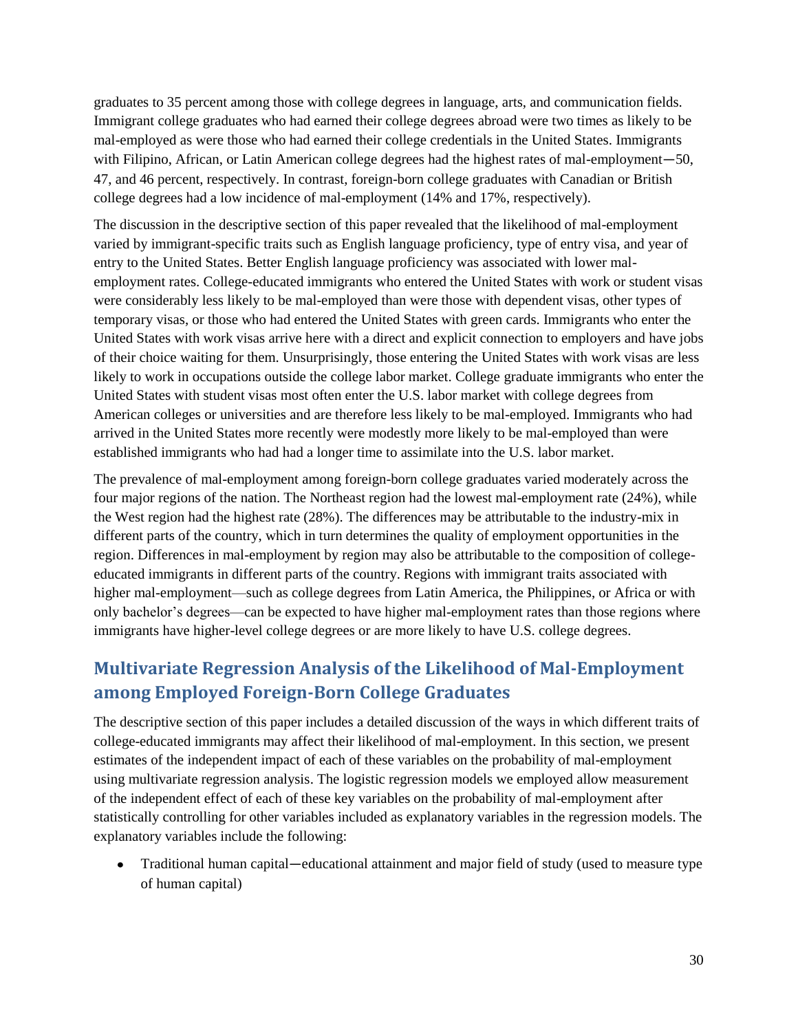graduates to 35 percent among those with college degrees in language, arts, and communication fields. Immigrant college graduates who had earned their college degrees abroad were two times as likely to be mal-employed as were those who had earned their college credentials in the United States. Immigrants with Filipino, African, or Latin American college degrees had the highest rates of mal-employment—50, 47, and 46 percent, respectively. In contrast, foreign-born college graduates with Canadian or British college degrees had a low incidence of mal-employment (14% and 17%, respectively).

The discussion in the descriptive section of this paper revealed that the likelihood of mal-employment varied by immigrant-specific traits such as English language proficiency, type of entry visa, and year of entry to the United States. Better English language proficiency was associated with lower mal-employment rates. College-educated immigrants who entered the United States with work or student visas were considerably less likely to be mal-employed than were those with dependent visas, other types of temporary visas, or those who had entered the United States with green cards. Immigrants who enter the United States with work visas arrive here with a direct and explicit connection to employers and have jobs of their choice waiting for them. Unsurprisingly, those entering the United States with work visas are less likely to work in occupations outside the college labor market. College graduate immigrants who enter the United States with student visas most often enter the U.S. labor market with college degrees from American colleges or universities and are therefore less likely to be mal-employed. Immigrants who had arrived in the United States more recently were modestly more likely to be mal-employed than were established immigrants who had had a longer time to assimilate into the U.S. labor market.

The prevalence of mal-employment among foreign-born college graduates varied moderately across the four major regions of the nation. The Northeast region had the lowest mal-employment rate (24%), while the West region had the highest rate (28%). The differences may be attributable to the industry-mix in different parts of the country, which in turn determines the quality of employment opportunities in the region. Differences in mal-employment by region may also be attributable to the composition of college-educated immigrants in different parts of the country. Regions with immigrant traits associated with higher mal-employment—such as college degrees from Latin America, the Philippines, or Africa or with only bachelor's degrees—can be expected to have higher mal-employment rates than those regions where immigrants have higher-level college degrees or are more likely to have U.S. college degrees.

## Multivariate Regression Analysis of the Likelihood of Mal-Employment among Employed Foreign-Born College Graduates

The descriptive section of this paper includes a detailed discussion of the ways in which different traits of college-educated immigrants may affect their likelihood of mal-employment. In this section, we present estimates of the independent impact of each of these variables on the probability of mal-employment using multivariate regression analysis. The logistic regression models we employed allow measurement of the independent effect of each of these key variables on the probability of mal-employment after statistically controlling for other variables included as explanatory variables in the regression models. The explanatory variables include the following:

- Traditional human capital—educational attainment and major field of study (used to measure type of human capital)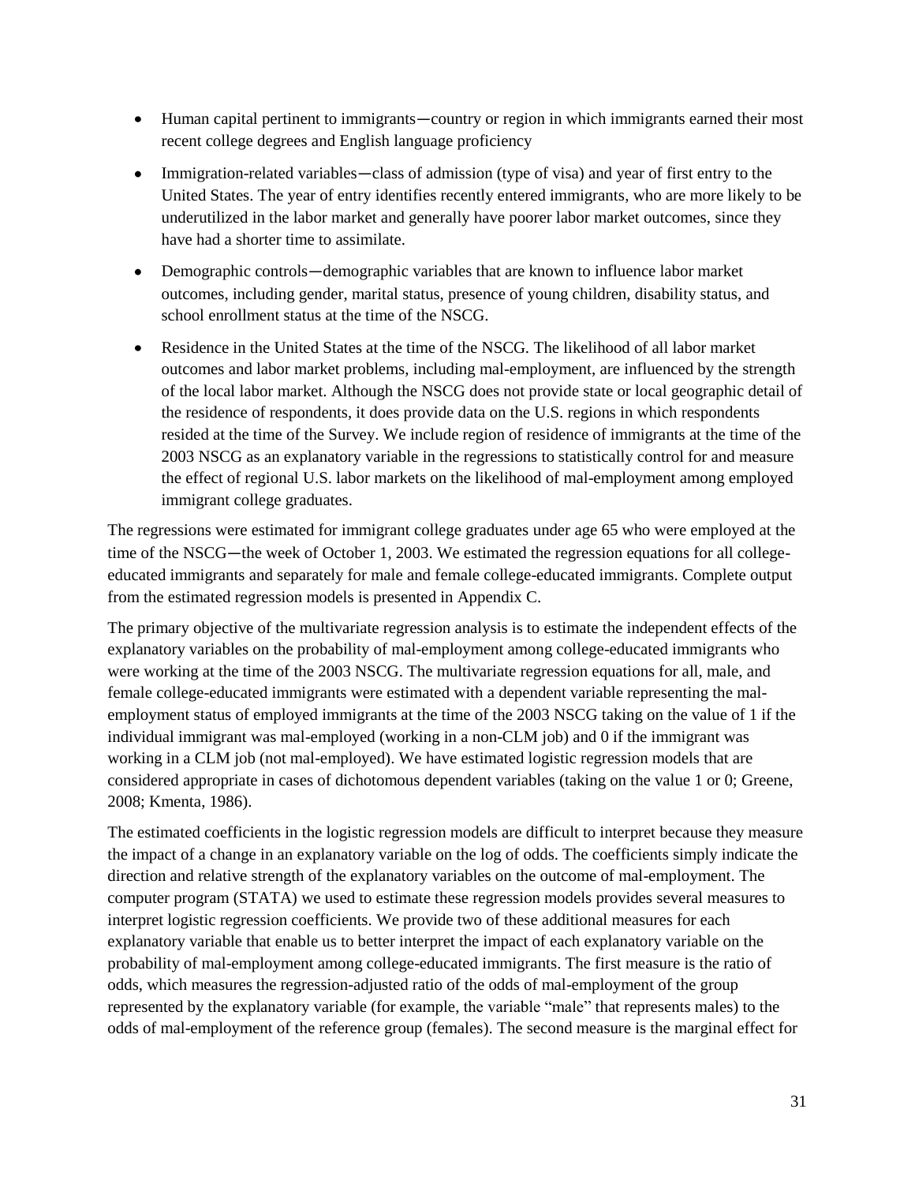- Human capital pertinent to immigrants—country or region in which immigrants earned their most recent college degrees and English language proficiency
- Immigration-related variables—class of admission (type of visa) and year of first entry to the United States. The year of entry identifies recently entered immigrants, who are more likely to be underutilized in the labor market and generally have poorer labor market outcomes, since they have had a shorter time to assimilate.
- Demographic controls—demographic variables that are known to influence labor market outcomes, including gender, marital status, presence of young children, disability status, and school enrollment status at the time of the NSCG.
- Residence in the United States at the time of the NSCG. The likelihood of all labor market outcomes and labor market problems, including mal-employment, are influenced by the strength of the local labor market. Although the NSCG does not provide state or local geographic detail of the residence of respondents, it does provide data on the U.S. regions in which respondents resided at the time of the Survey. We include region of residence of immigrants at the time of the 2003 NSCG as an explanatory variable in the regressions to statistically control for and measure the effect of regional U.S. labor markets on the likelihood of mal-employment among employed immigrant college graduates.

The regressions were estimated for immigrant college graduates under age 65 who were employed at the time of the NSCG—the week of October 1, 2003. We estimated the regression equations for all college-educated immigrants and separately for male and female college-educated immigrants. Complete output from the estimated regression models is presented in Appendix C.

The primary objective of the multivariate regression analysis is to estimate the independent effects of the explanatory variables on the probability of mal-employment among college-educated immigrants who were working at the time of the 2003 NSCG. The multivariate regression equations for all, male, and female college-educated immigrants were estimated with a dependent variable representing the mal-employment status of employed immigrants at the time of the 2003 NSCG taking on the value of 1 if the individual immigrant was mal-employed (working in a non-CLM job) and 0 if the immigrant was working in a CLM job (not mal-employed). We have estimated logistic regression models that are considered appropriate in cases of dichotomous dependent variables (taking on the value 1 or 0; Greene, 2008; Kmenta, 1986).

The estimated coefficients in the logistic regression models are difficult to interpret because they measure the impact of a change in an explanatory variable on the log of odds. The coefficients simply indicate the direction and relative strength of the explanatory variables on the outcome of mal-employment. The computer program (STATA) we used to estimate these regression models provides several measures to interpret logistic regression coefficients. We provide two of these additional measures for each explanatory variable that enable us to better interpret the impact of each explanatory variable on the probability of mal-employment among college-educated immigrants. The first measure is the ratio of odds, which measures the regression-adjusted ratio of the odds of mal-employment of the group represented by the explanatory variable (for example, the variable "male" that represents males) to the odds of mal-employment of the reference group (females). The second measure is the marginal effect for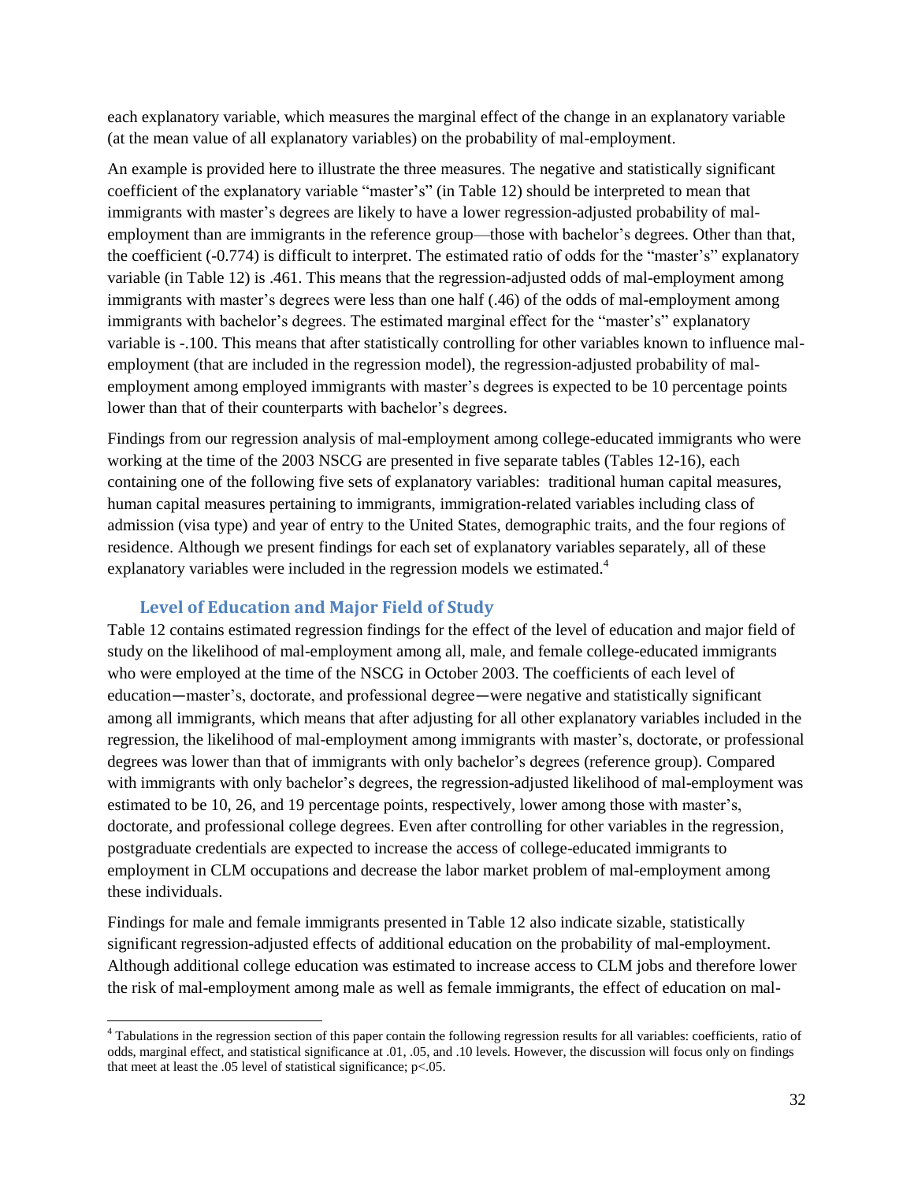each explanatory variable, which measures the marginal effect of the change in an explanatory variable (at the mean value of all explanatory variables) on the probability of mal-employment.

An example is provided here to illustrate the three measures. The negative and statistically significant coefficient of the explanatory variable "master's" (in Table 12) should be interpreted to mean that immigrants with master's degrees are likely to have a lower regression-adjusted probability of mal-employment than are immigrants in the reference group—those with bachelor's degrees. Other than that, the coefficient (-0.774) is difficult to interpret. The estimated ratio of odds for the "master's" explanatory variable (in Table 12) is .461. This means that the regression-adjusted odds of mal-employment among immigrants with master's degrees were less than one half (.46) of the odds of mal-employment among immigrants with bachelor's degrees. The estimated marginal effect for the "master's" explanatory variable is -.100. This means that after statistically controlling for other variables known to influence mal-employment (that are included in the regression model), the regression-adjusted probability of mal-employment among employed immigrants with master's degrees is expected to be 10 percentage points lower than that of their counterparts with bachelor's degrees.

Findings from our regression analysis of mal-employment among college-educated immigrants who were working at the time of the 2003 NSCG are presented in five separate tables (Tables 12-16), each containing one of the following five sets of explanatory variables: traditional human capital measures, human capital measures pertaining to immigrants, immigration-related variables including class of admission (visa type) and year of entry to the United States, demographic traits, and the four regions of residence. Although we present findings for each set of explanatory variables separately, all of these explanatory variables were included in the regression models we estimated.[4]

### Level of Education and Major Field of Study

Table 12 contains estimated regression findings for the effect of the level of education and major field of study on the likelihood of mal-employment among all, male, and female college-educated immigrants who were employed at the time of the NSCG in October 2003. The coefficients of each level of education—master's, doctorate, and professional degree—were negative and statistically significant among all immigrants, which means that after adjusting for all other explanatory variables included in the regression, the likelihood of mal-employment among immigrants with master's, doctorate, or professional degrees was lower than that of immigrants with only bachelor's degrees (reference group). Compared with immigrants with only bachelor's degrees, the regression-adjusted likelihood of mal-employment was estimated to be 10, 26, and 19 percentage points, respectively, lower among those with master's, doctorate, and professional college degrees. Even after controlling for other variables in the regression, postgraduate credentials are expected to increase the access of college-educated immigrants to employment in CLM occupations and decrease the labor market problem of mal-employment among these individuals.

Findings for male and female immigrants presented in Table 12 also indicate sizable, statistically significant regression-adjusted effects of additional education on the probability of mal-employment. Although additional college education was estimated to increase access to CLM jobs and therefore lower the risk of mal-employment among male as well as female immigrants, the effect of education on mal-

[4] Tabulations in the regression section of this paper contain the following regression results for all variables: coefficients, ratio of odds, marginal effect, and statistical significance at .01, .05, and .10 levels. However, the discussion will focus only on findings that meet at least the .05 level of statistical significance; $p<.05$.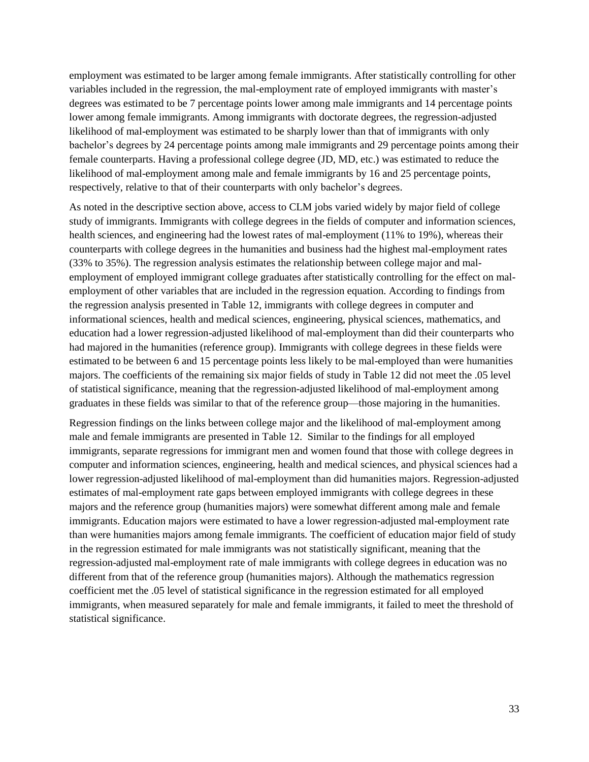employment was estimated to be larger among female immigrants. After statistically controlling for other variables included in the regression, the mal-employment rate of employed immigrants with master's degrees was estimated to be 7 percentage points lower among male immigrants and 14 percentage points lower among female immigrants. Among immigrants with doctorate degrees, the regression-adjusted likelihood of mal-employment was estimated to be sharply lower than that of immigrants with only bachelor's degrees by 24 percentage points among male immigrants and 29 percentage points among their female counterparts. Having a professional college degree (JD, MD, etc.) was estimated to reduce the likelihood of mal-employment among male and female immigrants by 16 and 25 percentage points, respectively, relative to that of their counterparts with only bachelor's degrees.

As noted in the descriptive section above, access to CLM jobs varied widely by major field of college study of immigrants. Immigrants with college degrees in the fields of computer and information sciences, health sciences, and engineering had the lowest rates of mal-employment (11% to 19%), whereas their counterparts with college degrees in the humanities and business had the highest mal-employment rates (33% to 35%). The regression analysis estimates the relationship between college major and mal-employment of employed immigrant college graduates after statistically controlling for the effect on mal-employment of other variables that are included in the regression equation. According to findings from the regression analysis presented in Table 12, immigrants with college degrees in computer and informational sciences, health and medical sciences, engineering, physical sciences, mathematics, and education had a lower regression-adjusted likelihood of mal-employment than did their counterparts who had majored in the humanities (reference group). Immigrants with college degrees in these fields were estimated to be between 6 and 15 percentage points less likely to be mal-employed than were humanities majors. The coefficients of the remaining six major fields of study in Table 12 did not meet the .05 level of statistical significance, meaning that the regression-adjusted likelihood of mal-employment among graduates in these fields was similar to that of the reference group—those majoring in the humanities.

Regression findings on the links between college major and the likelihood of mal-employment among male and female immigrants are presented in Table 12. Similar to the findings for all employed immigrants, separate regressions for immigrant men and women found that those with college degrees in computer and information sciences, engineering, health and medical sciences, and physical sciences had a lower regression-adjusted likelihood of mal-employment than did humanities majors. Regression-adjusted estimates of mal-employment rate gaps between employed immigrants with college degrees in these majors and the reference group (humanities majors) were somewhat different among male and female immigrants. Education majors were estimated to have a lower regression-adjusted mal-employment rate than were humanities majors among female immigrants. The coefficient of education major field of study in the regression estimated for male immigrants was not statistically significant, meaning that the regression-adjusted mal-employment rate of male immigrants with college degrees in education was no different from that of the reference group (humanities majors). Although the mathematics regression coefficient met the .05 level of statistical significance in the regression estimated for all employed immigrants, when measured separately for male and female immigrants, it failed to meet the threshold of statistical significance.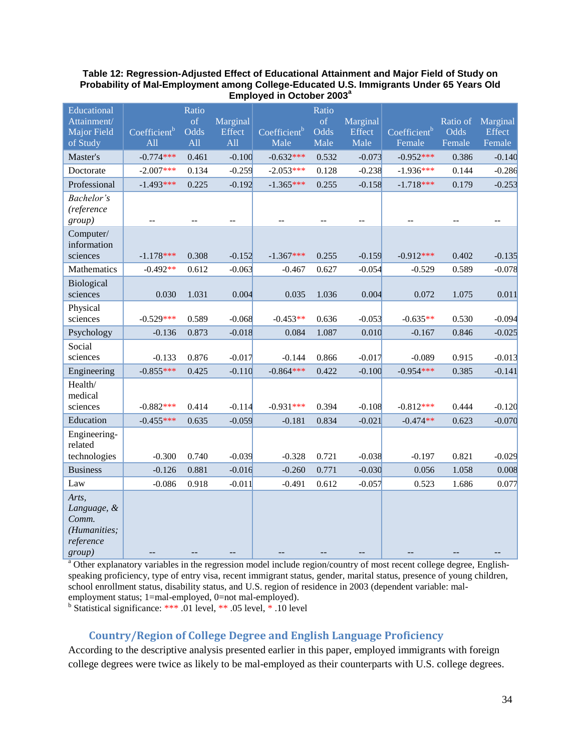**Table 12: Regression-Adjusted Effect of Educational Attainment and Major Field of Study on Probability of Mal-Employment among College-Educated U.S. Immigrants Under 65 Years Old Employed in October 2003**[a]

| Educational Attainment/ Major Field of Study | Coefficient[b] All | Ratio of Odds All | Marginal Effect All | Coefficient[b] Male | Ratio of Odds Male | Marginal Effect Male | Coefficient[b] Female | Ratio of Odds Female | Marginal Effect Female |
|---|---|---|---|---|---|---|---|---|---|
| Master's | -0.774*** | 0.461 | -0.100 | -0.632*** | 0.532 | -0.073 | -0.952*** | 0.386 | -0.140 |
| Doctorate | -2.007*** | 0.134 | -0.259 | -2.053*** | 0.128 | -0.238 | -1.936*** | 0.144 | -0.286 |
| Professional | -1.493*** | 0.225 | -0.192 | -1.365*** | 0.255 | -0.158 | -1.718*** | 0.179 | -0.253 |
| *Bachelor's (reference group)* | -- | -- | -- | -- | -- | -- | -- | -- | -- |
| Computer/ information sciences | -1.178*** | 0.308 | -0.152 | -1.367*** | 0.255 | -0.159 | -0.912*** | 0.402 | -0.135 |
| Mathematics | -0.492** | 0.612 | -0.063 | -0.467 | 0.627 | -0.054 | -0.529 | 0.589 | -0.078 |
| Biological sciences | 0.030 | 1.031 | 0.004 | 0.035 | 1.036 | 0.004 | 0.072 | 1.075 | 0.011 |
| Physical sciences | -0.529*** | 0.589 | -0.068 | -0.453** | 0.636 | -0.053 | -0.635** | 0.530 | -0.094 |
| Psychology | -0.136 | 0.873 | -0.018 | 0.084 | 1.087 | 0.010 | -0.167 | 0.846 | -0.025 |
| Social sciences | -0.133 | 0.876 | -0.017 | -0.144 | 0.866 | -0.017 | -0.089 | 0.915 | -0.013 |
| Engineering | -0.855*** | 0.425 | -0.110 | -0.864*** | 0.422 | -0.100 | -0.954*** | 0.385 | -0.141 |
| Health/ medical sciences | -0.882*** | 0.414 | -0.114 | -0.931*** | 0.394 | -0.108 | -0.812*** | 0.444 | -0.120 |
| Education | -0.455*** | 0.635 | -0.059 | -0.181 | 0.834 | -0.021 | -0.474** | 0.623 | -0.070 |
| Engineering-related technologies | -0.300 | 0.740 | -0.039 | -0.328 | 0.721 | -0.038 | -0.197 | 0.821 | -0.029 |
| Business | -0.126 | 0.881 | -0.016 | -0.260 | 0.771 | -0.030 | 0.056 | 1.058 | 0.008 |
| Law | -0.086 | 0.918 | -0.011 | -0.491 | 0.612 | -0.057 | 0.523 | 1.686 | 0.077 |
| *Arts, Language, & Comm. (Humanities; reference group)* | -- | -- | -- | -- | -- | -- | -- | -- | -- |

[a] Other explanatory variables in the regression model include region/country of most recent college degree, English-speaking proficiency, type of entry visa, recent immigrant status, gender, marital status, presence of young children, school enrollment status, disability status, and U.S. region of residence in 2003 (dependent variable: mal-employment status; 1=mal-employed, 0=not mal-employed).

[b] Statistical significance: *** .01 level, ** .05 level, * .10 level

## Country/Region of College Degree and English Language Proficiency

According to the descriptive analysis presented earlier in this paper, employed immigrants with foreign college degrees were twice as likely to be mal-employed as their counterparts with U.S. college degrees.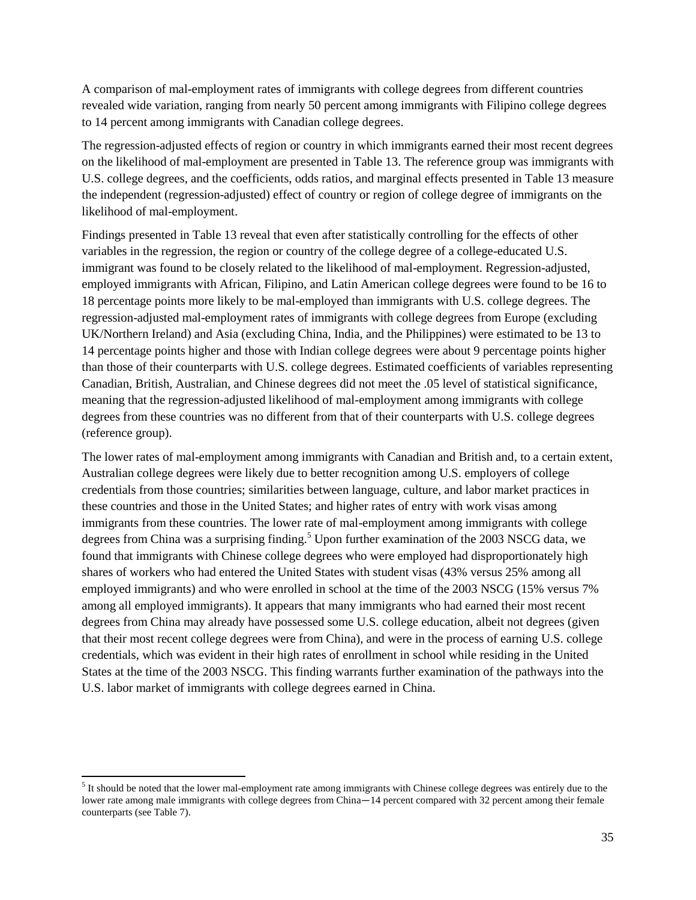A comparison of mal-employment rates of immigrants with college degrees from different countries revealed wide variation, ranging from nearly 50 percent among immigrants with Filipino college degrees to 14 percent among immigrants with Canadian college degrees.

The regression-adjusted effects of region or country in which immigrants earned their most recent degrees on the likelihood of mal-employment are presented in Table 13. The reference group was immigrants with U.S. college degrees, and the coefficients, odds ratios, and marginal effects presented in Table 13 measure the independent (regression-adjusted) effect of country or region of college degree of immigrants on the likelihood of mal-employment.

Findings presented in Table 13 reveal that even after statistically controlling for the effects of other variables in the regression, the region or country of the college degree of a college-educated U.S. immigrant was found to be closely related to the likelihood of mal-employment. Regression-adjusted, employed immigrants with African, Filipino, and Latin American college degrees were found to be 16 to 18 percentage points more likely to be mal-employed than immigrants with U.S. college degrees. The regression-adjusted mal-employment rates of immigrants with college degrees from Europe (excluding UK/Northern Ireland) and Asia (excluding China, India, and the Philippines) were estimated to be 13 to 14 percentage points higher and those with Indian college degrees were about 9 percentage points higher than those of their counterparts with U.S. college degrees. Estimated coefficients of variables representing Canadian, British, Australian, and Chinese degrees did not meet the .05 level of statistical significance, meaning that the regression-adjusted likelihood of mal-employment among immigrants with college degrees from these countries was no different from that of their counterparts with U.S. college degrees (reference group).

The lower rates of mal-employment among immigrants with Canadian and British and, to a certain extent, Australian college degrees were likely due to better recognition among U.S. employers of college credentials from those countries; similarities between language, culture, and labor market practices in these countries and those in the United States; and higher rates of entry with work visas among immigrants from these countries. The lower rate of mal-employment among immigrants with college degrees from China was a surprising finding.[5] Upon further examination of the 2003 NSCG data, we found that immigrants with Chinese college degrees who were employed had disproportionately high shares of workers who had entered the United States with student visas (43% versus 25% among all employed immigrants) and who were enrolled in school at the time of the 2003 NSCG (15% versus 7% among all employed immigrants). It appears that many immigrants who had earned their most recent degrees from China may already have possessed some U.S. college education, albeit not degrees (given that their most recent college degrees were from China), and were in the process of earning U.S. college credentials, which was evident in their high rates of enrollment in school while residing in the United States at the time of the 2003 NSCG. This finding warrants further examination of the pathways into the U.S. labor market of immigrants with college degrees earned in China.

---

[5] It should be noted that the lower mal-employment rate among immigrants with Chinese college degrees was entirely due to the lower rate among male immigrants with college degrees from China—14 percent compared with 32 percent among their female counterparts (see Table 7).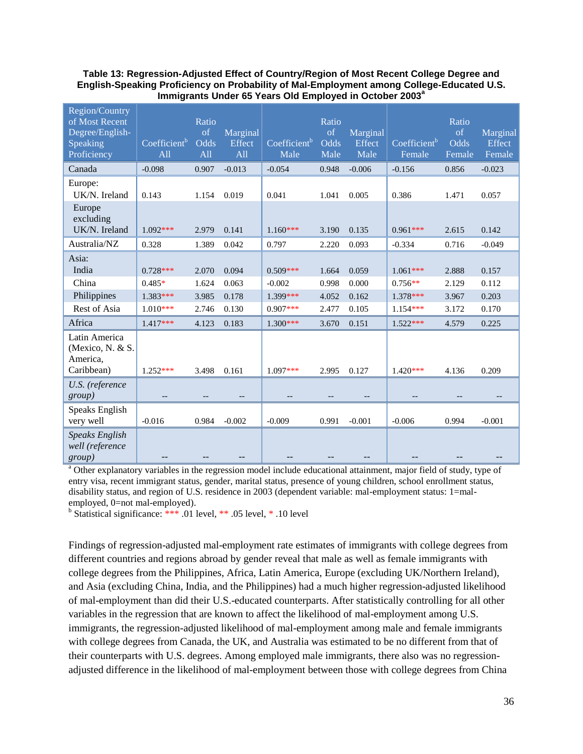**Table 13: Regression-Adjusted Effect of Country/Region of Most Recent College Degree and English-Speaking Proficiency on Probability of Mal-Employment among College-Educated U.S. Immigrants Under 65 Years Old Employed in October 2003[a]**

| Region/Country of Most Recent Degree/English-Speaking Proficiency | Coefficient[b] All | Ratio of Odds All | Marginal Effect All | Coefficient[b] Male | Ratio of Odds Male | Marginal Effect Male | Coefficient[b] Female | Ratio of Odds Female | Marginal Effect Female |
|---|---|---|---|---|---|---|---|---|---|
| Canada | -0.098 | 0.907 | -0.013 | -0.054 | 0.948 | -0.006 | -0.156 | 0.856 | -0.023 |
| Europe: | | | | | | | | | |
| UK/N. Ireland | 0.143 | 1.154 | 0.019 | 0.041 | 1.041 | 0.005 | 0.386 | 1.471 | 0.057 |
| Europe excluding UK/N. Ireland | 1.092*** | 2.979 | 0.141 | 1.160*** | 3.190 | 0.135 | 0.961*** | 2.615 | 0.142 |
| Australia/NZ | 0.328 | 1.389 | 0.042 | 0.797 | 2.220 | 0.093 | -0.334 | 0.716 | -0.049 |
| Asia: | | | | | | | | | |
| India | 0.728*** | 2.070 | 0.094 | 0.509*** | 1.664 | 0.059 | 1.061*** | 2.888 | 0.157 |
| China | 0.485* | 1.624 | 0.063 | -0.002 | 0.998 | 0.000 | 0.756** | 2.129 | 0.112 |
| Philippines | 1.383*** | 3.985 | 0.178 | 1.399*** | 4.052 | 0.162 | 1.378*** | 3.967 | 0.203 |
| Rest of Asia | 1.010*** | 2.746 | 0.130 | 0.907*** | 2.477 | 0.105 | 1.154*** | 3.172 | 0.170 |
| Africa | 1.417*** | 4.123 | 0.183 | 1.300*** | 3.670 | 0.151 | 1.522*** | 4.579 | 0.225 |
| Latin America (Mexico, N. & S. America, Caribbean) | 1.252*** | 3.498 | 0.161 | 1.097*** | 2.995 | 0.127 | 1.420*** | 4.136 | 0.209 |
| *U.S. (reference group)* | -- | -- | -- | -- | -- | -- | -- | -- | -- |
| Speaks English very well | -0.016 | 0.984 | -0.002 | -0.009 | 0.991 | -0.001 | -0.006 | 0.994 | -0.001 |
| *Speaks English well (reference group)* | -- | -- | -- | -- | -- | -- | -- | -- | -- |

[a] Other explanatory variables in the regression model include educational attainment, major field of study, type of entry visa, recent immigrant status, gender, marital status, presence of young children, school enrollment status, disability status, and region of U.S. residence in 2003 (dependent variable: mal-employment status: 1=mal-employed, 0=not mal-employed).
[b] Statistical significance: *** .01 level, ** .05 level, * .10 level

Findings of regression-adjusted mal-employment rate estimates of immigrants with college degrees from different countries and regions abroad by gender reveal that male as well as female immigrants with college degrees from the Philippines, Africa, Latin America, Europe (excluding UK/Northern Ireland), and Asia (excluding China, India, and the Philippines) had a much higher regression-adjusted likelihood of mal-employment than did their U.S.-educated counterparts. After statistically controlling for all other variables in the regression that are known to affect the likelihood of mal-employment among U.S. immigrants, the regression-adjusted likelihood of mal-employment among male and female immigrants with college degrees from Canada, the UK, and Australia was estimated to be no different from that of their counterparts with U.S. degrees. Among employed male immigrants, there also was no regression-adjusted difference in the likelihood of mal-employment between those with college degrees from China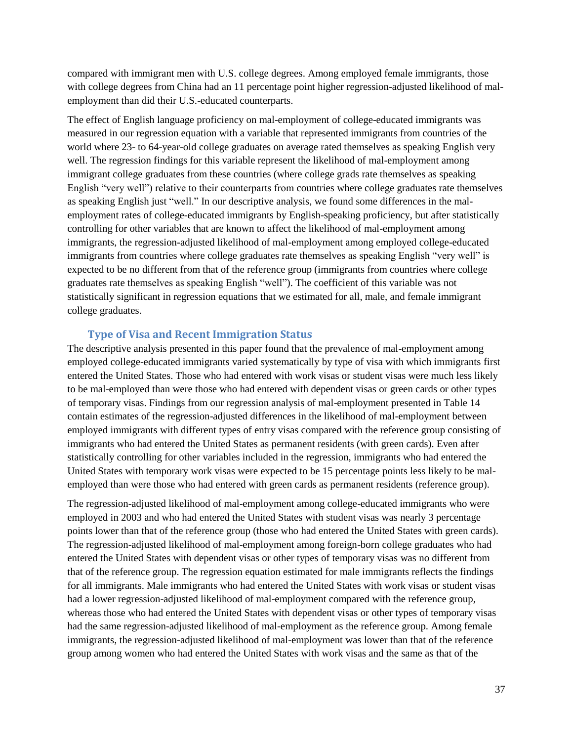compared with immigrant men with U.S. college degrees. Among employed female immigrants, those with college degrees from China had an 11 percentage point higher regression-adjusted likelihood of mal-employment than did their U.S.-educated counterparts.

The effect of English language proficiency on mal-employment of college-educated immigrants was measured in our regression equation with a variable that represented immigrants from countries of the world where 23- to 64-year-old college graduates on average rated themselves as speaking English very well. The regression findings for this variable represent the likelihood of mal-employment among immigrant college graduates from these countries (where college grads rate themselves as speaking English "very well") relative to their counterparts from countries where college graduates rate themselves as speaking English just "well." In our descriptive analysis, we found some differences in the mal-employment rates of college-educated immigrants by English-speaking proficiency, but after statistically controlling for other variables that are known to affect the likelihood of mal-employment among immigrants, the regression-adjusted likelihood of mal-employment among employed college-educated immigrants from countries where college graduates rate themselves as speaking English "very well" is expected to be no different from that of the reference group (immigrants from countries where college graduates rate themselves as speaking English "well"). The coefficient of this variable was not statistically significant in regression equations that we estimated for all, male, and female immigrant college graduates.

### Type of Visa and Recent Immigration Status

The descriptive analysis presented in this paper found that the prevalence of mal-employment among employed college-educated immigrants varied systematically by type of visa with which immigrants first entered the United States. Those who had entered with work visas or student visas were much less likely to be mal-employed than were those who had entered with dependent visas or green cards or other types of temporary visas. Findings from our regression analysis of mal-employment presented in Table 14 contain estimates of the regression-adjusted differences in the likelihood of mal-employment between employed immigrants with different types of entry visas compared with the reference group consisting of immigrants who had entered the United States as permanent residents (with green cards). Even after statistically controlling for other variables included in the regression, immigrants who had entered the United States with temporary work visas were expected to be 15 percentage points less likely to be mal-employed than were those who had entered with green cards as permanent residents (reference group).

The regression-adjusted likelihood of mal-employment among college-educated immigrants who were employed in 2003 and who had entered the United States with student visas was nearly 3 percentage points lower than that of the reference group (those who had entered the United States with green cards). The regression-adjusted likelihood of mal-employment among foreign-born college graduates who had entered the United States with dependent visas or other types of temporary visas was no different from that of the reference group. The regression equation estimated for male immigrants reflects the findings for all immigrants. Male immigrants who had entered the United States with work visas or student visas had a lower regression-adjusted likelihood of mal-employment compared with the reference group, whereas those who had entered the United States with dependent visas or other types of temporary visas had the same regression-adjusted likelihood of mal-employment as the reference group. Among female immigrants, the regression-adjusted likelihood of mal-employment was lower than that of the reference group among women who had entered the United States with work visas and the same as that of the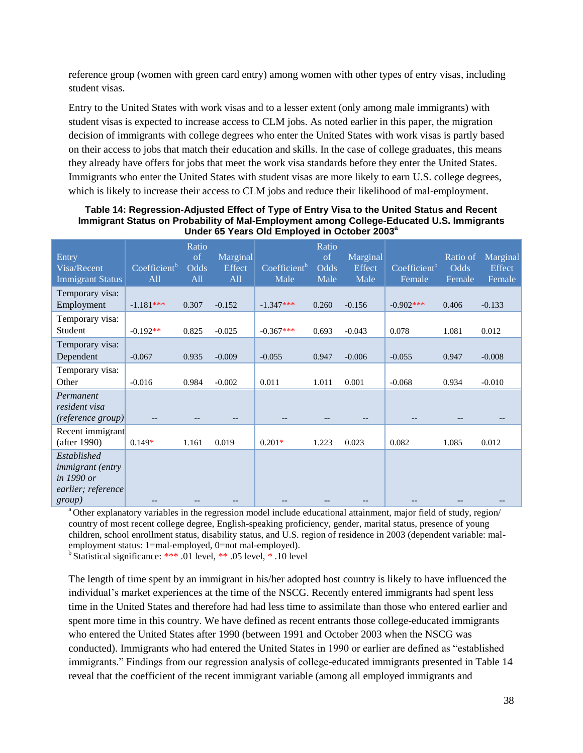reference group (women with green card entry) among women with other types of entry visas, including student visas.

Entry to the United States with work visas and to a lesser extent (only among male immigrants) with student visas is expected to increase access to CLM jobs. As noted earlier in this paper, the migration decision of immigrants with college degrees who enter the United States with work visas is partly based on their access to jobs that match their education and skills. In the case of college graduates, this means they already have offers for jobs that meet the work visa standards before they enter the United States. Immigrants who enter the United States with student visas are more likely to earn U.S. college degrees, which is likely to increase their access to CLM jobs and reduce their likelihood of mal-employment.

**Table 14: Regression-Adjusted Effect of Type of Entry Visa to the United Status and Recent Immigrant Status on Probability of Mal-Employment among College-Educated U.S. Immigrants Under 65 Years Old Employed in October 2003[a]**

| Entry Visa/Recent Immigrant Status | Coefficient[b] All | Ratio of Odds All | Marginal Effect All | Coefficient[b] Male | Ratio of Odds Male | Marginal Effect Male | Coefficient[b] Female | Ratio of Odds Female | Marginal Effect Female |
|---|---|---|---|---|---|---|---|---|---|
| Temporary visa: Employment | -1.181*** | 0.307 | -0.152 | -1.347*** | 0.260 | -0.156 | -0.902*** | 0.406 | -0.133 |
| Temporary visa: Student | -0.192** | 0.825 | -0.025 | -0.367*** | 0.693 | -0.043 | 0.078 | 1.081 | 0.012 |
| Temporary visa: Dependent | -0.067 | 0.935 | -0.009 | -0.055 | 0.947 | -0.006 | -0.055 | 0.947 | -0.008 |
| Temporary visa: Other | -0.016 | 0.984 | -0.002 | 0.011 | 1.011 | 0.001 | -0.068 | 0.934 | -0.010 |
| *Permanent resident visa (reference group)* | -- | -- | -- | -- | -- | -- | -- | -- | -- |
| Recent immigrant (after 1990) | 0.149* | 1.161 | 0.019 | 0.201* | 1.223 | 0.023 | 0.082 | 1.085 | 0.012 |
| *Established immigrant (entry in 1990 or earlier; reference group)* | -- | -- | -- | -- | -- | -- | -- | -- | -- |

[a] Other explanatory variables in the regression model include educational attainment, major field of study, region/ country of most recent college degree, English-speaking proficiency, gender, marital status, presence of young children, school enrollment status, disability status, and U.S. region of residence in 2003 (dependent variable: mal-employment status: 1=mal-employed, 0=not mal-employed).
[b] Statistical significance: *** .01 level, ** .05 level, * .10 level

The length of time spent by an immigrant in his/her adopted host country is likely to have influenced the individual's market experiences at the time of the NSCG. Recently entered immigrants had spent less time in the United States and therefore had had less time to assimilate than those who entered earlier and spent more time in this country. We have defined as recent entrants those college-educated immigrants who entered the United States after 1990 (between 1991 and October 2003 when the NSCG was conducted). Immigrants who had entered the United States in 1990 or earlier are defined as "established immigrants." Findings from our regression analysis of college-educated immigrants presented in Table 14 reveal that the coefficient of the recent immigrant variable (among all employed immigrants and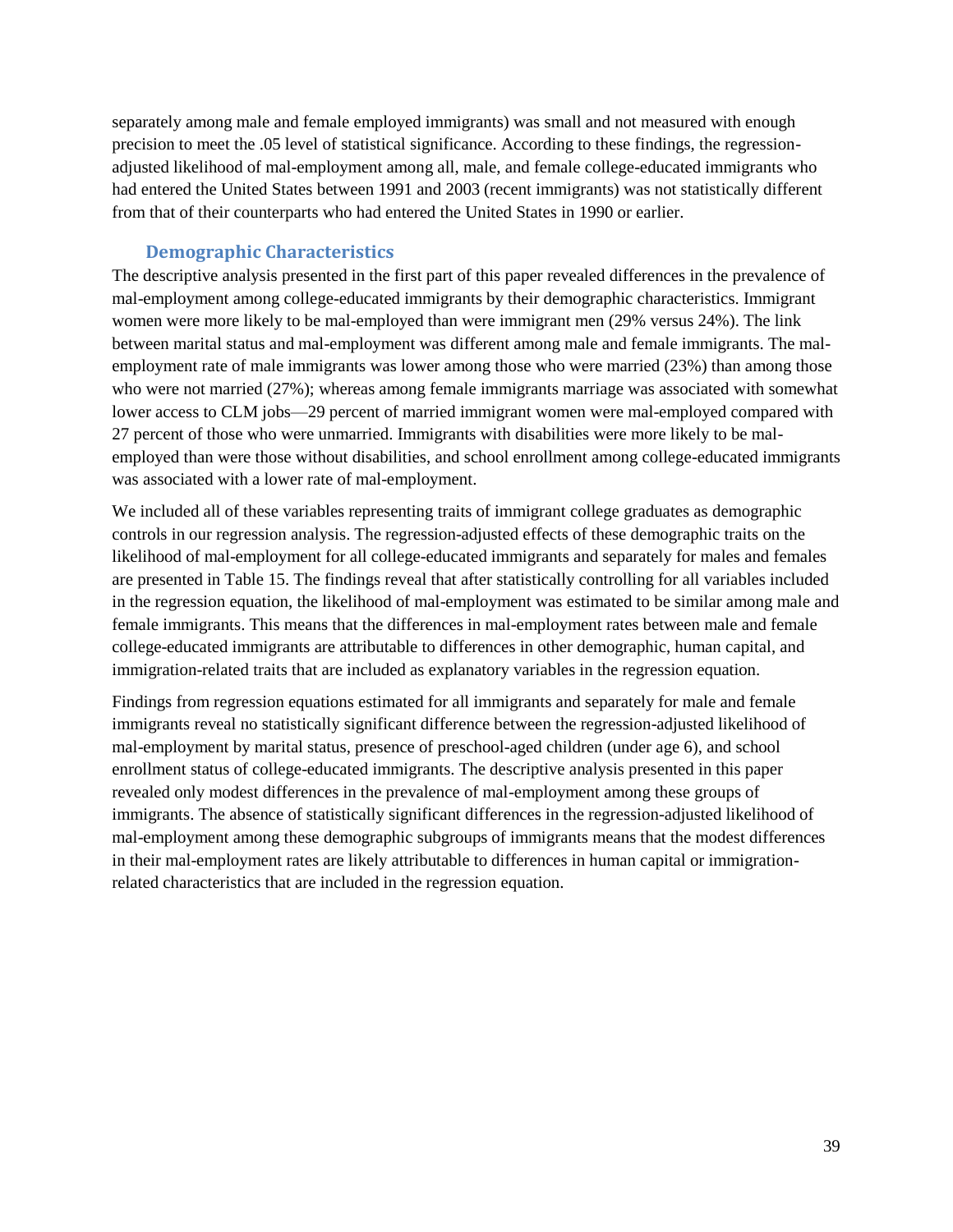separately among male and female employed immigrants) was small and not measured with enough precision to meet the .05 level of statistical significance. According to these findings, the regression-adjusted likelihood of mal-employment among all, male, and female college-educated immigrants who had entered the United States between 1991 and 2003 (recent immigrants) was not statistically different from that of their counterparts who had entered the United States in 1990 or earlier.

### Demographic Characteristics

The descriptive analysis presented in the first part of this paper revealed differences in the prevalence of mal-employment among college-educated immigrants by their demographic characteristics. Immigrant women were more likely to be mal-employed than were immigrant men (29% versus 24%). The link between marital status and mal-employment was different among male and female immigrants. The mal-employment rate of male immigrants was lower among those who were married (23%) than among those who were not married (27%); whereas among female immigrants marriage was associated with somewhat lower access to CLM jobs—29 percent of married immigrant women were mal-employed compared with 27 percent of those who were unmarried. Immigrants with disabilities were more likely to be mal-employed than were those without disabilities, and school enrollment among college-educated immigrants was associated with a lower rate of mal-employment.

We included all of these variables representing traits of immigrant college graduates as demographic controls in our regression analysis. The regression-adjusted effects of these demographic traits on the likelihood of mal-employment for all college-educated immigrants and separately for males and females are presented in Table 15. The findings reveal that after statistically controlling for all variables included in the regression equation, the likelihood of mal-employment was estimated to be similar among male and female immigrants. This means that the differences in mal-employment rates between male and female college-educated immigrants are attributable to differences in other demographic, human capital, and immigration-related traits that are included as explanatory variables in the regression equation.

Findings from regression equations estimated for all immigrants and separately for male and female immigrants reveal no statistically significant difference between the regression-adjusted likelihood of mal-employment by marital status, presence of preschool-aged children (under age 6), and school enrollment status of college-educated immigrants. The descriptive analysis presented in this paper revealed only modest differences in the prevalence of mal-employment among these groups of immigrants. The absence of statistically significant differences in the regression-adjusted likelihood of mal-employment among these demographic subgroups of immigrants means that the modest differences in their mal-employment rates are likely attributable to differences in human capital or immigration-related characteristics that are included in the regression equation.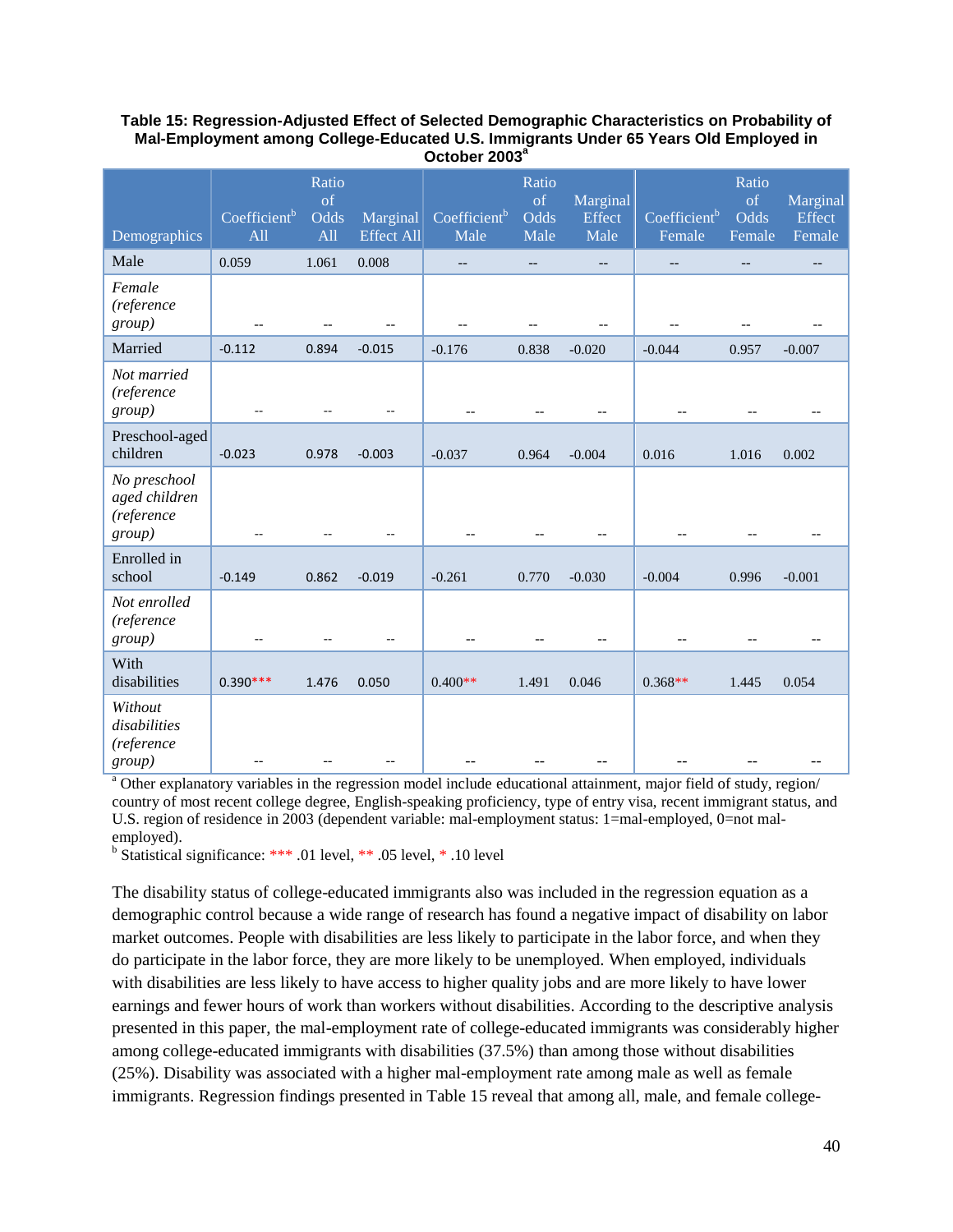**Table 15: Regression-Adjusted Effect of Selected Demographic Characteristics on Probability of Mal-Employment among College-Educated U.S. Immigrants Under 65 Years Old Employed in October 2003[a]**

| Demographics | Coefficient[b] All | Ratio of Odds All | Marginal Effect All | Coefficient[b] Male | Ratio of Odds Male | Marginal Effect Male | Coefficient[b] Female | Ratio of Odds Female | Marginal Effect Female |
|---|---|---|---|---|---|---|---|---|---|
| Male | 0.059 | 1.061 | 0.008 | -- | -- | -- | -- | -- | -- |
| *Female (reference group)* | -- | -- | -- | -- | -- | -- | -- | -- | -- |
| Married | -0.112 | 0.894 | -0.015 | -0.176 | 0.838 | -0.020 | -0.044 | 0.957 | -0.007 |
| *Not married (reference group)* | -- | -- | -- | -- | -- | -- | -- | -- | -- |
| Preschool-aged children | -0.023 | 0.978 | -0.003 | -0.037 | 0.964 | -0.004 | 0.016 | 1.016 | 0.002 |
| *No preschool aged children (reference group)* | -- | -- | -- | -- | -- | -- | -- | -- | -- |
| Enrolled in school | -0.149 | 0.862 | -0.019 | -0.261 | 0.770 | -0.030 | -0.004 | 0.996 | -0.001 |
| *Not enrolled (reference group)* | -- | -- | -- | -- | -- | -- | -- | -- | -- |
| With disabilities | 0.390*** | 1.476 | 0.050 | 0.400** | 1.491 | 0.046 | 0.368** | 1.445 | 0.054 |
| *Without disabilities (reference group)* | -- | -- | -- | -- | -- | -- | -- | -- | -- |

[a] Other explanatory variables in the regression model include educational attainment, major field of study, region/ country of most recent college degree, English-speaking proficiency, type of entry visa, recent immigrant status, and U.S. region of residence in 2003 (dependent variable: mal-employment status: 1=mal-employed, 0=not mal-employed).

[b] Statistical significance: *** .01 level, ** .05 level, * .10 level

The disability status of college-educated immigrants also was included in the regression equation as a demographic control because a wide range of research has found a negative impact of disability on labor market outcomes. People with disabilities are less likely to participate in the labor force, and when they do participate in the labor force, they are more likely to be unemployed. When employed, individuals with disabilities are less likely to have access to higher quality jobs and are more likely to have lower earnings and fewer hours of work than workers without disabilities. According to the descriptive analysis presented in this paper, the mal-employment rate of college-educated immigrants was considerably higher among college-educated immigrants with disabilities (37.5%) than among those without disabilities (25%). Disability was associated with a higher mal-employment rate among male as well as female immigrants. Regression findings presented in Table 15 reveal that among all, male, and female college-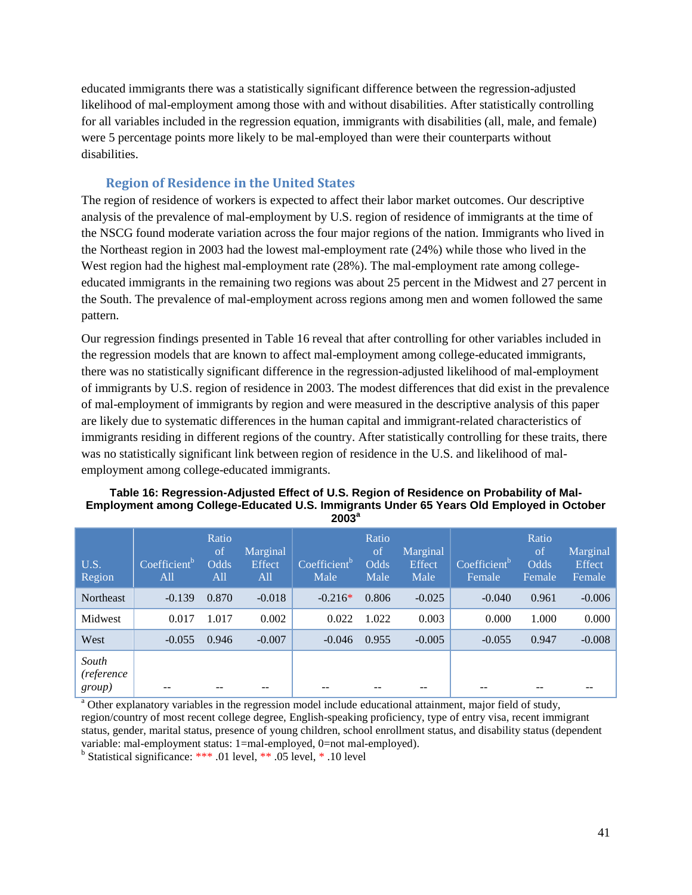educated immigrants there was a statistically significant difference between the regression-adjusted likelihood of mal-employment among those with and without disabilities. After statistically controlling for all variables included in the regression equation, immigrants with disabilities (all, male, and female) were 5 percentage points more likely to be mal-employed than were their counterparts without disabilities.

### Region of Residence in the United States

The region of residence of workers is expected to affect their labor market outcomes. Our descriptive analysis of the prevalence of mal-employment by U.S. region of residence of immigrants at the time of the NSCG found moderate variation across the four major regions of the nation. Immigrants who lived in the Northeast region in 2003 had the lowest mal-employment rate (24%) while those who lived in the West region had the highest mal-employment rate (28%). The mal-employment rate among college-educated immigrants in the remaining two regions was about 25 percent in the Midwest and 27 percent in the South. The prevalence of mal-employment across regions among men and women followed the same pattern.

Our regression findings presented in Table 16 reveal that after controlling for other variables included in the regression models that are known to affect mal-employment among college-educated immigrants, there was no statistically significant difference in the regression-adjusted likelihood of mal-employment of immigrants by U.S. region of residence in 2003. The modest differences that did exist in the prevalence of mal-employment of immigrants by region and were measured in the descriptive analysis of this paper are likely due to systematic differences in the human capital and immigrant-related characteristics of immigrants residing in different regions of the country. After statistically controlling for these traits, there was no statistically significant link between region of residence in the U.S. and likelihood of mal-employment among college-educated immigrants.

**Table 16: Regression-Adjusted Effect of U.S. Region of Residence on Probability of Mal-Employment among College-Educated U.S. Immigrants Under 65 Years Old Employed in October 2003[a]**

| U.S. Region | Coefficient[b] All | Ratio of Odds All | Marginal Effect All | Coefficient[b] Male | Ratio of Odds Male | Marginal Effect Male | Coefficient[b] Female | Ratio of Odds Female | Marginal Effect Female |
|---|---|---|---|---|---|---|---|---|---|
| Northeast | -0.139 | 0.870 | -0.018 | -0.216* | 0.806 | -0.025 | -0.040 | 0.961 | -0.006 |
| Midwest | 0.017 | 1.017 | 0.002 | 0.022 | 1.022 | 0.003 | 0.000 | 1.000 | 0.000 |
| West | -0.055 | 0.946 | -0.007 | -0.046 | 0.955 | -0.005 | -0.055 | 0.947 | -0.008 |
| *South (reference group)* | -- | -- | -- | -- | -- | -- | -- | -- | -- |

[a] Other explanatory variables in the regression model include educational attainment, major field of study, region/country of most recent college degree, English-speaking proficiency, type of entry visa, recent immigrant status, gender, marital status, presence of young children, school enrollment status, and disability status (dependent variable: mal-employment status: 1=mal-employed, 0=not mal-employed).

[b] Statistical significance: *** .01 level, ** .05 level, * .10 level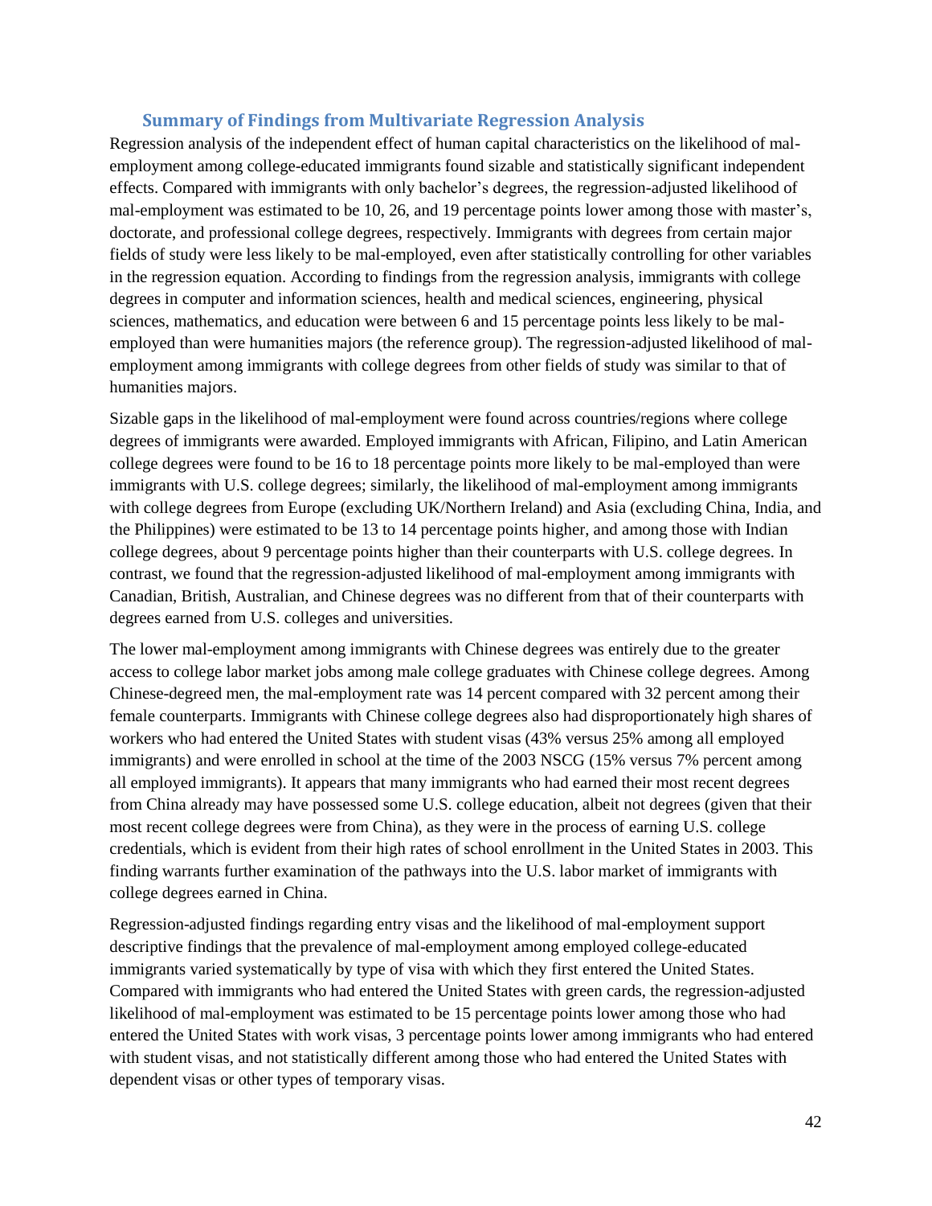### Summary of Findings from Multivariate Regression Analysis

Regression analysis of the independent effect of human capital characteristics on the likelihood of mal-employment among college-educated immigrants found sizable and statistically significant independent effects. Compared with immigrants with only bachelor's degrees, the regression-adjusted likelihood of mal-employment was estimated to be 10, 26, and 19 percentage points lower among those with master's, doctorate, and professional college degrees, respectively. Immigrants with degrees from certain major fields of study were less likely to be mal-employed, even after statistically controlling for other variables in the regression equation. According to findings from the regression analysis, immigrants with college degrees in computer and information sciences, health and medical sciences, engineering, physical sciences, mathematics, and education were between 6 and 15 percentage points less likely to be mal-employed than were humanities majors (the reference group). The regression-adjusted likelihood of mal-employment among immigrants with college degrees from other fields of study was similar to that of humanities majors.

Sizable gaps in the likelihood of mal-employment were found across countries/regions where college degrees of immigrants were awarded. Employed immigrants with African, Filipino, and Latin American college degrees were found to be 16 to 18 percentage points more likely to be mal-employed than were immigrants with U.S. college degrees; similarly, the likelihood of mal-employment among immigrants with college degrees from Europe (excluding UK/Northern Ireland) and Asia (excluding China, India, and the Philippines) were estimated to be 13 to 14 percentage points higher, and among those with Indian college degrees, about 9 percentage points higher than their counterparts with U.S. college degrees. In contrast, we found that the regression-adjusted likelihood of mal-employment among immigrants with Canadian, British, Australian, and Chinese degrees was no different from that of their counterparts with degrees earned from U.S. colleges and universities.

The lower mal-employment among immigrants with Chinese degrees was entirely due to the greater access to college labor market jobs among male college graduates with Chinese college degrees. Among Chinese-degreed men, the mal-employment rate was 14 percent compared with 32 percent among their female counterparts. Immigrants with Chinese college degrees also had disproportionately high shares of workers who had entered the United States with student visas (43% versus 25% among all employed immigrants) and were enrolled in school at the time of the 2003 NSCG (15% versus 7% percent among all employed immigrants). It appears that many immigrants who had earned their most recent degrees from China already may have possessed some U.S. college education, albeit not degrees (given that their most recent college degrees were from China), as they were in the process of earning U.S. college credentials, which is evident from their high rates of school enrollment in the United States in 2003. This finding warrants further examination of the pathways into the U.S. labor market of immigrants with college degrees earned in China.

Regression-adjusted findings regarding entry visas and the likelihood of mal-employment support descriptive findings that the prevalence of mal-employment among employed college-educated immigrants varied systematically by type of visa with which they first entered the United States. Compared with immigrants who had entered the United States with green cards, the regression-adjusted likelihood of mal-employment was estimated to be 15 percentage points lower among those who had entered the United States with work visas, 3 percentage points lower among immigrants who had entered with student visas, and not statistically different among those who had entered the United States with dependent visas or other types of temporary visas.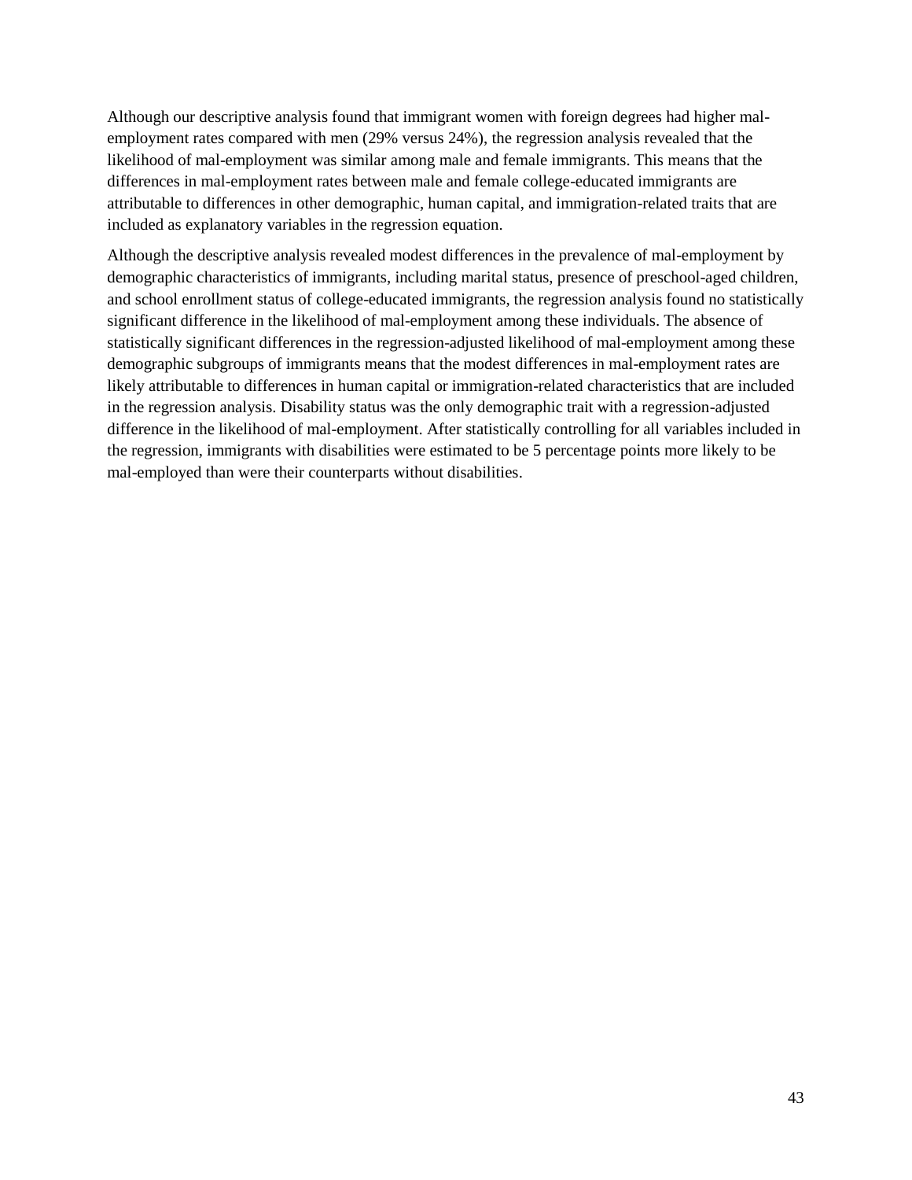Although our descriptive analysis found that immigrant women with foreign degrees had higher mal-employment rates compared with men (29% versus 24%), the regression analysis revealed that the likelihood of mal-employment was similar among male and female immigrants. This means that the differences in mal-employment rates between male and female college-educated immigrants are attributable to differences in other demographic, human capital, and immigration-related traits that are included as explanatory variables in the regression equation.

Although the descriptive analysis revealed modest differences in the prevalence of mal-employment by demographic characteristics of immigrants, including marital status, presence of preschool-aged children, and school enrollment status of college-educated immigrants, the regression analysis found no statistically significant difference in the likelihood of mal-employment among these individuals. The absence of statistically significant differences in the regression-adjusted likelihood of mal-employment among these demographic subgroups of immigrants means that the modest differences in mal-employment rates are likely attributable to differences in human capital or immigration-related characteristics that are included in the regression analysis. Disability status was the only demographic trait with a regression-adjusted difference in the likelihood of mal-employment. After statistically controlling for all variables included in the regression, immigrants with disabilities were estimated to be 5 percentage points more likely to be mal-employed than were their counterparts without disabilities.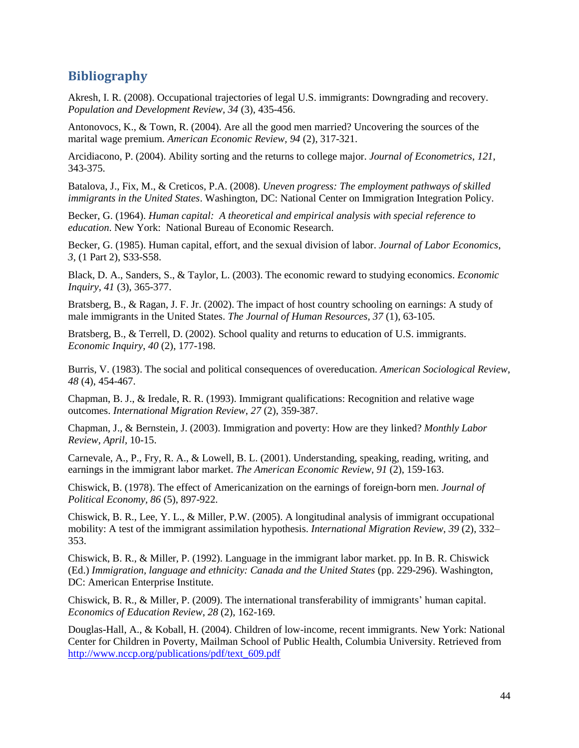## Bibliography

Akresh, I. R. (2008). Occupational trajectories of legal U.S. immigrants: Downgrading and recovery. *Population and Development Review*, *34* (3), 435-456.

Antonovocs, K., & Town, R. (2004). Are all the good men married? Uncovering the sources of the marital wage premium. *American Economic Review, 94* (2), 317-321.

Arcidiacono, P. (2004). Ability sorting and the returns to college major. *Journal of Econometrics*, *121*, 343-375.

Batalova, J., Fix, M., & Creticos, P.A. (2008). *Uneven progress: The employment pathways of skilled immigrants in the United States*. Washington, DC: National Center on Immigration Integration Policy.

Becker, G. (1964). *Human capital: A theoretical and empirical analysis with special reference to education*. New York: National Bureau of Economic Research.

Becker, G. (1985). Human capital, effort, and the sexual division of labor. *Journal of Labor Economics*, *3,* (1 Part 2), S33-S58.

Black, D. A., Sanders, S., & Taylor, L. (2003). The economic reward to studying economics. *Economic Inquiry*, *41* (3), 365-377.

Bratsberg, B., & Ragan, J. F. Jr. (2002). The impact of host country schooling on earnings: A study of male immigrants in the United States. *The Journal of Human Resources, 37* (1), 63-105.

Bratsberg, B., & Terrell, D. (2002). School quality and returns to education of U.S. immigrants. *Economic Inquiry, 40* (2), 177-198.

Burris, V. (1983). The social and political consequences of overeducation. *American Sociological Review*, *48* (4), 454-467.

Chapman, B. J., & Iredale, R. R. (1993). Immigrant qualifications: Recognition and relative wage outcomes. *International Migration Review, 27* (2), 359-387.

Chapman, J., & Bernstein, J. (2003). Immigration and poverty: How are they linked? *Monthly Labor Review, April,* 10-15.

Carnevale, A., P., Fry, R. A., & Lowell, B. L. (2001). Understanding, speaking, reading, writing, and earnings in the immigrant labor market. *The American Economic Review, 91* (2), 159-163.

Chiswick, B. (1978). The effect of Americanization on the earnings of foreign-born men. *Journal of Political Economy*, *86* (5), 897-922.

Chiswick, B. R., Lee, Y. L., & Miller, P.W. (2005). A longitudinal analysis of immigrant occupational mobility: A test of the immigrant assimilation hypothesis. *International Migration Review, 39* (2), 332–353.

Chiswick, B. R., & Miller, P. (1992). Language in the immigrant labor market. pp. In B. R. Chiswick (Ed.) *Immigration, language and ethnicity: Canada and the United States* (pp. 229-296). Washington, DC: American Enterprise Institute.

Chiswick, B. R., & Miller, P. (2009). The international transferability of immigrants' human capital. *Economics of Education Review*, *28* (2), 162-169.

Douglas-Hall, A., & Koball, H. (2004). Children of low-income, recent immigrants. New York: National Center for Children in Poverty, Mailman School of Public Health, Columbia University. Retrieved from http://www.nccp.org/publications/pdf/text_609.pdf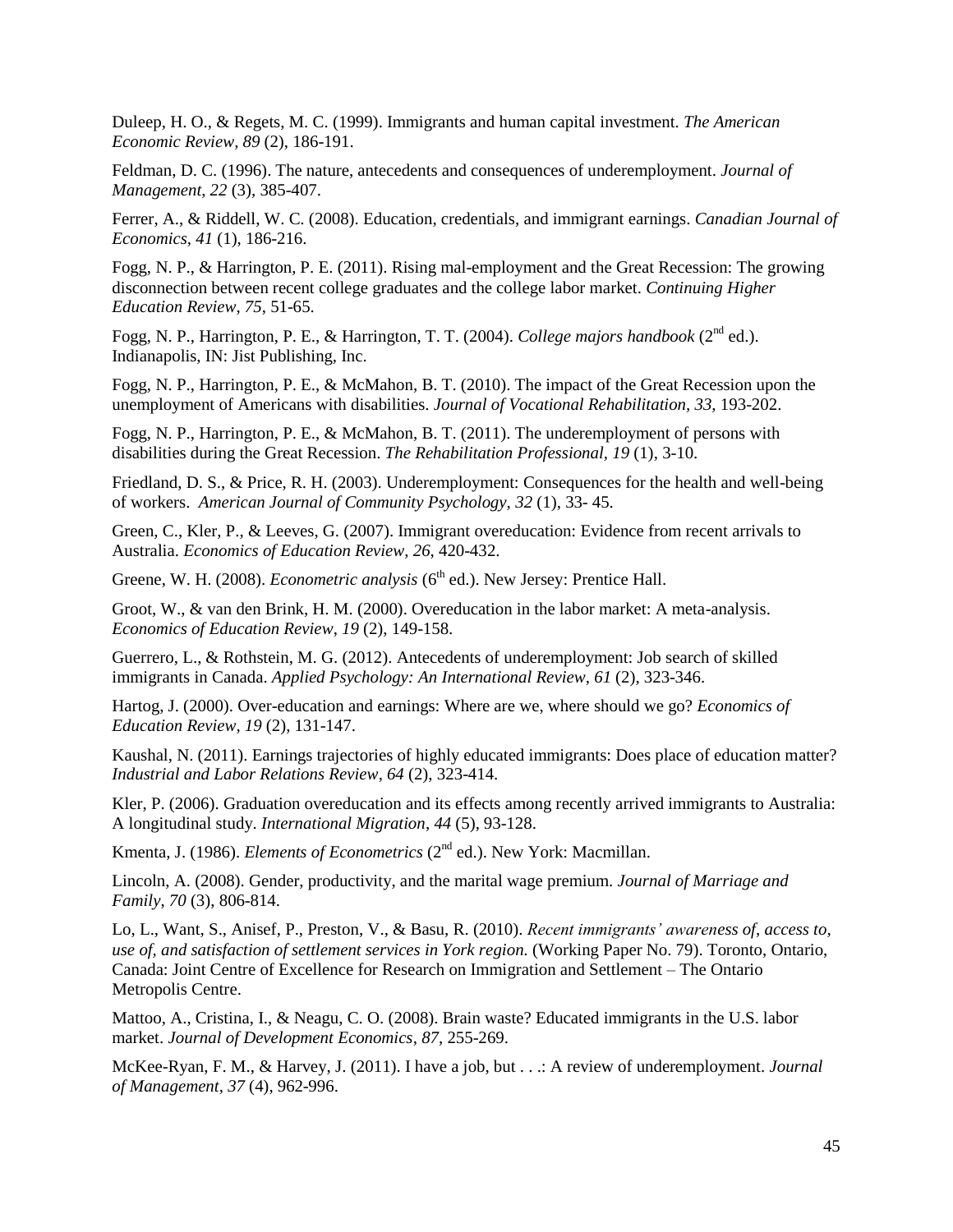Duleep, H. O., & Regets, M. C. (1999). Immigrants and human capital investment. *The American Economic Review, 89* (2), 186-191.

Feldman, D. C. (1996). The nature, antecedents and consequences of underemployment. *Journal of Management, 22* (3), 385-407.

Ferrer, A., & Riddell, W. C. (2008). Education, credentials, and immigrant earnings. *Canadian Journal of Economics, 41* (1), 186-216.

Fogg, N. P., & Harrington, P. E. (2011). Rising mal-employment and the Great Recession: The growing disconnection between recent college graduates and the college labor market. *Continuing Higher Education Review*, *75*, 51-65.

Fogg, N. P., Harrington, P. E., & Harrington, T. T. (2004). *College majors handbook* (2nd ed.). Indianapolis, IN: Jist Publishing, Inc.

Fogg, N. P., Harrington, P. E., & McMahon, B. T. (2010). The impact of the Great Recession upon the unemployment of Americans with disabilities. *Journal of Vocational Rehabilitation, 33,* 193-202.

Fogg, N. P., Harrington, P. E., & McMahon, B. T. (2011). The underemployment of persons with disabilities during the Great Recession. *The Rehabilitation Professional, 19* (1), 3-10.

Friedland, D. S., & Price, R. H. (2003). Underemployment: Consequences for the health and well-being of workers. *American Journal of Community Psychology, 32* (1), 33- 45.

Green, C., Kler, P., & Leeves, G. (2007). Immigrant overeducation: Evidence from recent arrivals to Australia. *Economics of Education Review, 26*, 420-432.

Greene, W. H. (2008). *Econometric analysis* (6th ed.). New Jersey: Prentice Hall.

Groot, W., & van den Brink, H. M. (2000). Overeducation in the labor market: A meta-analysis. *Economics of Education Review*, *19* (2), 149-158.

Guerrero, L., & Rothstein, M. G. (2012). Antecedents of underemployment: Job search of skilled immigrants in Canada. *Applied Psychology: An International Review*, *61* (2), 323-346.

Hartog, J. (2000). Over-education and earnings: Where are we, where should we go? *Economics of Education Review*, *19* (2), 131-147.

Kaushal, N. (2011). Earnings trajectories of highly educated immigrants: Does place of education matter? *Industrial and Labor Relations Review*, *64* (2), 323-414.

Kler, P. (2006). Graduation overeducation and its effects among recently arrived immigrants to Australia: A longitudinal study. *International Migration*, *44* (5), 93-128.

Kmenta, J. (1986). *Elements of Econometrics* (2nd ed.). New York: Macmillan.

Lincoln, A. (2008). Gender, productivity, and the marital wage premium. *Journal of Marriage and Family*, *70* (3), 806-814.

Lo, L., Want, S., Anisef, P., Preston, V., & Basu, R. (2010). *Recent immigrants' awareness of, access to, use of, and satisfaction of settlement services in York region.* (Working Paper No. 79). Toronto, Ontario, Canada: Joint Centre of Excellence for Research on Immigration and Settlement – The Ontario Metropolis Centre.

Mattoo, A., Cristina, I., & Neagu, C. O. (2008). Brain waste? Educated immigrants in the U.S. labor market. *Journal of Development Economics*, *87*, 255-269.

McKee-Ryan, F. M., & Harvey, J. (2011). I have a job, but . . .: A review of underemployment. *Journal of Management*, *37* (4), 962-996.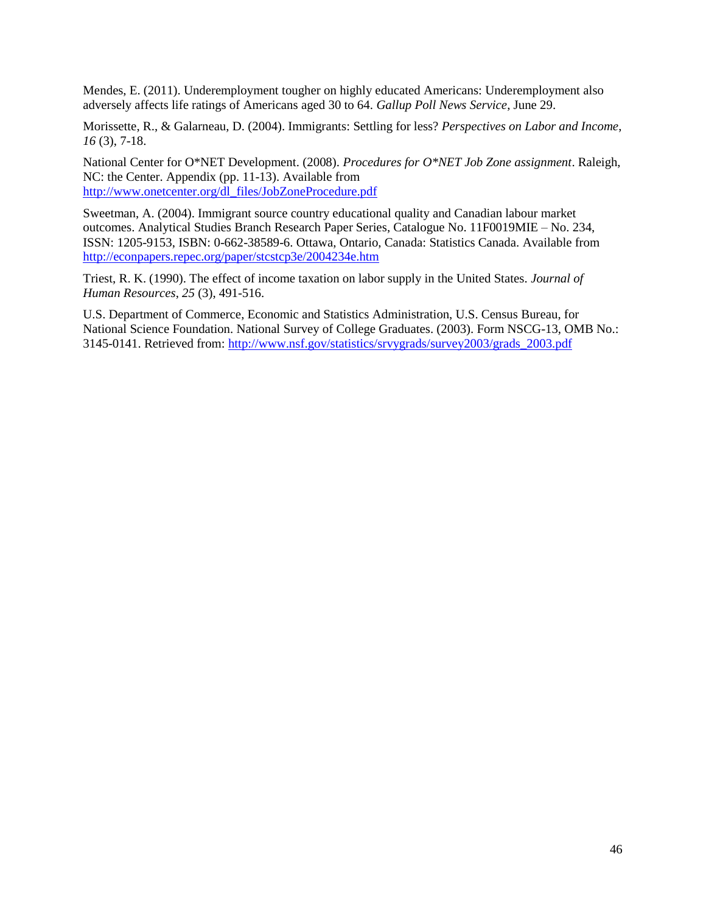Mendes, E. (2011). Underemployment tougher on highly educated Americans: Underemployment also adversely affects life ratings of Americans aged 30 to 64. *Gallup Poll News Service*, June 29.

Morissette, R., & Galarneau, D. (2004). Immigrants: Settling for less? *Perspectives on Labor and Income*, *16* (3), 7-18.

National Center for O*NET Development. (2008). *Procedures for O*NET Job Zone assignment*. Raleigh, NC: the Center. Appendix (pp. 11-13). Available from http://www.onetcenter.org/dl_files/JobZoneProcedure.pdf

Sweetman, A. (2004). Immigrant source country educational quality and Canadian labour market outcomes. Analytical Studies Branch Research Paper Series, Catalogue No. 11F0019MIE – No. 234, ISSN: 1205-9153, ISBN: 0-662-38589-6. Ottawa, Ontario, Canada: Statistics Canada. Available from http://econpapers.repec.org/paper/stcstcp3e/2004234e.htm

Triest, R. K. (1990). The effect of income taxation on labor supply in the United States. *Journal of Human Resources*, *25* (3), 491-516.

U.S. Department of Commerce, Economic and Statistics Administration, U.S. Census Bureau, for National Science Foundation. National Survey of College Graduates. (2003). Form NSCG-13, OMB No.: 3145-0141. Retrieved from: http://www.nsf.gov/statistics/srvygrads/survey2003/grads_2003.pdf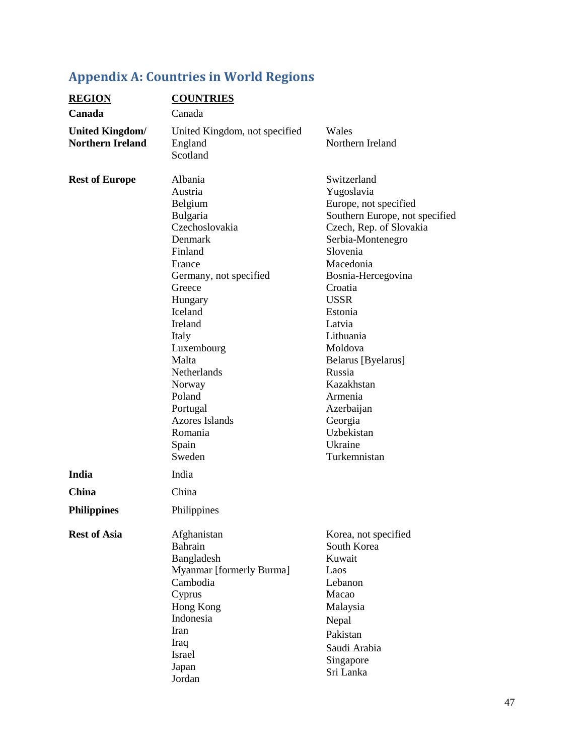## Appendix A: Countries in World Regions

| REGION | COUNTRIES | |
|---|---|---|
| **Canada** | Canada | |
| **United Kingdom/ Northern Ireland** | United Kingdom, not specified<br>England<br>Scotland | Wales<br>Northern Ireland |
| **Rest of Europe** | Albania<br>Austria<br>Belgium<br>Bulgaria<br>Czechoslovakia<br>Denmark<br>Finland<br>France<br>Germany, not specified<br>Greece<br>Hungary<br>Iceland<br>Ireland<br>Italy<br>Luxembourg<br>Malta<br>Netherlands<br>Norway<br>Poland<br>Portugal<br>Azores Islands<br>Romania<br>Spain<br>Sweden | Switzerland<br>Yugoslavia<br>Europe, not specified<br>Southern Europe, not specified<br>Czech, Rep. of Slovakia<br>Serbia-Montenegro<br>Slovenia<br>Macedonia<br>Bosnia-Hercegovina<br>Croatia<br>USSR<br>Estonia<br>Latvia<br>Lithuania<br>Moldova<br>Belarus [Byelarus]<br>Russia<br>Kazakhstan<br>Armenia<br>Azerbaijan<br>Georgia<br>Uzbekistan<br>Ukraine<br>Turkemnistan |
| **India** | India | |
| **China** | China | |
| **Philippines** | Philippines | |
| **Rest of Asia** | Afghanistan<br>Bahrain<br>Bangladesh<br>Myanmar [formerly Burma]<br>Cambodia<br>Cyprus<br>Hong Kong<br>Indonesia<br>Iran<br>Iraq<br>Israel<br>Japan<br>Jordan | Korea, not specified<br>South Korea<br>Kuwait<br>Laos<br>Lebanon<br>Macao<br>Malaysia<br>Nepal<br>Pakistan<br>Saudi Arabia<br>Singapore<br>Sri Lanka |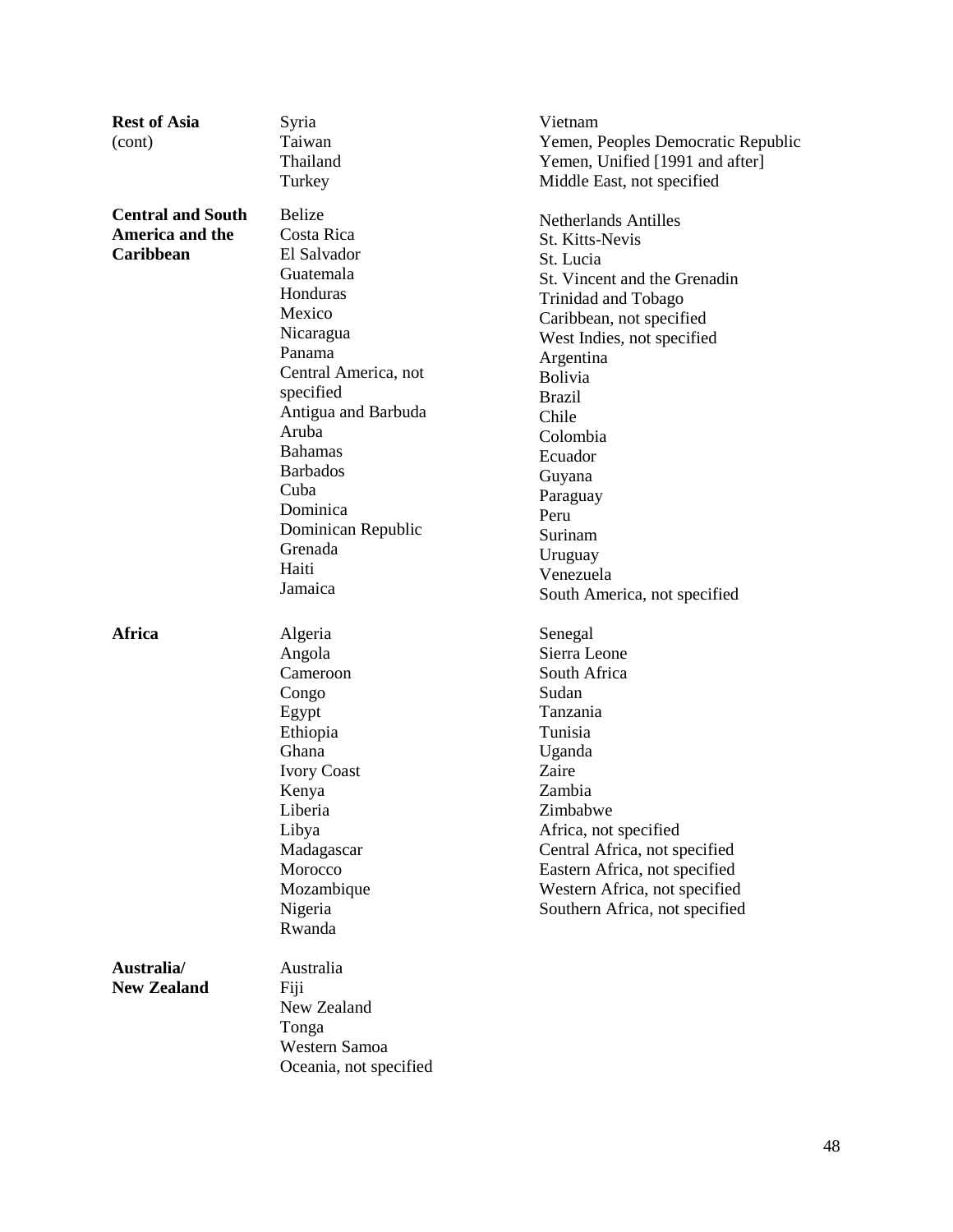**Rest of Asia** (cont)

- Syria
- Taiwan
- Thailand
- Turkey
- Vietnam
- Yemen, Peoples Democratic Republic
- Yemen, Unified [1991 and after]
- Middle East, not specified

**Central and South America and the Caribbean**

- Belize
- Costa Rica
- El Salvador
- Guatemala
- Honduras
- Mexico
- Nicaragua
- Panama
- Central America, not specified
- Antigua and Barbuda
- Aruba
- Bahamas
- Barbados
- Cuba
- Dominica
- Dominican Republic
- Grenada
- Haiti
- Jamaica
- Netherlands Antilles
- St. Kitts-Nevis
- St. Lucia
- St. Vincent and the Grenadin
- Trinidad and Tobago
- Caribbean, not specified
- West Indies, not specified
- Argentina
- Bolivia
- Brazil
- Chile
- Colombia
- Ecuador
- Guyana
- Paraguay
- Peru
- Surinam
- Uruguay
- Venezuela
- South America, not specified

**Africa**

- Algeria
- Angola
- Cameroon
- Congo
- Egypt
- Ethiopia
- Ghana
- Ivory Coast
- Kenya
- Liberia
- Libya
- Madagascar
- Morocco
- Mozambique
- Nigeria
- Rwanda
- Senegal
- Sierra Leone
- South Africa
- Sudan
- Tanzania
- Tunisia
- Uganda
- Zaire
- Zambia
- Zimbabwe
- Africa, not specified
- Central Africa, not specified
- Eastern Africa, not specified
- Western Africa, not specified
- Southern Africa, not specified

**Australia/ New Zealand**

- Australia
- Fiji
- New Zealand
- Tonga
- Western Samoa
- Oceania, not specified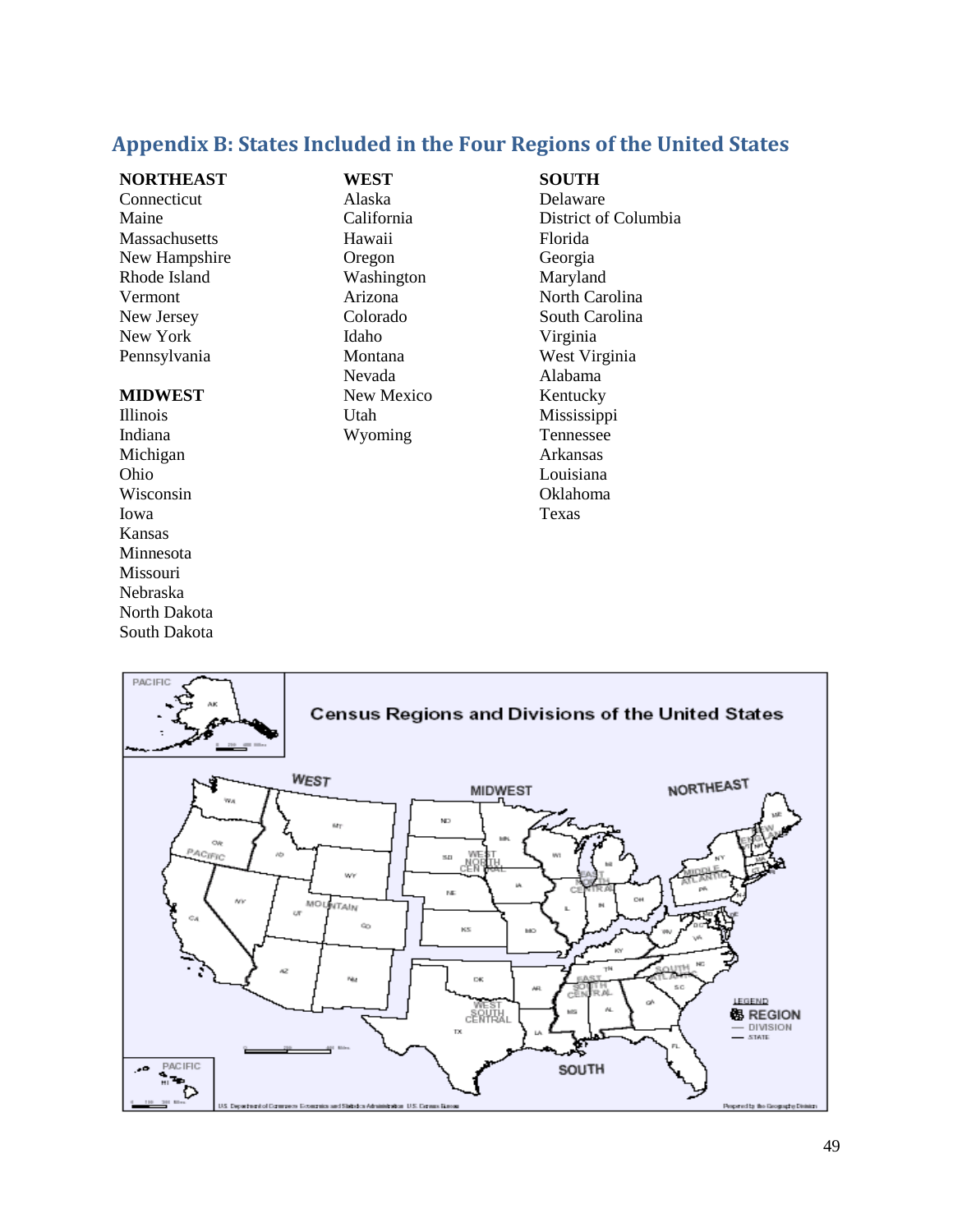## Appendix B: States Included in the Four Regions of the United States

**NORTHEAST**
Connecticut
Maine
Massachusetts
New Hampshire
Rhode Island
Vermont
New Jersey
New York
Pennsylvania

**MIDWEST**
Illinois
Indiana
Michigan
Ohio
Wisconsin
Iowa
Kansas
Minnesota
Missouri
Nebraska
North Dakota
South Dakota

**WEST**
Alaska
California
Hawaii
Oregon
Washington
Arizona
Colorado
Idaho
Montana
Nevada
New Mexico
Utah
Wyoming

**SOUTH**
Delaware
District of Columbia
Florida
Georgia
Maryland
North Carolina
South Carolina
Virginia
West Virginia
Alabama
Kentucky
Mississippi
Tennessee
Arkansas
Louisiana
Oklahoma
Texas

Census Regions and Divisions of the United States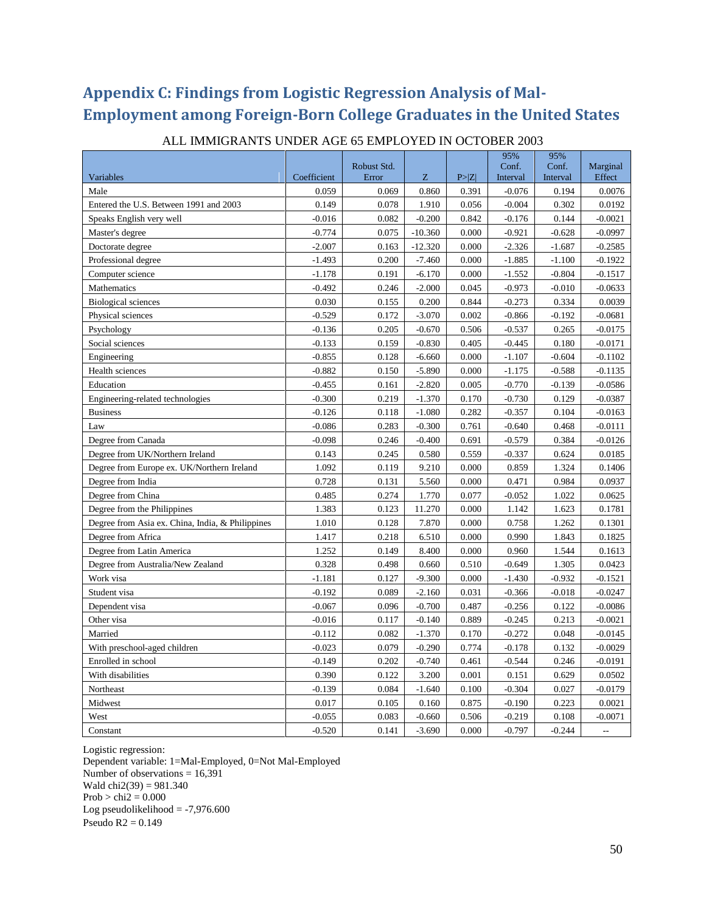## Appendix C: Findings from Logistic Regression Analysis of Mal-Employment among Foreign-Born College Graduates in the United States

ALL IMMIGRANTS UNDER AGE 65 EMPLOYED IN OCTOBER 2003

| Variables | Coefficient | Robust Std. Error | Z | P>\|Z\| | 95% Conf. Interval | 95% Conf. Interval | Marginal Effect |
|---|---|---|---|---|---|---|---|
| Male | 0.059 | 0.069 | 0.860 | 0.391 | -0.076 | 0.194 | 0.0076 |
| Entered the U.S. Between 1991 and 2003 | 0.149 | 0.078 | 1.910 | 0.056 | -0.004 | 0.302 | 0.0192 |
| Speaks English very well | -0.016 | 0.082 | -0.200 | 0.842 | -0.176 | 0.144 | -0.0021 |
| Master's degree | -0.774 | 0.075 | -10.360 | 0.000 | -0.921 | -0.628 | -0.0997 |
| Doctorate degree | -2.007 | 0.163 | -12.320 | 0.000 | -2.326 | -1.687 | -0.2585 |
| Professional degree | -1.493 | 0.200 | -7.460 | 0.000 | -1.885 | -1.100 | -0.1922 |
| Computer science | -1.178 | 0.191 | -6.170 | 0.000 | -1.552 | -0.804 | -0.1517 |
| Mathematics | -0.492 | 0.246 | -2.000 | 0.045 | -0.973 | -0.010 | -0.0633 |
| Biological sciences | 0.030 | 0.155 | 0.200 | 0.844 | -0.273 | 0.334 | 0.0039 |
| Physical sciences | -0.529 | 0.172 | -3.070 | 0.002 | -0.866 | -0.192 | -0.0681 |
| Psychology | -0.136 | 0.205 | -0.670 | 0.506 | -0.537 | 0.265 | -0.0175 |
| Social sciences | -0.133 | 0.159 | -0.830 | 0.405 | -0.445 | 0.180 | -0.0171 |
| Engineering | -0.855 | 0.128 | -6.660 | 0.000 | -1.107 | -0.604 | -0.1102 |
| Health sciences | -0.882 | 0.150 | -5.890 | 0.000 | -1.175 | -0.588 | -0.1135 |
| Education | -0.455 | 0.161 | -2.820 | 0.005 | -0.770 | -0.139 | -0.0586 |
| Engineering-related technologies | -0.300 | 0.219 | -1.370 | 0.170 | -0.730 | 0.129 | -0.0387 |
| Business | -0.126 | 0.118 | -1.080 | 0.282 | -0.357 | 0.104 | -0.0163 |
| Law | -0.086 | 0.283 | -0.300 | 0.761 | -0.640 | 0.468 | -0.0111 |
| Degree from Canada | -0.098 | 0.246 | -0.400 | 0.691 | -0.579 | 0.384 | -0.0126 |
| Degree from UK/Northern Ireland | 0.143 | 0.245 | 0.580 | 0.559 | -0.337 | 0.624 | 0.0185 |
| Degree from Europe ex. UK/Northern Ireland | 1.092 | 0.119 | 9.210 | 0.000 | 0.859 | 1.324 | 0.1406 |
| Degree from India | 0.728 | 0.131 | 5.560 | 0.000 | 0.471 | 0.984 | 0.0937 |
| Degree from China | 0.485 | 0.274 | 1.770 | 0.077 | -0.052 | 1.022 | 0.0625 |
| Degree from the Philippines | 1.383 | 0.123 | 11.270 | 0.000 | 1.142 | 1.623 | 0.1781 |
| Degree from Asia ex. China, India, & Philippines | 1.010 | 0.128 | 7.870 | 0.000 | 0.758 | 1.262 | 0.1301 |
| Degree from Africa | 1.417 | 0.218 | 6.510 | 0.000 | 0.990 | 1.843 | 0.1825 |
| Degree from Latin America | 1.252 | 0.149 | 8.400 | 0.000 | 0.960 | 1.544 | 0.1613 |
| Degree from Australia/New Zealand | 0.328 | 0.498 | 0.660 | 0.510 | -0.649 | 1.305 | 0.0423 |
| Work visa | -1.181 | 0.127 | -9.300 | 0.000 | -1.430 | -0.932 | -0.1521 |
| Student visa | -0.192 | 0.089 | -2.160 | 0.031 | -0.366 | -0.018 | -0.0247 |
| Dependent visa | -0.067 | 0.096 | -0.700 | 0.487 | -0.256 | 0.122 | -0.0086 |
| Other visa | -0.016 | 0.117 | -0.140 | 0.889 | -0.245 | 0.213 | -0.0021 |
| Married | -0.112 | 0.082 | -1.370 | 0.170 | -0.272 | 0.048 | -0.0145 |
| With preschool-aged children | -0.023 | 0.079 | -0.290 | 0.774 | -0.178 | 0.132 | -0.0029 |
| Enrolled in school | -0.149 | 0.202 | -0.740 | 0.461 | -0.544 | 0.246 | -0.0191 |
| With disabilities | 0.390 | 0.122 | 3.200 | 0.001 | 0.151 | 0.629 | 0.0502 |
| Northeast | -0.139 | 0.084 | -1.640 | 0.100 | -0.304 | 0.027 | -0.0179 |
| Midwest | 0.017 | 0.105 | 0.160 | 0.875 | -0.190 | 0.223 | 0.0021 |
| West | -0.055 | 0.083 | -0.660 | 0.506 | -0.219 | 0.108 | -0.0071 |
| Constant | -0.520 | 0.141 | -3.690 | 0.000 | -0.797 | -0.244 | -- |

Logistic regression:
Dependent variable: 1=Mal-Employed, 0=Not Mal-Employed
Number of observations = 16,391
Wald chi2(39) = 981.340
Prob > chi2 = 0.000
Log pseudolikelihood = -7,976.600
Pseudo R2 = 0.149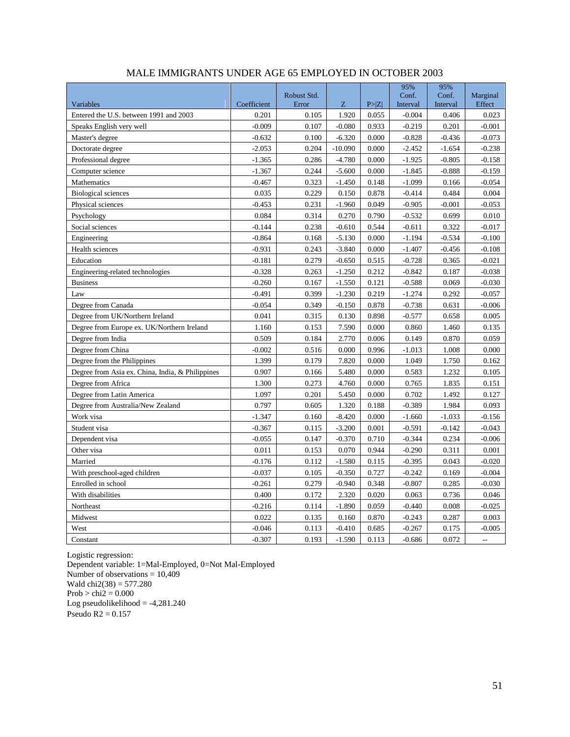MALE IMMIGRANTS UNDER AGE 65 EMPLOYED IN OCTOBER 2003

| Variables | Coefficient | Robust Std. Error | Z | P>\|Z\| | 95% Conf. Interval | 95% Conf. Interval | Marginal Effect |
|---|---|---|---|---|---|---|---|
| Entered the U.S. between 1991 and 2003 | 0.201 | 0.105 | 1.920 | 0.055 | -0.004 | 0.406 | 0.023 |
| Speaks English very well | -0.009 | 0.107 | -0.080 | 0.933 | -0.219 | 0.201 | -0.001 |
| Master's degree | -0.632 | 0.100 | -6.320 | 0.000 | -0.828 | -0.436 | -0.073 |
| Doctorate degree | -2.053 | 0.204 | -10.090 | 0.000 | -2.452 | -1.654 | -0.238 |
| Professional degree | -1.365 | 0.286 | -4.780 | 0.000 | -1.925 | -0.805 | -0.158 |
| Computer science | -1.367 | 0.244 | -5.600 | 0.000 | -1.845 | -0.888 | -0.159 |
| Mathematics | -0.467 | 0.323 | -1.450 | 0.148 | -1.099 | 0.166 | -0.054 |
| Biological sciences | 0.035 | 0.229 | 0.150 | 0.878 | -0.414 | 0.484 | 0.004 |
| Physical sciences | -0.453 | 0.231 | -1.960 | 0.049 | -0.905 | -0.001 | -0.053 |
| Psychology | 0.084 | 0.314 | 0.270 | 0.790 | -0.532 | 0.699 | 0.010 |
| Social sciences | -0.144 | 0.238 | -0.610 | 0.544 | -0.611 | 0.322 | -0.017 |
| Engineering | -0.864 | 0.168 | -5.130 | 0.000 | -1.194 | -0.534 | -0.100 |
| Health sciences | -0.931 | 0.243 | -3.840 | 0.000 | -1.407 | -0.456 | -0.108 |
| Education | -0.181 | 0.279 | -0.650 | 0.515 | -0.728 | 0.365 | -0.021 |
| Engineering-related technologies | -0.328 | 0.263 | -1.250 | 0.212 | -0.842 | 0.187 | -0.038 |
| Business | -0.260 | 0.167 | -1.550 | 0.121 | -0.588 | 0.069 | -0.030 |
| Law | -0.491 | 0.399 | -1.230 | 0.219 | -1.274 | 0.292 | -0.057 |
| Degree from Canada | -0.054 | 0.349 | -0.150 | 0.878 | -0.738 | 0.631 | -0.006 |
| Degree from UK/Northern Ireland | 0.041 | 0.315 | 0.130 | 0.898 | -0.577 | 0.658 | 0.005 |
| Degree from Europe ex. UK/Northern Ireland | 1.160 | 0.153 | 7.590 | 0.000 | 0.860 | 1.460 | 0.135 |
| Degree from India | 0.509 | 0.184 | 2.770 | 0.006 | 0.149 | 0.870 | 0.059 |
| Degree from China | -0.002 | 0.516 | 0.000 | 0.996 | -1.013 | 1.008 | 0.000 |
| Degree from the Philippines | 1.399 | 0.179 | 7.820 | 0.000 | 1.049 | 1.750 | 0.162 |
| Degree from Asia ex. China, India, & Philippines | 0.907 | 0.166 | 5.480 | 0.000 | 0.583 | 1.232 | 0.105 |
| Degree from Africa | 1.300 | 0.273 | 4.760 | 0.000 | 0.765 | 1.835 | 0.151 |
| Degree from Latin America | 1.097 | 0.201 | 5.450 | 0.000 | 0.702 | 1.492 | 0.127 |
| Degree from Australia/New Zealand | 0.797 | 0.605 | 1.320 | 0.188 | -0.389 | 1.984 | 0.093 |
| Work visa | -1.347 | 0.160 | -8.420 | 0.000 | -1.660 | -1.033 | -0.156 |
| Student visa | -0.367 | 0.115 | -3.200 | 0.001 | -0.591 | -0.142 | -0.043 |
| Dependent visa | -0.055 | 0.147 | -0.370 | 0.710 | -0.344 | 0.234 | -0.006 |
| Other visa | 0.011 | 0.153 | 0.070 | 0.944 | -0.290 | 0.311 | 0.001 |
| Married | -0.176 | 0.112 | -1.580 | 0.115 | -0.395 | 0.043 | -0.020 |
| With preschool-aged children | -0.037 | 0.105 | -0.350 | 0.727 | -0.242 | 0.169 | -0.004 |
| Enrolled in school | -0.261 | 0.279 | -0.940 | 0.348 | -0.807 | 0.285 | -0.030 |
| With disabilities | 0.400 | 0.172 | 2.320 | 0.020 | 0.063 | 0.736 | 0.046 |
| Northeast | -0.216 | 0.114 | -1.890 | 0.059 | -0.440 | 0.008 | -0.025 |
| Midwest | 0.022 | 0.135 | 0.160 | 0.870 | -0.243 | 0.287 | 0.003 |
| West | -0.046 | 0.113 | -0.410 | 0.685 | -0.267 | 0.175 | -0.005 |
| Constant | -0.307 | 0.193 | -1.590 | 0.113 | -0.686 | 0.072 | -- |

Logistic regression:
Dependent variable: 1=Mal-Employed, 0=Not Mal-Employed
Number of observations = 10,409
Wald chi2(38) = 577.280
Prob > chi2 = 0.000
Log pseudolikelihood = -4,281.240
Pseudo R2 = 0.157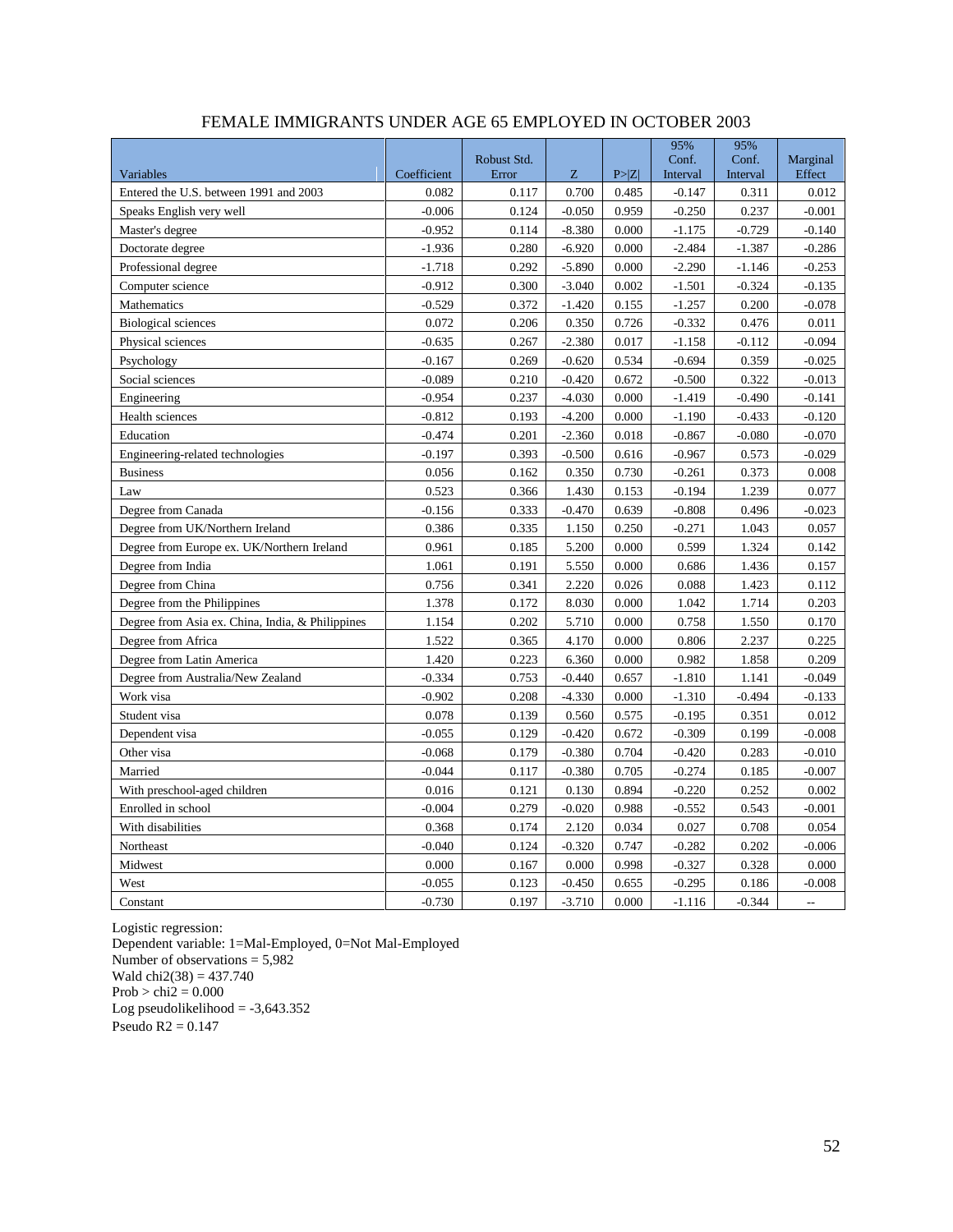## FEMALE IMMIGRANTS UNDER AGE 65 EMPLOYED IN OCTOBER 2003

| Variables | Coefficient | Robust Std. Error | Z | P>\|Z\| | 95% Conf. Interval | 95% Conf. Interval | Marginal Effect |
|---|---|---|---|---|---|---|---|
| Entered the U.S. between 1991 and 2003 | 0.082 | 0.117 | 0.700 | 0.485 | -0.147 | 0.311 | 0.012 |
| Speaks English very well | -0.006 | 0.124 | -0.050 | 0.959 | -0.250 | 0.237 | -0.001 |
| Master's degree | -0.952 | 0.114 | -8.380 | 0.000 | -1.175 | -0.729 | -0.140 |
| Doctorate degree | -1.936 | 0.280 | -6.920 | 0.000 | -2.484 | -1.387 | -0.286 |
| Professional degree | -1.718 | 0.292 | -5.890 | 0.000 | -2.290 | -1.146 | -0.253 |
| Computer science | -0.912 | 0.300 | -3.040 | 0.002 | -1.501 | -0.324 | -0.135 |
| Mathematics | -0.529 | 0.372 | -1.420 | 0.155 | -1.257 | 0.200 | -0.078 |
| Biological sciences | 0.072 | 0.206 | 0.350 | 0.726 | -0.332 | 0.476 | 0.011 |
| Physical sciences | -0.635 | 0.267 | -2.380 | 0.017 | -1.158 | -0.112 | -0.094 |
| Psychology | -0.167 | 0.269 | -0.620 | 0.534 | -0.694 | 0.359 | -0.025 |
| Social sciences | -0.089 | 0.210 | -0.420 | 0.672 | -0.500 | 0.322 | -0.013 |
| Engineering | -0.954 | 0.237 | -4.030 | 0.000 | -1.419 | -0.490 | -0.141 |
| Health sciences | -0.812 | 0.193 | -4.200 | 0.000 | -1.190 | -0.433 | -0.120 |
| Education | -0.474 | 0.201 | -2.360 | 0.018 | -0.867 | -0.080 | -0.070 |
| Engineering-related technologies | -0.197 | 0.393 | -0.500 | 0.616 | -0.967 | 0.573 | -0.029 |
| Business | 0.056 | 0.162 | 0.350 | 0.730 | -0.261 | 0.373 | 0.008 |
| Law | 0.523 | 0.366 | 1.430 | 0.153 | -0.194 | 1.239 | 0.077 |
| Degree from Canada | -0.156 | 0.333 | -0.470 | 0.639 | -0.808 | 0.496 | -0.023 |
| Degree from UK/Northern Ireland | 0.386 | 0.335 | 1.150 | 0.250 | -0.271 | 1.043 | 0.057 |
| Degree from Europe ex. UK/Northern Ireland | 0.961 | 0.185 | 5.200 | 0.000 | 0.599 | 1.324 | 0.142 |
| Degree from India | 1.061 | 0.191 | 5.550 | 0.000 | 0.686 | 1.436 | 0.157 |
| Degree from China | 0.756 | 0.341 | 2.220 | 0.026 | 0.088 | 1.423 | 0.112 |
| Degree from the Philippines | 1.378 | 0.172 | 8.030 | 0.000 | 1.042 | 1.714 | 0.203 |
| Degree from Asia ex. China, India, & Philippines | 1.154 | 0.202 | 5.710 | 0.000 | 0.758 | 1.550 | 0.170 |
| Degree from Africa | 1.522 | 0.365 | 4.170 | 0.000 | 0.806 | 2.237 | 0.225 |
| Degree from Latin America | 1.420 | 0.223 | 6.360 | 0.000 | 0.982 | 1.858 | 0.209 |
| Degree from Australia/New Zealand | -0.334 | 0.753 | -0.440 | 0.657 | -1.810 | 1.141 | -0.049 |
| Work visa | -0.902 | 0.208 | -4.330 | 0.000 | -1.310 | -0.494 | -0.133 |
| Student visa | 0.078 | 0.139 | 0.560 | 0.575 | -0.195 | 0.351 | 0.012 |
| Dependent visa | -0.055 | 0.129 | -0.420 | 0.672 | -0.309 | 0.199 | -0.008 |
| Other visa | -0.068 | 0.179 | -0.380 | 0.704 | -0.420 | 0.283 | -0.010 |
| Married | -0.044 | 0.117 | -0.380 | 0.705 | -0.274 | 0.185 | -0.007 |
| With preschool-aged children | 0.016 | 0.121 | 0.130 | 0.894 | -0.220 | 0.252 | 0.002 |
| Enrolled in school | -0.004 | 0.279 | -0.020 | 0.988 | -0.552 | 0.543 | -0.001 |
| With disabilities | 0.368 | 0.174 | 2.120 | 0.034 | 0.027 | 0.708 | 0.054 |
| Northeast | -0.040 | 0.124 | -0.320 | 0.747 | -0.282 | 0.202 | -0.006 |
| Midwest | 0.000 | 0.167 | 0.000 | 0.998 | -0.327 | 0.328 | 0.000 |
| West | -0.055 | 0.123 | -0.450 | 0.655 | -0.295 | 0.186 | -0.008 |
| Constant | -0.730 | 0.197 | -3.710 | 0.000 | -1.116 | -0.344 | -- |

Logistic regression:
Dependent variable: 1=Mal-Employed, 0=Not Mal-Employed
Number of observations = 5,982
Wald chi2(38) = 437.740
Prob > chi2 = 0.000
Log pseudolikelihood = -3,643.352
Pseudo R2 = 0.147